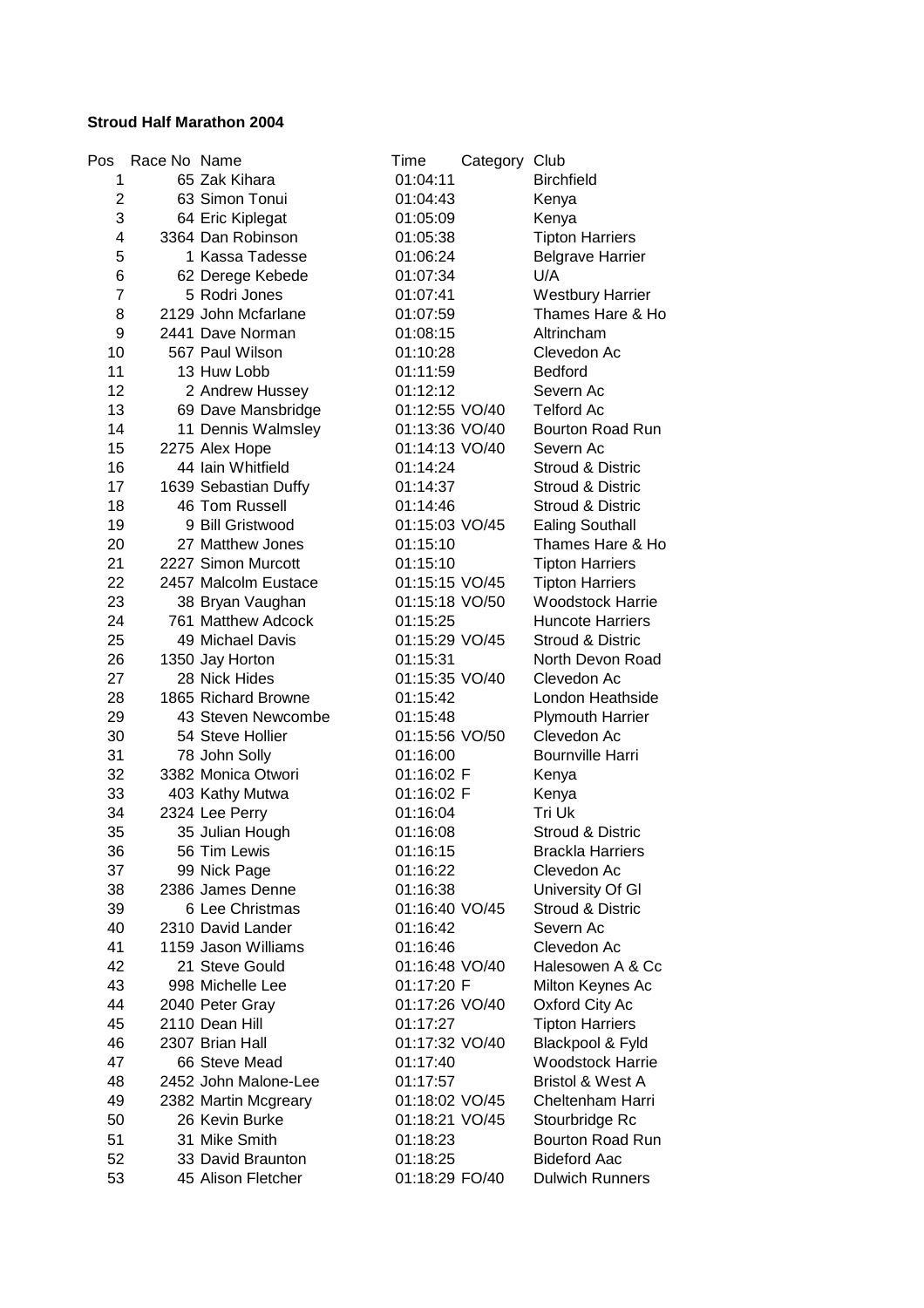**Stroud Half Marathon 2004**

| Pos | Race No | Name | Time | Category | Club |
|---|---|---|---|---|---|
| 1 | 65 | Zak Kihara | 01:04:11 | | Birchfield |
| 2 | 63 | Simon Tonui | 01:04:43 | | Kenya |
| 3 | 64 | Eric Kiplegat | 01:05:09 | | Kenya |
| 4 | 3364 | Dan Robinson | 01:05:38 | | Tipton Harriers |
| 5 | 1 | Kassa Tadesse | 01:06:24 | | Belgrave Harrier |
| 6 | 62 | Derege Kebede | 01:07:34 | | U/A |
| 7 | 5 | Rodri Jones | 01:07:41 | | Westbury Harrier |
| 8 | 2129 | John Mcfarlane | 01:07:59 | | Thames Hare & Ho |
| 9 | 2441 | Dave Norman | 01:08:15 | | Altrincham |
| 10 | 567 | Paul Wilson | 01:10:28 | | Clevedon Ac |
| 11 | 13 | Huw Lobb | 01:11:59 | | Bedford |
| 12 | 2 | Andrew Hussey | 01:12:12 | | Severn Ac |
| 13 | 69 | Dave Mansbridge | 01:12:55 | VO/40 | Telford Ac |
| 14 | 11 | Dennis Walmsley | 01:13:36 | VO/40 | Bourton Road Run |
| 15 | 2275 | Alex Hope | 01:14:13 | VO/40 | Severn Ac |
| 16 | 44 | Iain Whitfield | 01:14:24 | | Stroud & Distric |
| 17 | 1639 | Sebastian Duffy | 01:14:37 | | Stroud & Distric |
| 18 | 46 | Tom Russell | 01:14:46 | | Stroud & Distric |
| 19 | 9 | Bill Gristwood | 01:15:03 | VO/45 | Ealing Southall |
| 20 | 27 | Matthew Jones | 01:15:10 | | Thames Hare & Ho |
| 21 | 2227 | Simon Murcott | 01:15:10 | | Tipton Harriers |
| 22 | 2457 | Malcolm Eustace | 01:15:15 | VO/45 | Tipton Harriers |
| 23 | 38 | Bryan Vaughan | 01:15:18 | VO/50 | Woodstock Harrie |
| 24 | 761 | Matthew Adcock | 01:15:25 | | Huncote Harriers |
| 25 | 49 | Michael Davis | 01:15:29 | VO/45 | Stroud & Distric |
| 26 | 1350 | Jay Horton | 01:15:31 | | North Devon Road |
| 27 | 28 | Nick Hides | 01:15:35 | VO/40 | Clevedon Ac |
| 28 | 1865 | Richard Browne | 01:15:42 | | London Heathside |
| 29 | 43 | Steven Newcombe | 01:15:48 | | Plymouth Harrier |
| 30 | 54 | Steve Hollier | 01:15:56 | VO/50 | Clevedon Ac |
| 31 | 78 | John Solly | 01:16:00 | | Bournville Harri |
| 32 | 3382 | Monica Otwori | 01:16:02 | F | Kenya |
| 33 | 403 | Kathy Mutwa | 01:16:02 | F | Kenya |
| 34 | 2324 | Lee Perry | 01:16:04 | | Tri Uk |
| 35 | 35 | Julian Hough | 01:16:08 | | Stroud & Distric |
| 36 | 56 | Tim Lewis | 01:16:15 | | Brackla Harriers |
| 37 | 99 | Nick Page | 01:16:22 | | Clevedon Ac |
| 38 | 2386 | James Denne | 01:16:38 | | University Of Gl |
| 39 | 6 | Lee Christmas | 01:16:40 | VO/45 | Stroud & Distric |
| 40 | 2310 | David Lander | 01:16:42 | | Severn Ac |
| 41 | 1159 | Jason Williams | 01:16:46 | | Clevedon Ac |
| 42 | 21 | Steve Gould | 01:16:48 | VO/40 | Halesowen A & Cc |
| 43 | 998 | Michelle Lee | 01:17:20 | F | Milton Keynes Ac |
| 44 | 2040 | Peter Gray | 01:17:26 | VO/40 | Oxford City Ac |
| 45 | 2110 | Dean Hill | 01:17:27 | | Tipton Harriers |
| 46 | 2307 | Brian Hall | 01:17:32 | VO/40 | Blackpool & Fyld |
| 47 | 66 | Steve Mead | 01:17:40 | | Woodstock Harrie |
| 48 | 2452 | John Malone-Lee | 01:17:57 | | Bristol & West A |
| 49 | 2382 | Martin Mcgreary | 01:18:02 | VO/45 | Cheltenham Harri |
| 50 | 26 | Kevin Burke | 01:18:21 | VO/45 | Stourbridge Rc |
| 51 | 31 | Mike Smith | 01:18:23 | | Bourton Road Run |
| 52 | 33 | David Braunton | 01:18:25 | | Bideford Aac |
| 53 | 45 | Alison Fletcher | 01:18:29 | FO/40 | Dulwich Runners |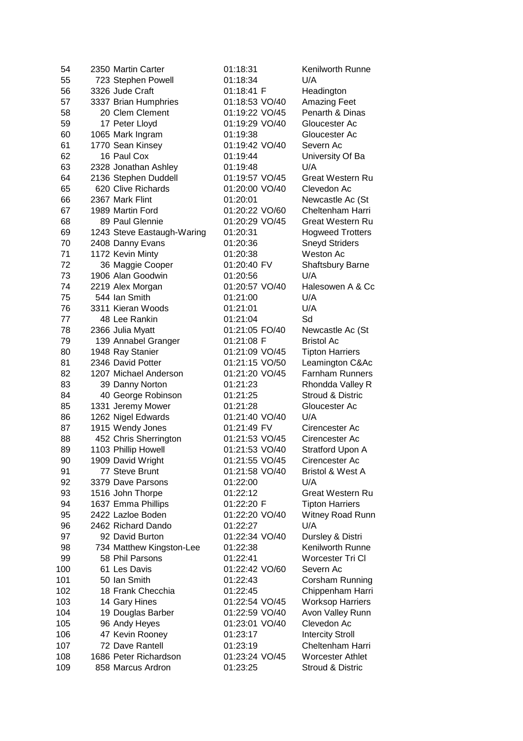| | | | | | |
|---|---|---|---|---|---|
| 54 | 2350 | Martin Carter | 01:18:31 | | Kenilworth Runne |
| 55 | 723 | Stephen Powell | 01:18:34 | | U/A |
| 56 | 3326 | Jude Craft | 01:18:41 | F | Headington |
| 57 | 3337 | Brian Humphries | 01:18:53 | VO/40 | Amazing Feet |
| 58 | 20 | Clem Clement | 01:19:22 | VO/45 | Penarth & Dinas |
| 59 | 17 | Peter Lloyd | 01:19:29 | VO/40 | Gloucester Ac |
| 60 | 1065 | Mark Ingram | 01:19:38 | | Gloucester Ac |
| 61 | 1770 | Sean Kinsey | 01:19:42 | VO/40 | Severn Ac |
| 62 | 16 | Paul Cox | 01:19:44 | | University Of Ba |
| 63 | 2328 | Jonathan Ashley | 01:19:48 | | U/A |
| 64 | 2136 | Stephen Duddell | 01:19:57 | VO/45 | Great Western Ru |
| 65 | 620 | Clive Richards | 01:20:00 | VO/40 | Clevedon Ac |
| 66 | 2367 | Mark Flint | 01:20:01 | | Newcastle Ac (St |
| 67 | 1989 | Martin Ford | 01:20:22 | VO/60 | Cheltenham Harri |
| 68 | 89 | Paul Glennie | 01:20:29 | VO/45 | Great Western Ru |
| 69 | 1243 | Steve Eastaugh-Waring | 01:20:31 | | Hogweed Trotters |
| 70 | 2408 | Danny Evans | 01:20:36 | | Sneyd Striders |
| 71 | 1172 | Kevin Minty | 01:20:38 | | Weston Ac |
| 72 | 36 | Maggie Cooper | 01:20:40 | FV | Shaftsbury Barne |
| 73 | 1906 | Alan Goodwin | 01:20:56 | | U/A |
| 74 | 2219 | Alex Morgan | 01:20:57 | VO/40 | Halesowen A & Cc |
| 75 | 544 | Ian Smith | 01:21:00 | | U/A |
| 76 | 3311 | Kieran Woods | 01:21:01 | | U/A |
| 77 | 48 | Lee Rankin | 01:21:04 | | Sd |
| 78 | 2366 | Julia Myatt | 01:21:05 | FO/40 | Newcastle Ac (St |
| 79 | 139 | Annabel Granger | 01:21:08 | F | Bristol Ac |
| 80 | 1948 | Ray Stanier | 01:21:09 | VO/45 | Tipton Harriers |
| 81 | 2346 | David Potter | 01:21:15 | VO/50 | Leamington C&Ac |
| 82 | 1207 | Michael Anderson | 01:21:20 | VO/45 | Farnham Runners |
| 83 | 39 | Danny Norton | 01:21:23 | | Rhondda Valley R |
| 84 | 40 | George Robinson | 01:21:25 | | Stroud & Distric |
| 85 | 1331 | Jeremy Mower | 01:21:28 | | Gloucester Ac |
| 86 | 1262 | Nigel Edwards | 01:21:40 | VO/40 | U/A |
| 87 | 1915 | Wendy Jones | 01:21:49 | FV | Cirencester Ac |
| 88 | 452 | Chris Sherrington | 01:21:53 | VO/45 | Cirencester Ac |
| 89 | 1103 | Phillip Howell | 01:21:53 | VO/40 | Stratford Upon A |
| 90 | 1909 | David Wright | 01:21:55 | VO/45 | Cirencester Ac |
| 91 | 77 | Steve Brunt | 01:21:58 | VO/40 | Bristol & West A |
| 92 | 3379 | Dave Parsons | 01:22:00 | | U/A |
| 93 | 1516 | John Thorpe | 01:22:12 | | Great Western Ru |
| 94 | 1637 | Emma Phillips | 01:22:20 | F | Tipton Harriers |
| 95 | 2422 | Lazloe Boden | 01:22:20 | VO/40 | Witney Road Runn |
| 96 | 2462 | Richard Dando | 01:22:27 | | U/A |
| 97 | 92 | David Burton | 01:22:34 | VO/40 | Dursley & Distri |
| 98 | 734 | Matthew Kingston-Lee | 01:22:38 | | Kenilworth Runne |
| 99 | 58 | Phil Parsons | 01:22:41 | | Worcester Tri Cl |
| 100 | 61 | Les Davis | 01:22:42 | VO/60 | Severn Ac |
| 101 | 50 | Ian Smith | 01:22:43 | | Corsham Running |
| 102 | 18 | Frank Checchia | 01:22:45 | | Chippenham Harri |
| 103 | 14 | Gary Hines | 01:22:54 | VO/45 | Worksop Harriers |
| 104 | 19 | Douglas Barber | 01:22:59 | VO/40 | Avon Valley Runn |
| 105 | 96 | Andy Heyes | 01:23:01 | VO/40 | Clevedon Ac |
| 106 | 47 | Kevin Rooney | 01:23:17 | | Intercity Stroll |
| 107 | 72 | Dave Rantell | 01:23:19 | | Cheltenham Harri |
| 108 | 1686 | Peter Richardson | 01:23:24 | VO/45 | Worcester Athlet |
| 109 | 858 | Marcus Ardron | 01:23:25 | | Stroud & Distric |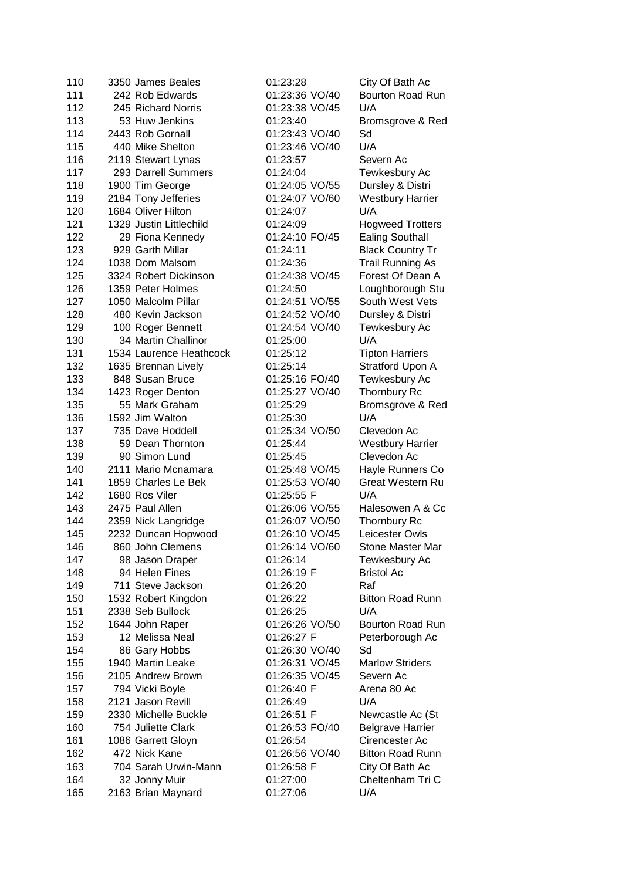| | | | | | |
|---|---|---|---|---|---|
| 110 | 3350 | James Beales | 01:23:28 | | City Of Bath Ac |
| 111 | 242 | Rob Edwards | 01:23:36 | VO/40 | Bourton Road Run |
| 112 | 245 | Richard Norris | 01:23:38 | VO/45 | U/A |
| 113 | 53 | Huw Jenkins | 01:23:40 | | Bromsgrove & Red |
| 114 | 2443 | Rob Gornall | 01:23:43 | VO/40 | Sd |
| 115 | 440 | Mike Shelton | 01:23:46 | VO/40 | U/A |
| 116 | 2119 | Stewart Lynas | 01:23:57 | | Severn Ac |
| 117 | 293 | Darrell Summers | 01:24:04 | | Tewkesbury Ac |
| 118 | 1900 | Tim George | 01:24:05 | VO/55 | Dursley & Distri |
| 119 | 2184 | Tony Jefferies | 01:24:07 | VO/60 | Westbury Harrier |
| 120 | 1684 | Oliver Hilton | 01:24:07 | | U/A |
| 121 | 1329 | Justin Littlechild | 01:24:09 | | Hogweed Trotters |
| 122 | 29 | Fiona Kennedy | 01:24:10 | FO/45 | Ealing Southall |
| 123 | 929 | Garth Millar | 01:24:11 | | Black Country Tr |
| 124 | 1038 | Dom Malsom | 01:24:36 | | Trail Running As |
| 125 | 3324 | Robert Dickinson | 01:24:38 | VO/45 | Forest Of Dean A |
| 126 | 1359 | Peter Holmes | 01:24:50 | | Loughborough Stu |
| 127 | 1050 | Malcolm Pillar | 01:24:51 | VO/55 | South West Vets |
| 128 | 480 | Kevin Jackson | 01:24:52 | VO/40 | Dursley & Distri |
| 129 | 100 | Roger Bennett | 01:24:54 | VO/40 | Tewkesbury Ac |
| 130 | 34 | Martin Challinor | 01:25:00 | | U/A |
| 131 | 1534 | Laurence Heathcock | 01:25:12 | | Tipton Harriers |
| 132 | 1635 | Brennan Lively | 01:25:14 | | Stratford Upon A |
| 133 | 848 | Susan Bruce | 01:25:16 | FO/40 | Tewkesbury Ac |
| 134 | 1423 | Roger Denton | 01:25:27 | VO/40 | Thornbury Rc |
| 135 | 55 | Mark Graham | 01:25:29 | | Bromsgrove & Red |
| 136 | 1592 | Jim Walton | 01:25:30 | | U/A |
| 137 | 735 | Dave Hoddell | 01:25:34 | VO/50 | Clevedon Ac |
| 138 | 59 | Dean Thornton | 01:25:44 | | Westbury Harrier |
| 139 | 90 | Simon Lund | 01:25:45 | | Clevedon Ac |
| 140 | 2111 | Mario Mcnamara | 01:25:48 | VO/45 | Hayle Runners Co |
| 141 | 1859 | Charles Le Bek | 01:25:53 | VO/40 | Great Western Ru |
| 142 | 1680 | Ros Viler | 01:25:55 | F | U/A |
| 143 | 2475 | Paul Allen | 01:26:06 | VO/55 | Halesowen A & Cc |
| 144 | 2359 | Nick Langridge | 01:26:07 | VO/50 | Thornbury Rc |
| 145 | 2232 | Duncan Hopwood | 01:26:10 | VO/45 | Leicester Owls |
| 146 | 860 | John Clemens | 01:26:14 | VO/60 | Stone Master Mar |
| 147 | 98 | Jason Draper | 01:26:14 | | Tewkesbury Ac |
| 148 | 94 | Helen Fines | 01:26:19 | F | Bristol Ac |
| 149 | 711 | Steve Jackson | 01:26:20 | | Raf |
| 150 | 1532 | Robert Kingdon | 01:26:22 | | Bitton Road Runn |
| 151 | 2338 | Seb Bullock | 01:26:25 | | U/A |
| 152 | 1644 | John Raper | 01:26:26 | VO/50 | Bourton Road Run |
| 153 | 12 | Melissa Neal | 01:26:27 | F | Peterborough Ac |
| 154 | 86 | Gary Hobbs | 01:26:30 | VO/40 | Sd |
| 155 | 1940 | Martin Leake | 01:26:31 | VO/45 | Marlow Striders |
| 156 | 2105 | Andrew Brown | 01:26:35 | VO/45 | Severn Ac |
| 157 | 794 | Vicki Boyle | 01:26:40 | F | Arena 80 Ac |
| 158 | 2121 | Jason Revill | 01:26:49 | | U/A |
| 159 | 2330 | Michelle Buckle | 01:26:51 | F | Newcastle Ac (St |
| 160 | 754 | Juliette Clark | 01:26:53 | FO/40 | Belgrave Harrier |
| 161 | 1086 | Garrett Gloyn | 01:26:54 | | Cirencester Ac |
| 162 | 472 | Nick Kane | 01:26:56 | VO/40 | Bitton Road Runn |
| 163 | 704 | Sarah Urwin-Mann | 01:26:58 | F | City Of Bath Ac |
| 164 | 32 | Jonny Muir | 01:27:00 | | Cheltenham Tri C |
| 165 | 2163 | Brian Maynard | 01:27:06 | | U/A |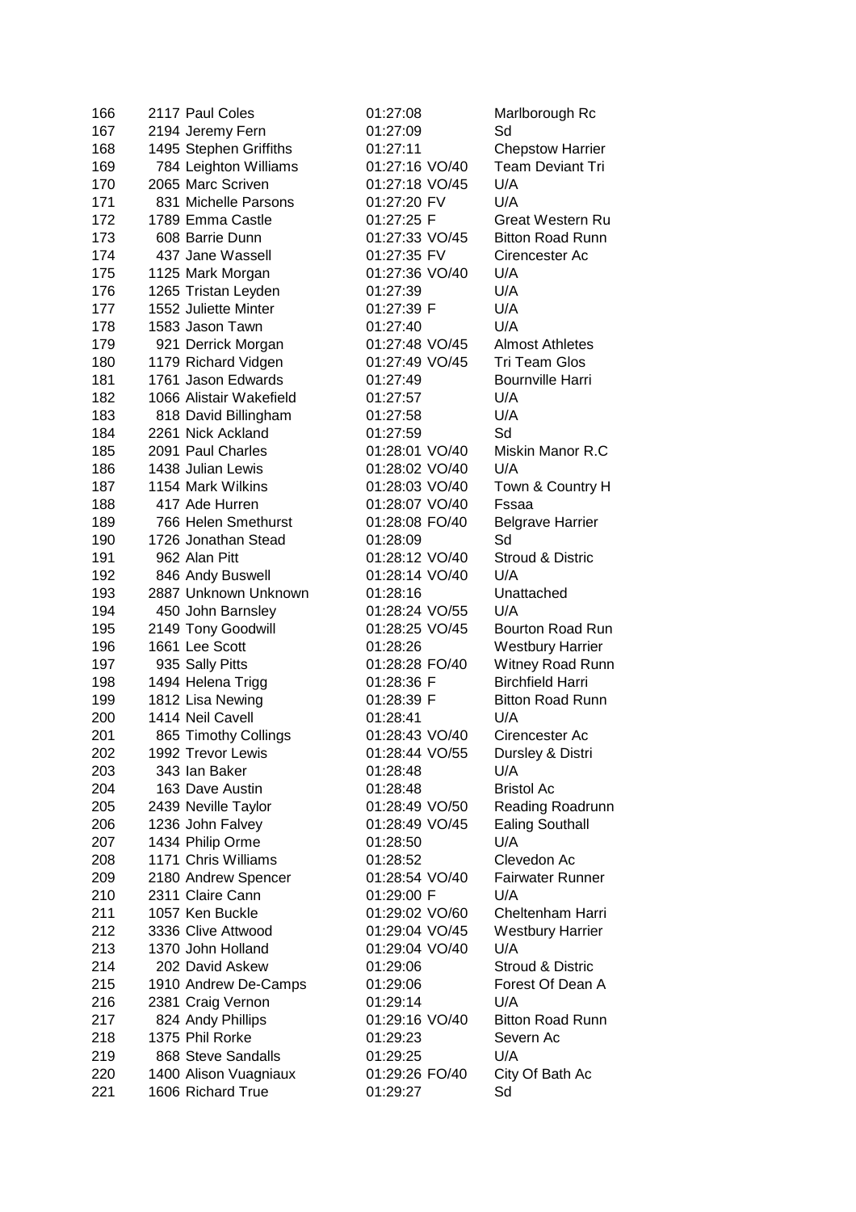| | | | | | |
|---|---|---|---|---|---|
| 166 | 2117 | Paul Coles | 01:27:08 | | Marlborough Rc |
| 167 | 2194 | Jeremy Fern | 01:27:09 | | Sd |
| 168 | 1495 | Stephen Griffiths | 01:27:11 | | Chepstow Harrier |
| 169 | 784 | Leighton Williams | 01:27:16 | VO/40 | Team Deviant Tri |
| 170 | 2065 | Marc Scriven | 01:27:18 | VO/45 | U/A |
| 171 | 831 | Michelle Parsons | 01:27:20 | FV | U/A |
| 172 | 1789 | Emma Castle | 01:27:25 | F | Great Western Ru |
| 173 | 608 | Barrie Dunn | 01:27:33 | VO/45 | Bitton Road Runn |
| 174 | 437 | Jane Wassell | 01:27:35 | FV | Cirencester Ac |
| 175 | 1125 | Mark Morgan | 01:27:36 | VO/40 | U/A |
| 176 | 1265 | Tristan Leyden | 01:27:39 | | U/A |
| 177 | 1552 | Juliette Minter | 01:27:39 | F | U/A |
| 178 | 1583 | Jason Tawn | 01:27:40 | | U/A |
| 179 | 921 | Derrick Morgan | 01:27:48 | VO/45 | Almost Athletes |
| 180 | 1179 | Richard Vidgen | 01:27:49 | VO/45 | Tri Team Glos |
| 181 | 1761 | Jason Edwards | 01:27:49 | | Bournville Harri |
| 182 | 1066 | Alistair Wakefield | 01:27:57 | | U/A |
| 183 | 818 | David Billingham | 01:27:58 | | U/A |
| 184 | 2261 | Nick Ackland | 01:27:59 | | Sd |
| 185 | 2091 | Paul Charles | 01:28:01 | VO/40 | Miskin Manor R.C |
| 186 | 1438 | Julian Lewis | 01:28:02 | VO/40 | U/A |
| 187 | 1154 | Mark Wilkins | 01:28:03 | VO/40 | Town & Country H |
| 188 | 417 | Ade Hurren | 01:28:07 | VO/40 | Fssaa |
| 189 | 766 | Helen Smethurst | 01:28:08 | FO/40 | Belgrave Harrier |
| 190 | 1726 | Jonathan Stead | 01:28:09 | | Sd |
| 191 | 962 | Alan Pitt | 01:28:12 | VO/40 | Stroud & Distric |
| 192 | 846 | Andy Buswell | 01:28:14 | VO/40 | U/A |
| 193 | 2887 | Unknown Unknown | 01:28:16 | | Unattached |
| 194 | 450 | John Barnsley | 01:28:24 | VO/55 | U/A |
| 195 | 2149 | Tony Goodwill | 01:28:25 | VO/45 | Bourton Road Run |
| 196 | 1661 | Lee Scott | 01:28:26 | | Westbury Harrier |
| 197 | 935 | Sally Pitts | 01:28:28 | FO/40 | Witney Road Runn |
| 198 | 1494 | Helena Trigg | 01:28:36 | F | Birchfield Harri |
| 199 | 1812 | Lisa Newing | 01:28:39 | F | Bitton Road Runn |
| 200 | 1414 | Neil Cavell | 01:28:41 | | U/A |
| 201 | 865 | Timothy Collings | 01:28:43 | VO/40 | Cirencester Ac |
| 202 | 1992 | Trevor Lewis | 01:28:44 | VO/55 | Dursley & Distri |
| 203 | 343 | Ian Baker | 01:28:48 | | U/A |
| 204 | 163 | Dave Austin | 01:28:48 | | Bristol Ac |
| 205 | 2439 | Neville Taylor | 01:28:49 | VO/50 | Reading Roadrunn |
| 206 | 1236 | John Falvey | 01:28:49 | VO/45 | Ealing Southall |
| 207 | 1434 | Philip Orme | 01:28:50 | | U/A |
| 208 | 1171 | Chris Williams | 01:28:52 | | Clevedon Ac |
| 209 | 2180 | Andrew Spencer | 01:28:54 | VO/40 | Fairwater Runner |
| 210 | 2311 | Claire Cann | 01:29:00 | F | U/A |
| 211 | 1057 | Ken Buckle | 01:29:02 | VO/60 | Cheltenham Harri |
| 212 | 3336 | Clive Attwood | 01:29:04 | VO/45 | Westbury Harrier |
| 213 | 1370 | John Holland | 01:29:04 | VO/40 | U/A |
| 214 | 202 | David Askew | 01:29:06 | | Stroud & Distric |
| 215 | 1910 | Andrew De-Camps | 01:29:06 | | Forest Of Dean A |
| 216 | 2381 | Craig Vernon | 01:29:14 | | U/A |
| 217 | 824 | Andy Phillips | 01:29:16 | VO/40 | Bitton Road Runn |
| 218 | 1375 | Phil Rorke | 01:29:23 | | Severn Ac |
| 219 | 868 | Steve Sandalls | 01:29:25 | | U/A |
| 220 | 1400 | Alison Vuagniaux | 01:29:26 | FO/40 | City Of Bath Ac |
| 221 | 1606 | Richard True | 01:29:27 | | Sd |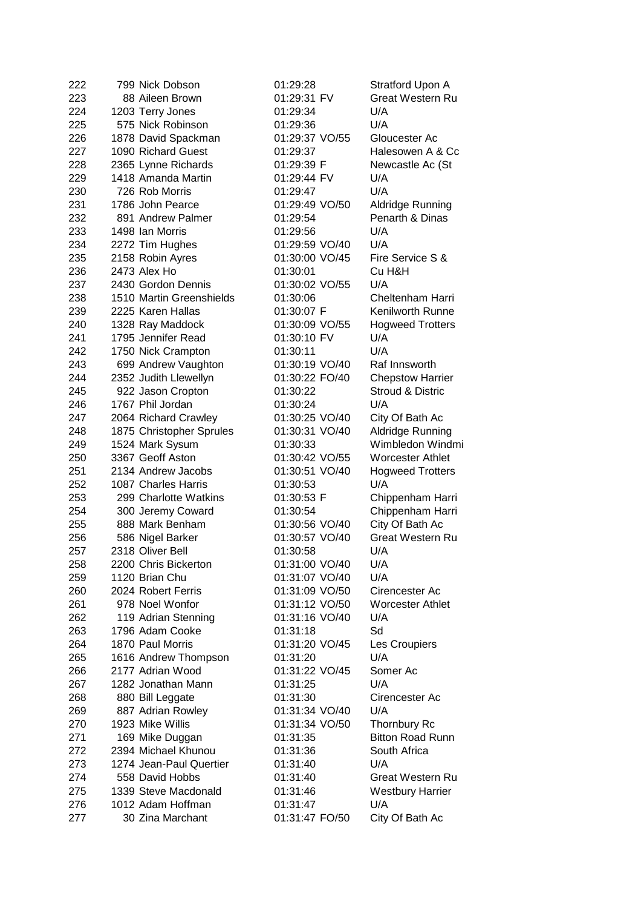| | | | | | |
|---|---|---|---|---|---|
| 222 | 799 | Nick Dobson | 01:29:28 | | Stratford Upon A |
| 223 | 88 | Aileen Brown | 01:29:31 | FV | Great Western Ru |
| 224 | 1203 | Terry Jones | 01:29:34 | | U/A |
| 225 | 575 | Nick Robinson | 01:29:36 | | U/A |
| 226 | 1878 | David Spackman | 01:29:37 | VO/55 | Gloucester Ac |
| 227 | 1090 | Richard Guest | 01:29:37 | | Halesowen A & Cc |
| 228 | 2365 | Lynne Richards | 01:29:39 | F | Newcastle Ac (St |
| 229 | 1418 | Amanda Martin | 01:29:44 | FV | U/A |
| 230 | 726 | Rob Morris | 01:29:47 | | U/A |
| 231 | 1786 | John Pearce | 01:29:49 | VO/50 | Aldridge Running |
| 232 | 891 | Andrew Palmer | 01:29:54 | | Penarth & Dinas |
| 233 | 1498 | Ian Morris | 01:29:56 | | U/A |
| 234 | 2272 | Tim Hughes | 01:29:59 | VO/40 | U/A |
| 235 | 2158 | Robin Ayres | 01:30:00 | VO/45 | Fire Service S & |
| 236 | 2473 | Alex Ho | 01:30:01 | | Cu H&H |
| 237 | 2430 | Gordon Dennis | 01:30:02 | VO/55 | U/A |
| 238 | 1510 | Martin Greenshields | 01:30:06 | | Cheltenham Harri |
| 239 | 2225 | Karen Hallas | 01:30:07 | F | Kenilworth Runne |
| 240 | 1328 | Ray Maddock | 01:30:09 | VO/55 | Hogweed Trotters |
| 241 | 1795 | Jennifer Read | 01:30:10 | FV | U/A |
| 242 | 1750 | Nick Crampton | 01:30:11 | | U/A |
| 243 | 699 | Andrew Vaughton | 01:30:19 | VO/40 | Raf Innsworth |
| 244 | 2352 | Judith Llewellyn | 01:30:22 | FO/40 | Chepstow Harrier |
| 245 | 922 | Jason Cropton | 01:30:22 | | Stroud & Distric |
| 246 | 1767 | Phil Jordan | 01:30:24 | | U/A |
| 247 | 2064 | Richard Crawley | 01:30:25 | VO/40 | City Of Bath Ac |
| 248 | 1875 | Christopher Sprules | 01:30:31 | VO/40 | Aldridge Running |
| 249 | 1524 | Mark Sysum | 01:30:33 | | Wimbledon Windmi |
| 250 | 3367 | Geoff Aston | 01:30:42 | VO/55 | Worcester Athlet |
| 251 | 2134 | Andrew Jacobs | 01:30:51 | VO/40 | Hogweed Trotters |
| 252 | 1087 | Charles Harris | 01:30:53 | | U/A |
| 253 | 299 | Charlotte Watkins | 01:30:53 | F | Chippenham Harri |
| 254 | 300 | Jeremy Coward | 01:30:54 | | Chippenham Harri |
| 255 | 888 | Mark Benham | 01:30:56 | VO/40 | City Of Bath Ac |
| 256 | 586 | Nigel Barker | 01:30:57 | VO/40 | Great Western Ru |
| 257 | 2318 | Oliver Bell | 01:30:58 | | U/A |
| 258 | 2200 | Chris Bickerton | 01:31:00 | VO/40 | U/A |
| 259 | 1120 | Brian Chu | 01:31:07 | VO/40 | U/A |
| 260 | 2024 | Robert Ferris | 01:31:09 | VO/50 | Cirencester Ac |
| 261 | 978 | Noel Wonfor | 01:31:12 | VO/50 | Worcester Athlet |
| 262 | 119 | Adrian Stenning | 01:31:16 | VO/40 | U/A |
| 263 | 1796 | Adam Cooke | 01:31:18 | | Sd |
| 264 | 1870 | Paul Morris | 01:31:20 | VO/45 | Les Croupiers |
| 265 | 1616 | Andrew Thompson | 01:31:20 | | U/A |
| 266 | 2177 | Adrian Wood | 01:31:22 | VO/45 | Somer Ac |
| 267 | 1282 | Jonathan Mann | 01:31:25 | | U/A |
| 268 | 880 | Bill Leggate | 01:31:30 | | Cirencester Ac |
| 269 | 887 | Adrian Rowley | 01:31:34 | VO/40 | U/A |
| 270 | 1923 | Mike Willis | 01:31:34 | VO/50 | Thornbury Rc |
| 271 | 169 | Mike Duggan | 01:31:35 | | Bitton Road Runn |
| 272 | 2394 | Michael Khunou | 01:31:36 | | South Africa |
| 273 | 1274 | Jean-Paul Quertier | 01:31:40 | | U/A |
| 274 | 558 | David Hobbs | 01:31:40 | | Great Western Ru |
| 275 | 1339 | Steve Macdonald | 01:31:46 | | Westbury Harrier |
| 276 | 1012 | Adam Hoffman | 01:31:47 | | U/A |
| 277 | 30 | Zina Marchant | 01:31:47 | FO/50 | City Of Bath Ac |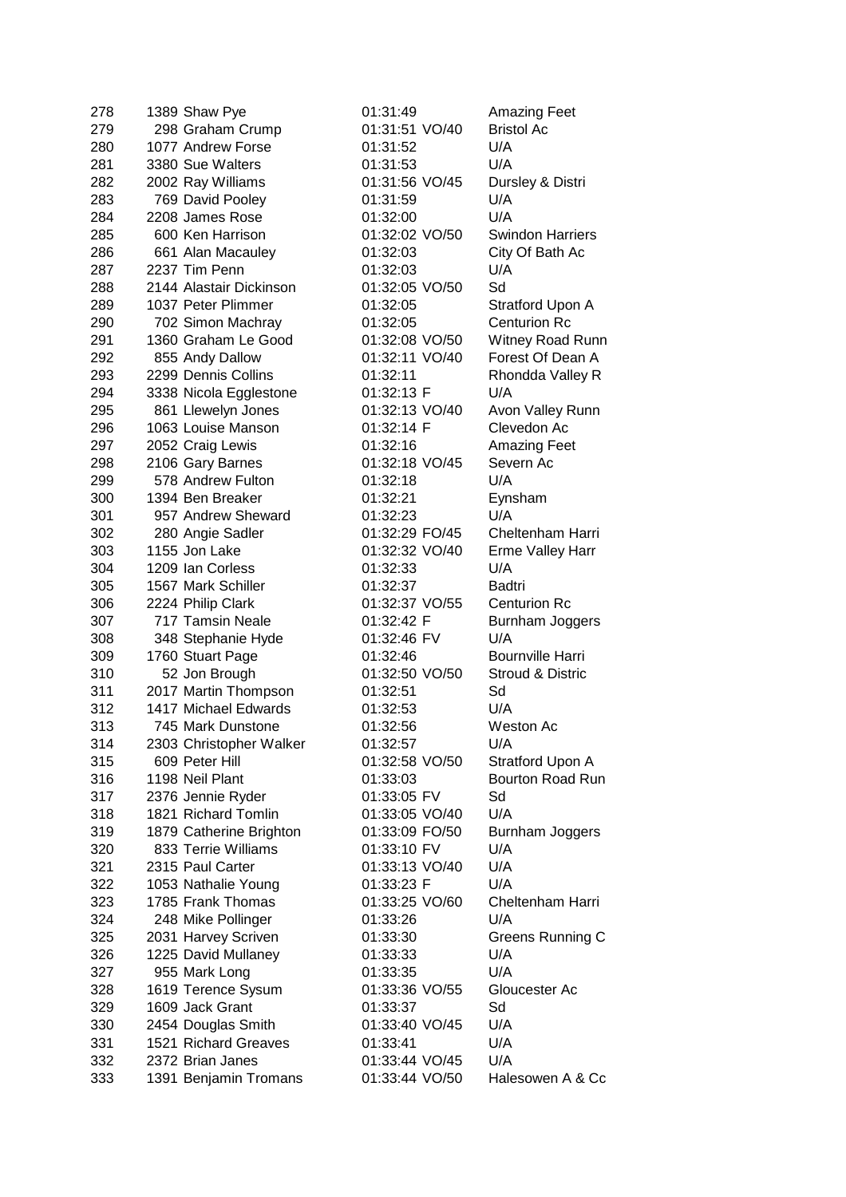| | | | | | |
|---|---|---|---|---|---|
| 278 | 1389 | Shaw Pye | 01:31:49 | | Amazing Feet |
| 279 | 298 | Graham Crump | 01:31:51 | VO/40 | Bristol Ac |
| 280 | 1077 | Andrew Forse | 01:31:52 | | U/A |
| 281 | 3380 | Sue Walters | 01:31:53 | | U/A |
| 282 | 2002 | Ray Williams | 01:31:56 | VO/45 | Dursley & Distri |
| 283 | 769 | David Pooley | 01:31:59 | | U/A |
| 284 | 2208 | James Rose | 01:32:00 | | U/A |
| 285 | 600 | Ken Harrison | 01:32:02 | VO/50 | Swindon Harriers |
| 286 | 661 | Alan Macauley | 01:32:03 | | City Of Bath Ac |
| 287 | 2237 | Tim Penn | 01:32:03 | | U/A |
| 288 | 2144 | Alastair Dickinson | 01:32:05 | VO/50 | Sd |
| 289 | 1037 | Peter Plimmer | 01:32:05 | | Stratford Upon A |
| 290 | 702 | Simon Machray | 01:32:05 | | Centurion Rc |
| 291 | 1360 | Graham Le Good | 01:32:08 | VO/50 | Witney Road Runn |
| 292 | 855 | Andy Dallow | 01:32:11 | VO/40 | Forest Of Dean A |
| 293 | 2299 | Dennis Collins | 01:32:11 | | Rhondda Valley R |
| 294 | 3338 | Nicola Egglestone | 01:32:13 | F | U/A |
| 295 | 861 | Llewelyn Jones | 01:32:13 | VO/40 | Avon Valley Runn |
| 296 | 1063 | Louise Manson | 01:32:14 | F | Clevedon Ac |
| 297 | 2052 | Craig Lewis | 01:32:16 | | Amazing Feet |
| 298 | 2106 | Gary Barnes | 01:32:18 | VO/45 | Severn Ac |
| 299 | 578 | Andrew Fulton | 01:32:18 | | U/A |
| 300 | 1394 | Ben Breaker | 01:32:21 | | Eynsham |
| 301 | 957 | Andrew Sheward | 01:32:23 | | U/A |
| 302 | 280 | Angie Sadler | 01:32:29 | FO/45 | Cheltenham Harri |
| 303 | 1155 | Jon Lake | 01:32:32 | VO/40 | Erme Valley Harr |
| 304 | 1209 | Ian Corless | 01:32:33 | | U/A |
| 305 | 1567 | Mark Schiller | 01:32:37 | | Badtri |
| 306 | 2224 | Philip Clark | 01:32:37 | VO/55 | Centurion Rc |
| 307 | 717 | Tamsin Neale | 01:32:42 | F | Burnham Joggers |
| 308 | 348 | Stephanie Hyde | 01:32:46 | FV | U/A |
| 309 | 1760 | Stuart Page | 01:32:46 | | Bournville Harri |
| 310 | 52 | Jon Brough | 01:32:50 | VO/50 | Stroud & Distric |
| 311 | 2017 | Martin Thompson | 01:32:51 | | Sd |
| 312 | 1417 | Michael Edwards | 01:32:53 | | U/A |
| 313 | 745 | Mark Dunstone | 01:32:56 | | Weston Ac |
| 314 | 2303 | Christopher Walker | 01:32:57 | | U/A |
| 315 | 609 | Peter Hill | 01:32:58 | VO/50 | Stratford Upon A |
| 316 | 1198 | Neil Plant | 01:33:03 | | Bourton Road Run |
| 317 | 2376 | Jennie Ryder | 01:33:05 | FV | Sd |
| 318 | 1821 | Richard Tomlin | 01:33:05 | VO/40 | U/A |
| 319 | 1879 | Catherine Brighton | 01:33:09 | FO/50 | Burnham Joggers |
| 320 | 833 | Terrie Williams | 01:33:10 | FV | U/A |
| 321 | 2315 | Paul Carter | 01:33:13 | VO/40 | U/A |
| 322 | 1053 | Nathalie Young | 01:33:23 | F | U/A |
| 323 | 1785 | Frank Thomas | 01:33:25 | VO/60 | Cheltenham Harri |
| 324 | 248 | Mike Pollinger | 01:33:26 | | U/A |
| 325 | 2031 | Harvey Scriven | 01:33:30 | | Greens Running C |
| 326 | 1225 | David Mullaney | 01:33:33 | | U/A |
| 327 | 955 | Mark Long | 01:33:35 | | U/A |
| 328 | 1619 | Terence Sysum | 01:33:36 | VO/55 | Gloucester Ac |
| 329 | 1609 | Jack Grant | 01:33:37 | | Sd |
| 330 | 2454 | Douglas Smith | 01:33:40 | VO/45 | U/A |
| 331 | 1521 | Richard Greaves | 01:33:41 | | U/A |
| 332 | 2372 | Brian Janes | 01:33:44 | VO/45 | U/A |
| 333 | 1391 | Benjamin Tromans | 01:33:44 | VO/50 | Halesowen A & Cc |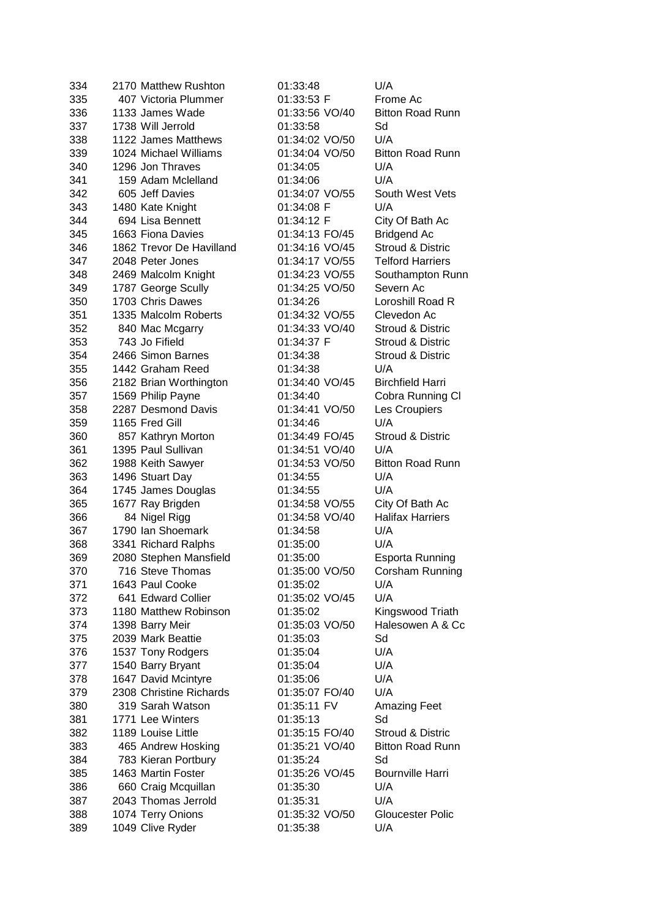| | | | | | |
|---|---|---|---|---|---|
| 334 | 2170 | Matthew Rushton | 01:33:48 | | U/A |
| 335 | 407 | Victoria Plummer | 01:33:53 | F | Frome Ac |
| 336 | 1133 | James Wade | 01:33:56 | VO/40 | Bitton Road Runn |
| 337 | 1738 | Will Jerrold | 01:33:58 | | Sd |
| 338 | 1122 | James Matthews | 01:34:02 | VO/50 | U/A |
| 339 | 1024 | Michael Williams | 01:34:04 | VO/50 | Bitton Road Runn |
| 340 | 1296 | Jon Thraves | 01:34:05 | | U/A |
| 341 | 159 | Adam Mclelland | 01:34:06 | | U/A |
| 342 | 605 | Jeff Davies | 01:34:07 | VO/55 | South West Vets |
| 343 | 1480 | Kate Knight | 01:34:08 | F | U/A |
| 344 | 694 | Lisa Bennett | 01:34:12 | F | City Of Bath Ac |
| 345 | 1663 | Fiona Davies | 01:34:13 | FO/45 | Bridgend Ac |
| 346 | 1862 | Trevor De Havilland | 01:34:16 | VO/45 | Stroud & Distric |
| 347 | 2048 | Peter Jones | 01:34:17 | VO/55 | Telford Harriers |
| 348 | 2469 | Malcolm Knight | 01:34:23 | VO/55 | Southampton Runn |
| 349 | 1787 | George Scully | 01:34:25 | VO/50 | Severn Ac |
| 350 | 1703 | Chris Dawes | 01:34:26 | | Loroshill Road R |
| 351 | 1335 | Malcolm Roberts | 01:34:32 | VO/55 | Clevedon Ac |
| 352 | 840 | Mac Mcgarry | 01:34:33 | VO/40 | Stroud & Distric |
| 353 | 743 | Jo Fifield | 01:34:37 | F | Stroud & Distric |
| 354 | 2466 | Simon Barnes | 01:34:38 | | Stroud & Distric |
| 355 | 1442 | Graham Reed | 01:34:38 | | U/A |
| 356 | 2182 | Brian Worthington | 01:34:40 | VO/45 | Birchfield Harri |
| 357 | 1569 | Philip Payne | 01:34:40 | | Cobra Running Cl |
| 358 | 2287 | Desmond Davis | 01:34:41 | VO/50 | Les Croupiers |
| 359 | 1165 | Fred Gill | 01:34:46 | | U/A |
| 360 | 857 | Kathryn Morton | 01:34:49 | FO/45 | Stroud & Distric |
| 361 | 1395 | Paul Sullivan | 01:34:51 | VO/40 | U/A |
| 362 | 1988 | Keith Sawyer | 01:34:53 | VO/50 | Bitton Road Runn |
| 363 | 1496 | Stuart Day | 01:34:55 | | U/A |
| 364 | 1745 | James Douglas | 01:34:55 | | U/A |
| 365 | 1677 | Ray Brigden | 01:34:58 | VO/55 | City Of Bath Ac |
| 366 | 84 | Nigel Rigg | 01:34:58 | VO/40 | Halifax Harriers |
| 367 | 1790 | Ian Shoemark | 01:34:58 | | U/A |
| 368 | 3341 | Richard Ralphs | 01:35:00 | | U/A |
| 369 | 2080 | Stephen Mansfield | 01:35:00 | | Esporta Running |
| 370 | 716 | Steve Thomas | 01:35:00 | VO/50 | Corsham Running |
| 371 | 1643 | Paul Cooke | 01:35:02 | | U/A |
| 372 | 641 | Edward Collier | 01:35:02 | VO/45 | U/A |
| 373 | 1180 | Matthew Robinson | 01:35:02 | | Kingswood Triath |
| 374 | 1398 | Barry Meir | 01:35:03 | VO/50 | Halesowen A & Cc |
| 375 | 2039 | Mark Beattie | 01:35:03 | | Sd |
| 376 | 1537 | Tony Rodgers | 01:35:04 | | U/A |
| 377 | 1540 | Barry Bryant | 01:35:04 | | U/A |
| 378 | 1647 | David Mcintyre | 01:35:06 | | U/A |
| 379 | 2308 | Christine Richards | 01:35:07 | FO/40 | U/A |
| 380 | 319 | Sarah Watson | 01:35:11 | FV | Amazing Feet |
| 381 | 1771 | Lee Winters | 01:35:13 | | Sd |
| 382 | 1189 | Louise Little | 01:35:15 | FO/40 | Stroud & Distric |
| 383 | 465 | Andrew Hosking | 01:35:21 | VO/40 | Bitton Road Runn |
| 384 | 783 | Kieran Portbury | 01:35:24 | | Sd |
| 385 | 1463 | Martin Foster | 01:35:26 | VO/45 | Bournville Harri |
| 386 | 660 | Craig Mcquillan | 01:35:30 | | U/A |
| 387 | 2043 | Thomas Jerrold | 01:35:31 | | U/A |
| 388 | 1074 | Terry Onions | 01:35:32 | VO/50 | Gloucester Polic |
| 389 | 1049 | Clive Ryder | 01:35:38 | | U/A |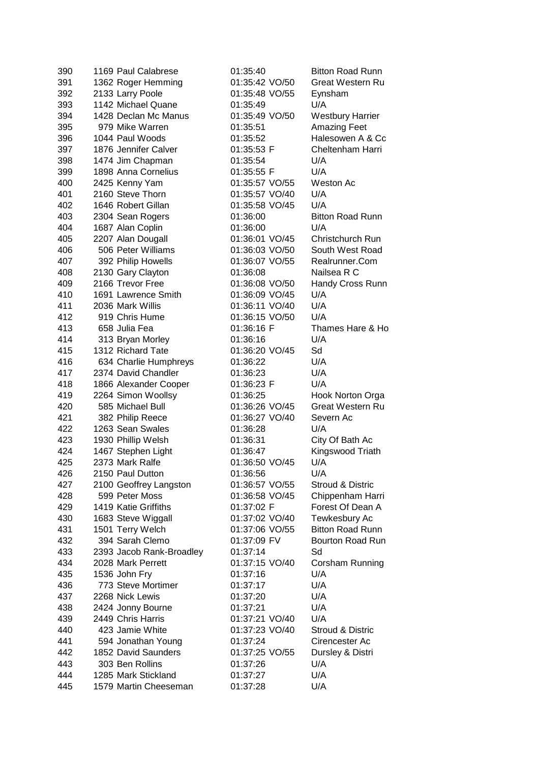| | | | | | |
|---|---|---|---|---|---|
| 390 | 1169 | Paul Calabrese | 01:35:40 | | Bitton Road Runn |
| 391 | 1362 | Roger Hemming | 01:35:42 | VO/50 | Great Western Ru |
| 392 | 2133 | Larry Poole | 01:35:48 | VO/55 | Eynsham |
| 393 | 1142 | Michael Quane | 01:35:49 | | U/A |
| 394 | 1428 | Declan Mc Manus | 01:35:49 | VO/50 | Westbury Harrier |
| 395 | 979 | Mike Warren | 01:35:51 | | Amazing Feet |
| 396 | 1044 | Paul Woods | 01:35:52 | | Halesowen A & Cc |
| 397 | 1876 | Jennifer Calver | 01:35:53 | F | Cheltenham Harri |
| 398 | 1474 | Jim Chapman | 01:35:54 | | U/A |
| 399 | 1898 | Anna Cornelius | 01:35:55 | F | U/A |
| 400 | 2425 | Kenny Yam | 01:35:57 | VO/55 | Weston Ac |
| 401 | 2160 | Steve Thorn | 01:35:57 | VO/40 | U/A |
| 402 | 1646 | Robert Gillan | 01:35:58 | VO/45 | U/A |
| 403 | 2304 | Sean Rogers | 01:36:00 | | Bitton Road Runn |
| 404 | 1687 | Alan Coplin | 01:36:00 | | U/A |
| 405 | 2207 | Alan Dougall | 01:36:01 | VO/45 | Christchurch Run |
| 406 | 506 | Peter Williams | 01:36:03 | VO/50 | South West Road |
| 407 | 392 | Philip Howells | 01:36:07 | VO/55 | Realrunner.Com |
| 408 | 2130 | Gary Clayton | 01:36:08 | | Nailsea R C |
| 409 | 2166 | Trevor Free | 01:36:08 | VO/50 | Handy Cross Runn |
| 410 | 1691 | Lawrence Smith | 01:36:09 | VO/45 | U/A |
| 411 | 2036 | Mark Willis | 01:36:11 | VO/40 | U/A |
| 412 | 919 | Chris Hume | 01:36:15 | VO/50 | U/A |
| 413 | 658 | Julia Fea | 01:36:16 | F | Thames Hare & Ho |
| 414 | 313 | Bryan Morley | 01:36:16 | | U/A |
| 415 | 1312 | Richard Tate | 01:36:20 | VO/45 | Sd |
| 416 | 634 | Charlie Humphreys | 01:36:22 | | U/A |
| 417 | 2374 | David Chandler | 01:36:23 | | U/A |
| 418 | 1866 | Alexander Cooper | 01:36:23 | F | U/A |
| 419 | 2264 | Simon Woollsy | 01:36:25 | | Hook Norton Orga |
| 420 | 585 | Michael Bull | 01:36:26 | VO/45 | Great Western Ru |
| 421 | 382 | Philip Reece | 01:36:27 | VO/40 | Severn Ac |
| 422 | 1263 | Sean Swales | 01:36:28 | | U/A |
| 423 | 1930 | Phillip Welsh | 01:36:31 | | City Of Bath Ac |
| 424 | 1467 | Stephen Light | 01:36:47 | | Kingswood Triath |
| 425 | 2373 | Mark Ralfe | 01:36:50 | VO/45 | U/A |
| 426 | 2150 | Paul Dutton | 01:36:56 | | U/A |
| 427 | 2100 | Geoffrey Langston | 01:36:57 | VO/55 | Stroud & Distric |
| 428 | 599 | Peter Moss | 01:36:58 | VO/45 | Chippenham Harri |
| 429 | 1419 | Katie Griffiths | 01:37:02 | F | Forest Of Dean A |
| 430 | 1683 | Steve Wiggall | 01:37:02 | VO/40 | Tewkesbury Ac |
| 431 | 1501 | Terry Welch | 01:37:06 | VO/55 | Bitton Road Runn |
| 432 | 394 | Sarah Clemo | 01:37:09 | FV | Bourton Road Run |
| 433 | 2393 | Jacob Rank-Broadley | 01:37:14 | | Sd |
| 434 | 2028 | Mark Perrett | 01:37:15 | VO/40 | Corsham Running |
| 435 | 1536 | John Fry | 01:37:16 | | U/A |
| 436 | 773 | Steve Mortimer | 01:37:17 | | U/A |
| 437 | 2268 | Nick Lewis | 01:37:20 | | U/A |
| 438 | 2424 | Jonny Bourne | 01:37:21 | | U/A |
| 439 | 2449 | Chris Harris | 01:37:21 | VO/40 | U/A |
| 440 | 423 | Jamie White | 01:37:23 | VO/40 | Stroud & Distric |
| 441 | 594 | Jonathan Young | 01:37:24 | | Cirencester Ac |
| 442 | 1852 | David Saunders | 01:37:25 | VO/55 | Dursley & Distri |
| 443 | 303 | Ben Rollins | 01:37:26 | | U/A |
| 444 | 1285 | Mark Stickland | 01:37:27 | | U/A |
| 445 | 1579 | Martin Cheeseman | 01:37:28 | | U/A |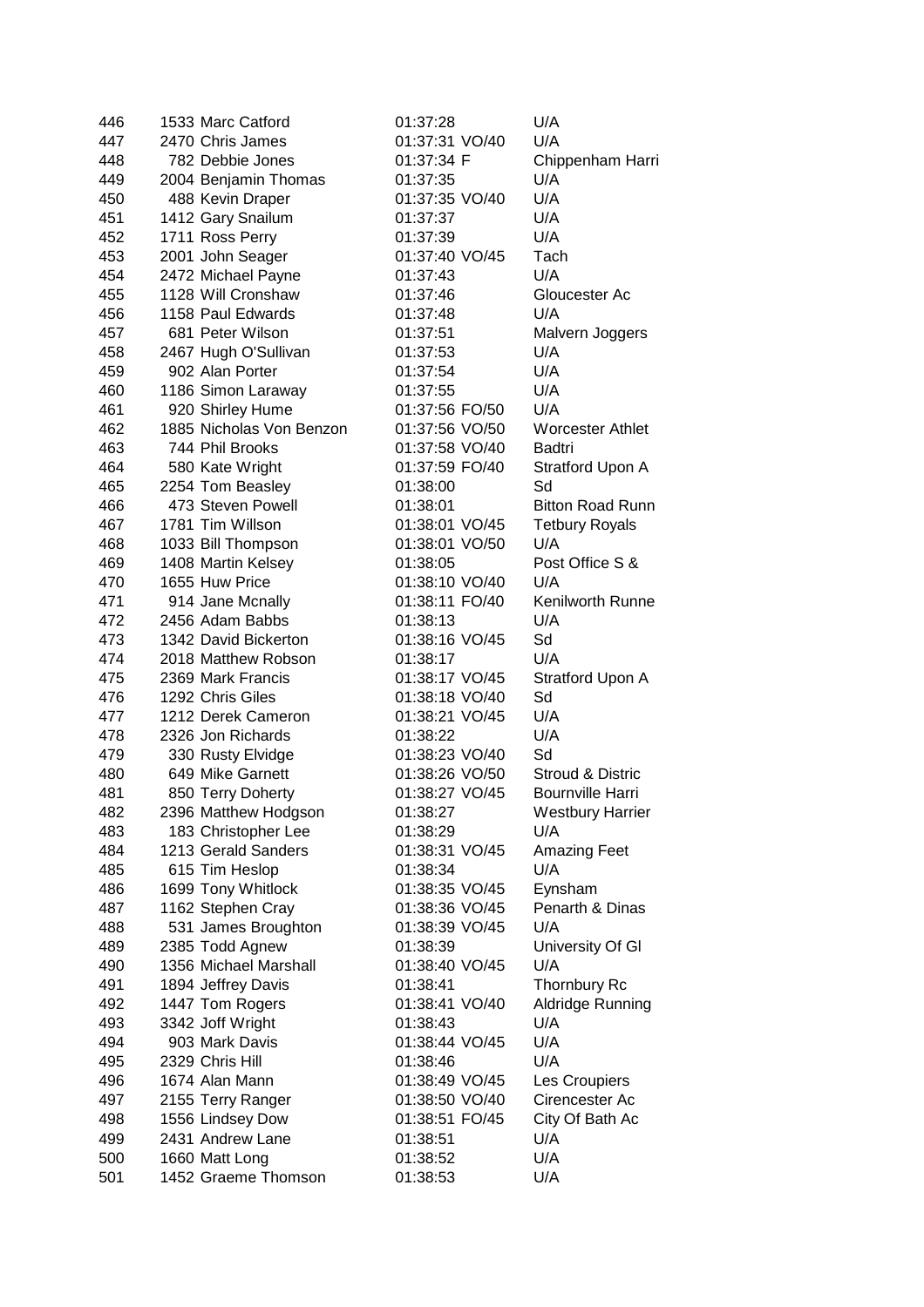| | | | | | |
|---|---|---|---|---|---|
| 446 | 1533 | Marc Catford | 01:37:28 | | U/A |
| 447 | 2470 | Chris James | 01:37:31 | VO/40 | U/A |
| 448 | 782 | Debbie Jones | 01:37:34 | F | Chippenham Harri |
| 449 | 2004 | Benjamin Thomas | 01:37:35 | | U/A |
| 450 | 488 | Kevin Draper | 01:37:35 | VO/40 | U/A |
| 451 | 1412 | Gary Snailum | 01:37:37 | | U/A |
| 452 | 1711 | Ross Perry | 01:37:39 | | U/A |
| 453 | 2001 | John Seager | 01:37:40 | VO/45 | Tach |
| 454 | 2472 | Michael Payne | 01:37:43 | | U/A |
| 455 | 1128 | Will Cronshaw | 01:37:46 | | Gloucester Ac |
| 456 | 1158 | Paul Edwards | 01:37:48 | | U/A |
| 457 | 681 | Peter Wilson | 01:37:51 | | Malvern Joggers |
| 458 | 2467 | Hugh O'Sullivan | 01:37:53 | | U/A |
| 459 | 902 | Alan Porter | 01:37:54 | | U/A |
| 460 | 1186 | Simon Laraway | 01:37:55 | | U/A |
| 461 | 920 | Shirley Hume | 01:37:56 | FO/50 | U/A |
| 462 | 1885 | Nicholas Von Benzon | 01:37:56 | VO/50 | Worcester Athlet |
| 463 | 744 | Phil Brooks | 01:37:58 | VO/40 | Badtri |
| 464 | 580 | Kate Wright | 01:37:59 | FO/40 | Stratford Upon A |
| 465 | 2254 | Tom Beasley | 01:38:00 | | Sd |
| 466 | 473 | Steven Powell | 01:38:01 | | Bitton Road Runn |
| 467 | 1781 | Tim Willson | 01:38:01 | VO/45 | Tetbury Royals |
| 468 | 1033 | Bill Thompson | 01:38:01 | VO/50 | U/A |
| 469 | 1408 | Martin Kelsey | 01:38:05 | | Post Office S & |
| 470 | 1655 | Huw Price | 01:38:10 | VO/40 | U/A |
| 471 | 914 | Jane Mcnally | 01:38:11 | FO/40 | Kenilworth Runne |
| 472 | 2456 | Adam Babbs | 01:38:13 | | U/A |
| 473 | 1342 | David Bickerton | 01:38:16 | VO/45 | Sd |
| 474 | 2018 | Matthew Robson | 01:38:17 | | U/A |
| 475 | 2369 | Mark Francis | 01:38:17 | VO/45 | Stratford Upon A |
| 476 | 1292 | Chris Giles | 01:38:18 | VO/40 | Sd |
| 477 | 1212 | Derek Cameron | 01:38:21 | VO/45 | U/A |
| 478 | 2326 | Jon Richards | 01:38:22 | | U/A |
| 479 | 330 | Rusty Elvidge | 01:38:23 | VO/40 | Sd |
| 480 | 649 | Mike Garnett | 01:38:26 | VO/50 | Stroud & Distric |
| 481 | 850 | Terry Doherty | 01:38:27 | VO/45 | Bournville Harri |
| 482 | 2396 | Matthew Hodgson | 01:38:27 | | Westbury Harrier |
| 483 | 183 | Christopher Lee | 01:38:29 | | U/A |
| 484 | 1213 | Gerald Sanders | 01:38:31 | VO/45 | Amazing Feet |
| 485 | 615 | Tim Heslop | 01:38:34 | | U/A |
| 486 | 1699 | Tony Whitlock | 01:38:35 | VO/45 | Eynsham |
| 487 | 1162 | Stephen Cray | 01:38:36 | VO/45 | Penarth & Dinas |
| 488 | 531 | James Broughton | 01:38:39 | VO/45 | U/A |
| 489 | 2385 | Todd Agnew | 01:38:39 | | University Of Gl |
| 490 | 1356 | Michael Marshall | 01:38:40 | VO/45 | U/A |
| 491 | 1894 | Jeffrey Davis | 01:38:41 | | Thornbury Rc |
| 492 | 1447 | Tom Rogers | 01:38:41 | VO/40 | Aldridge Running |
| 493 | 3342 | Joff Wright | 01:38:43 | | U/A |
| 494 | 903 | Mark Davis | 01:38:44 | VO/45 | U/A |
| 495 | 2329 | Chris Hill | 01:38:46 | | U/A |
| 496 | 1674 | Alan Mann | 01:38:49 | VO/45 | Les Croupiers |
| 497 | 2155 | Terry Ranger | 01:38:50 | VO/40 | Cirencester Ac |
| 498 | 1556 | Lindsey Dow | 01:38:51 | FO/45 | City Of Bath Ac |
| 499 | 2431 | Andrew Lane | 01:38:51 | | U/A |
| 500 | 1660 | Matt Long | 01:38:52 | | U/A |
| 501 | 1452 | Graeme Thomson | 01:38:53 | | U/A |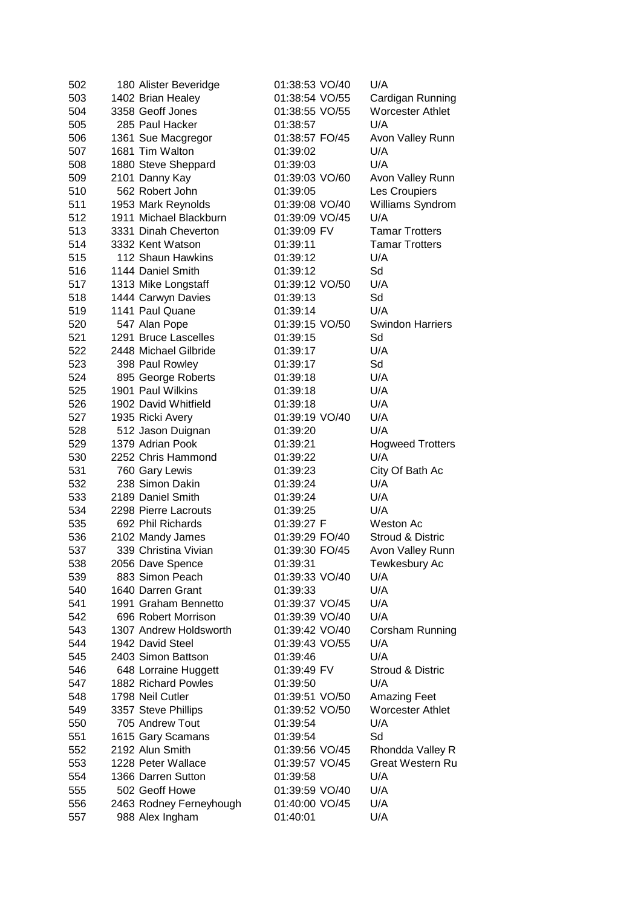| | | | | | |
|---|---|---|---|---|---|
| 502 | 180 | Alister Beveridge | 01:38:53 | VO/40 | U/A |
| 503 | 1402 | Brian Healey | 01:38:54 | VO/55 | Cardigan Running |
| 504 | 3358 | Geoff Jones | 01:38:55 | VO/55 | Worcester Athlet |
| 505 | 285 | Paul Hacker | 01:38:57 | | U/A |
| 506 | 1361 | Sue Macgregor | 01:38:57 | FO/45 | Avon Valley Runn |
| 507 | 1681 | Tim Walton | 01:39:02 | | U/A |
| 508 | 1880 | Steve Sheppard | 01:39:03 | | U/A |
| 509 | 2101 | Danny Kay | 01:39:03 | VO/60 | Avon Valley Runn |
| 510 | 562 | Robert John | 01:39:05 | | Les Croupiers |
| 511 | 1953 | Mark Reynolds | 01:39:08 | VO/40 | Williams Syndrom |
| 512 | 1911 | Michael Blackburn | 01:39:09 | VO/45 | U/A |
| 513 | 3331 | Dinah Cheverton | 01:39:09 | FV | Tamar Trotters |
| 514 | 3332 | Kent Watson | 01:39:11 | | Tamar Trotters |
| 515 | 112 | Shaun Hawkins | 01:39:12 | | U/A |
| 516 | 1144 | Daniel Smith | 01:39:12 | | Sd |
| 517 | 1313 | Mike Longstaff | 01:39:12 | VO/50 | U/A |
| 518 | 1444 | Carwyn Davies | 01:39:13 | | Sd |
| 519 | 1141 | Paul Quane | 01:39:14 | | U/A |
| 520 | 547 | Alan Pope | 01:39:15 | VO/50 | Swindon Harriers |
| 521 | 1291 | Bruce Lascelles | 01:39:15 | | Sd |
| 522 | 2448 | Michael Gilbride | 01:39:17 | | U/A |
| 523 | 398 | Paul Rowley | 01:39:17 | | Sd |
| 524 | 895 | George Roberts | 01:39:18 | | U/A |
| 525 | 1901 | Paul Wilkins | 01:39:18 | | U/A |
| 526 | 1902 | David Whitfield | 01:39:18 | | U/A |
| 527 | 1935 | Ricki Avery | 01:39:19 | VO/40 | U/A |
| 528 | 512 | Jason Duignan | 01:39:20 | | U/A |
| 529 | 1379 | Adrian Pook | 01:39:21 | | Hogweed Trotters |
| 530 | 2252 | Chris Hammond | 01:39:22 | | U/A |
| 531 | 760 | Gary Lewis | 01:39:23 | | City Of Bath Ac |
| 532 | 238 | Simon Dakin | 01:39:24 | | U/A |
| 533 | 2189 | Daniel Smith | 01:39:24 | | U/A |
| 534 | 2298 | Pierre Lacrouts | 01:39:25 | | U/A |
| 535 | 692 | Phil Richards | 01:39:27 | F | Weston Ac |
| 536 | 2102 | Mandy James | 01:39:29 | FO/40 | Stroud & Distric |
| 537 | 339 | Christina Vivian | 01:39:30 | FO/45 | Avon Valley Runn |
| 538 | 2056 | Dave Spence | 01:39:31 | | Tewkesbury Ac |
| 539 | 883 | Simon Peach | 01:39:33 | VO/40 | U/A |
| 540 | 1640 | Darren Grant | 01:39:33 | | U/A |
| 541 | 1991 | Graham Bennetto | 01:39:37 | VO/45 | U/A |
| 542 | 696 | Robert Morrison | 01:39:39 | VO/40 | U/A |
| 543 | 1307 | Andrew Holdsworth | 01:39:42 | VO/40 | Corsham Running |
| 544 | 1942 | David Steel | 01:39:43 | VO/55 | U/A |
| 545 | 2403 | Simon Battson | 01:39:46 | | U/A |
| 546 | 648 | Lorraine Huggett | 01:39:49 | FV | Stroud & Distric |
| 547 | 1882 | Richard Powles | 01:39:50 | | U/A |
| 548 | 1798 | Neil Cutler | 01:39:51 | VO/50 | Amazing Feet |
| 549 | 3357 | Steve Phillips | 01:39:52 | VO/50 | Worcester Athlet |
| 550 | 705 | Andrew Tout | 01:39:54 | | U/A |
| 551 | 1615 | Gary Scamans | 01:39:54 | | Sd |
| 552 | 2192 | Alun Smith | 01:39:56 | VO/45 | Rhondda Valley R |
| 553 | 1228 | Peter Wallace | 01:39:57 | VO/45 | Great Western Ru |
| 554 | 1366 | Darren Sutton | 01:39:58 | | U/A |
| 555 | 502 | Geoff Howe | 01:39:59 | VO/40 | U/A |
| 556 | 2463 | Rodney Ferneyhough | 01:40:00 | VO/45 | U/A |
| 557 | 988 | Alex Ingham | 01:40:01 | | U/A |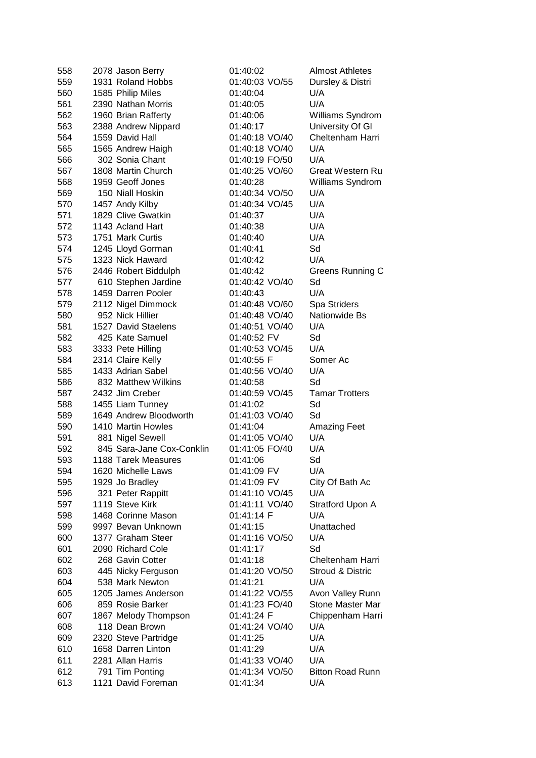| | | | | | |
|---|---|---|---|---|---|
| 558 | 2078 | Jason Berry | 01:40:02 | | Almost Athletes |
| 559 | 1931 | Roland Hobbs | 01:40:03 | VO/55 | Dursley & Distri |
| 560 | 1585 | Philip Miles | 01:40:04 | | U/A |
| 561 | 2390 | Nathan Morris | 01:40:05 | | U/A |
| 562 | 1960 | Brian Rafferty | 01:40:06 | | Williams Syndrom |
| 563 | 2388 | Andrew Nippard | 01:40:17 | | University Of Gl |
| 564 | 1559 | David Hall | 01:40:18 | VO/40 | Cheltenham Harri |
| 565 | 1565 | Andrew Haigh | 01:40:18 | VO/40 | U/A |
| 566 | 302 | Sonia Chant | 01:40:19 | FO/50 | U/A |
| 567 | 1808 | Martin Church | 01:40:25 | VO/60 | Great Western Ru |
| 568 | 1959 | Geoff Jones | 01:40:28 | | Williams Syndrom |
| 569 | 150 | Niall Hoskin | 01:40:34 | VO/50 | U/A |
| 570 | 1457 | Andy Kilby | 01:40:34 | VO/45 | U/A |
| 571 | 1829 | Clive Gwatkin | 01:40:37 | | U/A |
| 572 | 1143 | Acland Hart | 01:40:38 | | U/A |
| 573 | 1751 | Mark Curtis | 01:40:40 | | U/A |
| 574 | 1245 | Lloyd Gorman | 01:40:41 | | Sd |
| 575 | 1323 | Nick Haward | 01:40:42 | | U/A |
| 576 | 2446 | Robert Biddulph | 01:40:42 | | Greens Running C |
| 577 | 610 | Stephen Jardine | 01:40:42 | VO/40 | Sd |
| 578 | 1459 | Darren Pooler | 01:40:43 | | U/A |
| 579 | 2112 | Nigel Dimmock | 01:40:48 | VO/60 | Spa Striders |
| 580 | 952 | Nick Hillier | 01:40:48 | VO/40 | Nationwide Bs |
| 581 | 1527 | David Staelens | 01:40:51 | VO/40 | U/A |
| 582 | 425 | Kate Samuel | 01:40:52 | FV | Sd |
| 583 | 3333 | Pete Hilling | 01:40:53 | VO/45 | U/A |
| 584 | 2314 | Claire Kelly | 01:40:55 | F | Somer Ac |
| 585 | 1433 | Adrian Sabel | 01:40:56 | VO/40 | U/A |
| 586 | 832 | Matthew Wilkins | 01:40:58 | | Sd |
| 587 | 2432 | Jim Creber | 01:40:59 | VO/45 | Tamar Trotters |
| 588 | 1455 | Liam Tunney | 01:41:02 | | Sd |
| 589 | 1649 | Andrew Bloodworth | 01:41:03 | VO/40 | Sd |
| 590 | 1410 | Martin Howles | 01:41:04 | | Amazing Feet |
| 591 | 881 | Nigel Sewell | 01:41:05 | VO/40 | U/A |
| 592 | 845 | Sara-Jane Cox-Conklin | 01:41:05 | FO/40 | U/A |
| 593 | 1188 | Tarek Measures | 01:41:06 | | Sd |
| 594 | 1620 | Michelle Laws | 01:41:09 | FV | U/A |
| 595 | 1929 | Jo Bradley | 01:41:09 | FV | City Of Bath Ac |
| 596 | 321 | Peter Rappitt | 01:41:10 | VO/45 | U/A |
| 597 | 1119 | Steve Kirk | 01:41:11 | VO/40 | Stratford Upon A |
| 598 | 1468 | Corinne Mason | 01:41:14 | F | U/A |
| 599 | 9997 | Bevan Unknown | 01:41:15 | | Unattached |
| 600 | 1377 | Graham Steer | 01:41:16 | VO/50 | U/A |
| 601 | 2090 | Richard Cole | 01:41:17 | | Sd |
| 602 | 268 | Gavin Cotter | 01:41:18 | | Cheltenham Harri |
| 603 | 445 | Nicky Ferguson | 01:41:20 | VO/50 | Stroud & Distric |
| 604 | 538 | Mark Newton | 01:41:21 | | U/A |
| 605 | 1205 | James Anderson | 01:41:22 | VO/55 | Avon Valley Runn |
| 606 | 859 | Rosie Barker | 01:41:23 | FO/40 | Stone Master Mar |
| 607 | 1867 | Melody Thompson | 01:41:24 | F | Chippenham Harri |
| 608 | 118 | Dean Brown | 01:41:24 | VO/40 | U/A |
| 609 | 2320 | Steve Partridge | 01:41:25 | | U/A |
| 610 | 1658 | Darren Linton | 01:41:29 | | U/A |
| 611 | 2281 | Allan Harris | 01:41:33 | VO/40 | U/A |
| 612 | 791 | Tim Ponting | 01:41:34 | VO/50 | Bitton Road Runn |
| 613 | 1121 | David Foreman | 01:41:34 | | U/A |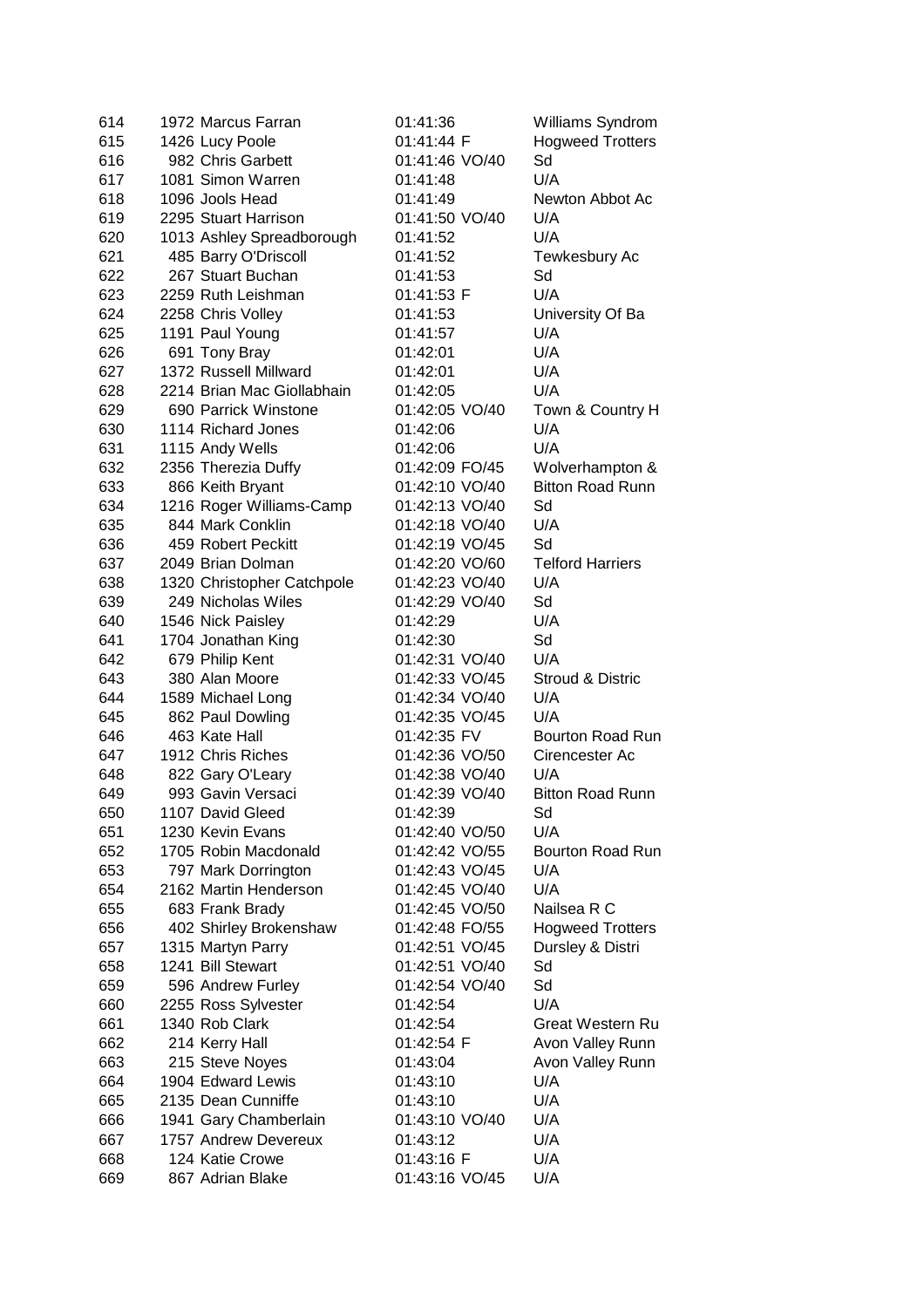| | | | | |
|---|---|---|---|---|
| 614 | 1972 Marcus Farran | 01:41:36 | | Williams Syndrom |
| 615 | 1426 Lucy Poole | 01:41:44 | F | Hogweed Trotters |
| 616 | 982 Chris Garbett | 01:41:46 | VO/40 | Sd |
| 617 | 1081 Simon Warren | 01:41:48 | | U/A |
| 618 | 1096 Jools Head | 01:41:49 | | Newton Abbot Ac |
| 619 | 2295 Stuart Harrison | 01:41:50 | VO/40 | U/A |
| 620 | 1013 Ashley Spreadborough | 01:41:52 | | U/A |
| 621 | 485 Barry O'Driscoll | 01:41:52 | | Tewkesbury Ac |
| 622 | 267 Stuart Buchan | 01:41:53 | | Sd |
| 623 | 2259 Ruth Leishman | 01:41:53 | F | U/A |
| 624 | 2258 Chris Volley | 01:41:53 | | University Of Ba |
| 625 | 1191 Paul Young | 01:41:57 | | U/A |
| 626 | 691 Tony Bray | 01:42:01 | | U/A |
| 627 | 1372 Russell Millward | 01:42:01 | | U/A |
| 628 | 2214 Brian Mac Giollabhain | 01:42:05 | | U/A |
| 629 | 690 Parrick Winstone | 01:42:05 | VO/40 | Town & Country H |
| 630 | 1114 Richard Jones | 01:42:06 | | U/A |
| 631 | 1115 Andy Wells | 01:42:06 | | U/A |
| 632 | 2356 Therezia Duffy | 01:42:09 | FO/45 | Wolverhampton & |
| 633 | 866 Keith Bryant | 01:42:10 | VO/40 | Bitton Road Runn |
| 634 | 1216 Roger Williams-Camp | 01:42:13 | VO/40 | Sd |
| 635 | 844 Mark Conklin | 01:42:18 | VO/40 | U/A |
| 636 | 459 Robert Peckitt | 01:42:19 | VO/45 | Sd |
| 637 | 2049 Brian Dolman | 01:42:20 | VO/60 | Telford Harriers |
| 638 | 1320 Christopher Catchpole | 01:42:23 | VO/40 | U/A |
| 639 | 249 Nicholas Wiles | 01:42:29 | VO/40 | Sd |
| 640 | 1546 Nick Paisley | 01:42:29 | | U/A |
| 641 | 1704 Jonathan King | 01:42:30 | | Sd |
| 642 | 679 Philip Kent | 01:42:31 | VO/40 | U/A |
| 643 | 380 Alan Moore | 01:42:33 | VO/45 | Stroud & Distric |
| 644 | 1589 Michael Long | 01:42:34 | VO/40 | U/A |
| 645 | 862 Paul Dowling | 01:42:35 | VO/45 | U/A |
| 646 | 463 Kate Hall | 01:42:35 | FV | Bourton Road Run |
| 647 | 1912 Chris Riches | 01:42:36 | VO/50 | Cirencester Ac |
| 648 | 822 Gary O'Leary | 01:42:38 | VO/40 | U/A |
| 649 | 993 Gavin Versaci | 01:42:39 | VO/40 | Bitton Road Runn |
| 650 | 1107 David Gleed | 01:42:39 | | Sd |
| 651 | 1230 Kevin Evans | 01:42:40 | VO/50 | U/A |
| 652 | 1705 Robin Macdonald | 01:42:42 | VO/55 | Bourton Road Run |
| 653 | 797 Mark Dorrington | 01:42:43 | VO/45 | U/A |
| 654 | 2162 Martin Henderson | 01:42:45 | VO/40 | U/A |
| 655 | 683 Frank Brady | 01:42:45 | VO/50 | Nailsea R C |
| 656 | 402 Shirley Brokenshaw | 01:42:48 | FO/55 | Hogweed Trotters |
| 657 | 1315 Martyn Parry | 01:42:51 | VO/45 | Dursley & Distri |
| 658 | 1241 Bill Stewart | 01:42:51 | VO/40 | Sd |
| 659 | 596 Andrew Furley | 01:42:54 | VO/40 | Sd |
| 660 | 2255 Ross Sylvester | 01:42:54 | | U/A |
| 661 | 1340 Rob Clark | 01:42:54 | | Great Western Ru |
| 662 | 214 Kerry Hall | 01:42:54 | F | Avon Valley Runn |
| 663 | 215 Steve Noyes | 01:43:04 | | Avon Valley Runn |
| 664 | 1904 Edward Lewis | 01:43:10 | | U/A |
| 665 | 2135 Dean Cunniffe | 01:43:10 | | U/A |
| 666 | 1941 Gary Chamberlain | 01:43:10 | VO/40 | U/A |
| 667 | 1757 Andrew Devereux | 01:43:12 | | U/A |
| 668 | 124 Katie Crowe | 01:43:16 | F | U/A |
| 669 | 867 Adrian Blake | 01:43:16 | VO/45 | U/A |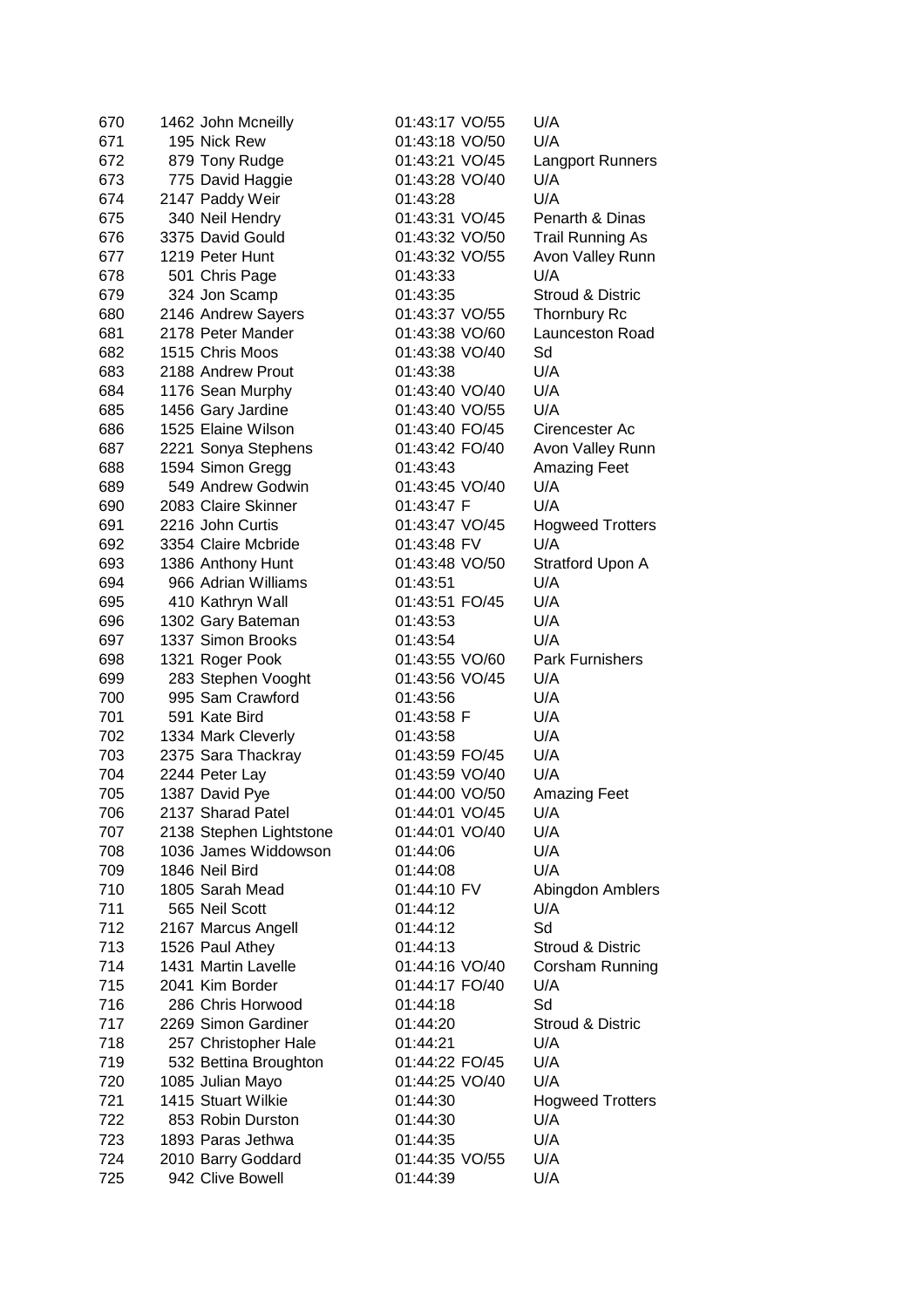| 670 | 1462 | John Mcneilly | 01:43:17 | VO/55 | U/A |
|---|---|---|---|---|---|
| 671 | 195 | Nick Rew | 01:43:18 | VO/50 | U/A |
| 672 | 879 | Tony Rudge | 01:43:21 | VO/45 | Langport Runners |
| 673 | 775 | David Haggie | 01:43:28 | VO/40 | U/A |
| 674 | 2147 | Paddy Weir | 01:43:28 | | U/A |
| 675 | 340 | Neil Hendry | 01:43:31 | VO/45 | Penarth & Dinas |
| 676 | 3375 | David Gould | 01:43:32 | VO/50 | Trail Running As |
| 677 | 1219 | Peter Hunt | 01:43:32 | VO/55 | Avon Valley Runn |
| 678 | 501 | Chris Page | 01:43:33 | | U/A |
| 679 | 324 | Jon Scamp | 01:43:35 | | Stroud & Distric |
| 680 | 2146 | Andrew Sayers | 01:43:37 | VO/55 | Thornbury Rc |
| 681 | 2178 | Peter Mander | 01:43:38 | VO/60 | Launceston Road |
| 682 | 1515 | Chris Moos | 01:43:38 | VO/40 | Sd |
| 683 | 2188 | Andrew Prout | 01:43:38 | | U/A |
| 684 | 1176 | Sean Murphy | 01:43:40 | VO/40 | U/A |
| 685 | 1456 | Gary Jardine | 01:43:40 | VO/55 | U/A |
| 686 | 1525 | Elaine Wilson | 01:43:40 | FO/45 | Cirencester Ac |
| 687 | 2221 | Sonya Stephens | 01:43:42 | FO/40 | Avon Valley Runn |
| 688 | 1594 | Simon Gregg | 01:43:43 | | Amazing Feet |
| 689 | 549 | Andrew Godwin | 01:43:45 | VO/40 | U/A |
| 690 | 2083 | Claire Skinner | 01:43:47 | F | U/A |
| 691 | 2216 | John Curtis | 01:43:47 | VO/45 | Hogweed Trotters |
| 692 | 3354 | Claire Mcbride | 01:43:48 | FV | U/A |
| 693 | 1386 | Anthony Hunt | 01:43:48 | VO/50 | Stratford Upon A |
| 694 | 966 | Adrian Williams | 01:43:51 | | U/A |
| 695 | 410 | Kathryn Wall | 01:43:51 | FO/45 | U/A |
| 696 | 1302 | Gary Bateman | 01:43:53 | | U/A |
| 697 | 1337 | Simon Brooks | 01:43:54 | | U/A |
| 698 | 1321 | Roger Pook | 01:43:55 | VO/60 | Park Furnishers |
| 699 | 283 | Stephen Vooght | 01:43:56 | VO/45 | U/A |
| 700 | 995 | Sam Crawford | 01:43:56 | | U/A |
| 701 | 591 | Kate Bird | 01:43:58 | F | U/A |
| 702 | 1334 | Mark Cleverly | 01:43:58 | | U/A |
| 703 | 2375 | Sara Thackray | 01:43:59 | FO/45 | U/A |
| 704 | 2244 | Peter Lay | 01:43:59 | VO/40 | U/A |
| 705 | 1387 | David Pye | 01:44:00 | VO/50 | Amazing Feet |
| 706 | 2137 | Sharad Patel | 01:44:01 | VO/45 | U/A |
| 707 | 2138 | Stephen Lightstone | 01:44:01 | VO/40 | U/A |
| 708 | 1036 | James Widdowson | 01:44:06 | | U/A |
| 709 | 1846 | Neil Bird | 01:44:08 | | U/A |
| 710 | 1805 | Sarah Mead | 01:44:10 | FV | Abingdon Amblers |
| 711 | 565 | Neil Scott | 01:44:12 | | U/A |
| 712 | 2167 | Marcus Angell | 01:44:12 | | Sd |
| 713 | 1526 | Paul Athey | 01:44:13 | | Stroud & Distric |
| 714 | 1431 | Martin Lavelle | 01:44:16 | VO/40 | Corsham Running |
| 715 | 2041 | Kim Border | 01:44:17 | FO/40 | U/A |
| 716 | 286 | Chris Horwood | 01:44:18 | | Sd |
| 717 | 2269 | Simon Gardiner | 01:44:20 | | Stroud & Distric |
| 718 | 257 | Christopher Hale | 01:44:21 | | U/A |
| 719 | 532 | Bettina Broughton | 01:44:22 | FO/45 | U/A |
| 720 | 1085 | Julian Mayo | 01:44:25 | VO/40 | U/A |
| 721 | 1415 | Stuart Wilkie | 01:44:30 | | Hogweed Trotters |
| 722 | 853 | Robin Durston | 01:44:30 | | U/A |
| 723 | 1893 | Paras Jethwa | 01:44:35 | | U/A |
| 724 | 2010 | Barry Goddard | 01:44:35 | VO/55 | U/A |
| 725 | 942 | Clive Bowell | 01:44:39 | | U/A |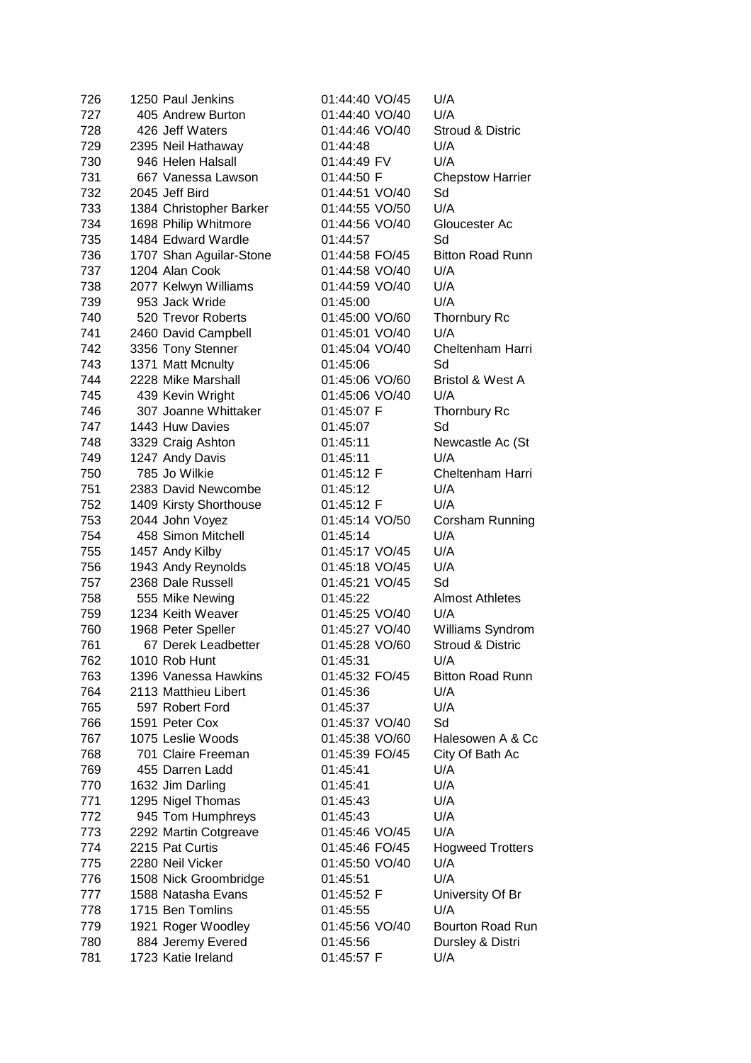| | | | | | |
|---|---|---|---|---|---|
| 726 | 1250 | Paul Jenkins | 01:44:40 | VO/45 | U/A |
| 727 | 405 | Andrew Burton | 01:44:40 | VO/40 | U/A |
| 728 | 426 | Jeff Waters | 01:44:46 | VO/40 | Stroud & Distric |
| 729 | 2395 | Neil Hathaway | 01:44:48 | | U/A |
| 730 | 946 | Helen Halsall | 01:44:49 | FV | U/A |
| 731 | 667 | Vanessa Lawson | 01:44:50 | F | Chepstow Harrier |
| 732 | 2045 | Jeff Bird | 01:44:51 | VO/40 | Sd |
| 733 | 1384 | Christopher Barker | 01:44:55 | VO/50 | U/A |
| 734 | 1698 | Philip Whitmore | 01:44:56 | VO/40 | Gloucester Ac |
| 735 | 1484 | Edward Wardle | 01:44:57 | | Sd |
| 736 | 1707 | Shan Aguilar-Stone | 01:44:58 | FO/45 | Bitton Road Runn |
| 737 | 1204 | Alan Cook | 01:44:58 | VO/40 | U/A |
| 738 | 2077 | Kelwyn Williams | 01:44:59 | VO/40 | U/A |
| 739 | 953 | Jack Wride | 01:45:00 | | U/A |
| 740 | 520 | Trevor Roberts | 01:45:00 | VO/60 | Thornbury Rc |
| 741 | 2460 | David Campbell | 01:45:01 | VO/40 | U/A |
| 742 | 3356 | Tony Stenner | 01:45:04 | VO/40 | Cheltenham Harri |
| 743 | 1371 | Matt Mcnulty | 01:45:06 | | Sd |
| 744 | 2228 | Mike Marshall | 01:45:06 | VO/60 | Bristol & West A |
| 745 | 439 | Kevin Wright | 01:45:06 | VO/40 | U/A |
| 746 | 307 | Joanne Whittaker | 01:45:07 | F | Thornbury Rc |
| 747 | 1443 | Huw Davies | 01:45:07 | | Sd |
| 748 | 3329 | Craig Ashton | 01:45:11 | | Newcastle Ac (St |
| 749 | 1247 | Andy Davis | 01:45:11 | | U/A |
| 750 | 785 | Jo Wilkie | 01:45:12 | F | Cheltenham Harri |
| 751 | 2383 | David Newcombe | 01:45:12 | | U/A |
| 752 | 1409 | Kirsty Shorthouse | 01:45:12 | F | U/A |
| 753 | 2044 | John Voyez | 01:45:14 | VO/50 | Corsham Running |
| 754 | 458 | Simon Mitchell | 01:45:14 | | U/A |
| 755 | 1457 | Andy Kilby | 01:45:17 | VO/45 | U/A |
| 756 | 1943 | Andy Reynolds | 01:45:18 | VO/45 | U/A |
| 757 | 2368 | Dale Russell | 01:45:21 | VO/45 | Sd |
| 758 | 555 | Mike Newing | 01:45:22 | | Almost Athletes |
| 759 | 1234 | Keith Weaver | 01:45:25 | VO/40 | U/A |
| 760 | 1968 | Peter Speller | 01:45:27 | VO/40 | Williams Syndrom |
| 761 | 67 | Derek Leadbetter | 01:45:28 | VO/60 | Stroud & Distric |
| 762 | 1010 | Rob Hunt | 01:45:31 | | U/A |
| 763 | 1396 | Vanessa Hawkins | 01:45:32 | FO/45 | Bitton Road Runn |
| 764 | 2113 | Matthieu Libert | 01:45:36 | | U/A |
| 765 | 597 | Robert Ford | 01:45:37 | | U/A |
| 766 | 1591 | Peter Cox | 01:45:37 | VO/40 | Sd |
| 767 | 1075 | Leslie Woods | 01:45:38 | VO/60 | Halesowen A & Cc |
| 768 | 701 | Claire Freeman | 01:45:39 | FO/45 | City Of Bath Ac |
| 769 | 455 | Darren Ladd | 01:45:41 | | U/A |
| 770 | 1632 | Jim Darling | 01:45:41 | | U/A |
| 771 | 1295 | Nigel Thomas | 01:45:43 | | U/A |
| 772 | 945 | Tom Humphreys | 01:45:43 | | U/A |
| 773 | 2292 | Martin Cotgreave | 01:45:46 | VO/45 | U/A |
| 774 | 2215 | Pat Curtis | 01:45:46 | FO/45 | Hogweed Trotters |
| 775 | 2280 | Neil Vicker | 01:45:50 | VO/40 | U/A |
| 776 | 1508 | Nick Groombridge | 01:45:51 | | U/A |
| 777 | 1588 | Natasha Evans | 01:45:52 | F | University Of Br |
| 778 | 1715 | Ben Tomlins | 01:45:55 | | U/A |
| 779 | 1921 | Roger Woodley | 01:45:56 | VO/40 | Bourton Road Run |
| 780 | 884 | Jeremy Evered | 01:45:56 | | Dursley & Distri |
| 781 | 1723 | Katie Ireland | 01:45:57 | F | U/A |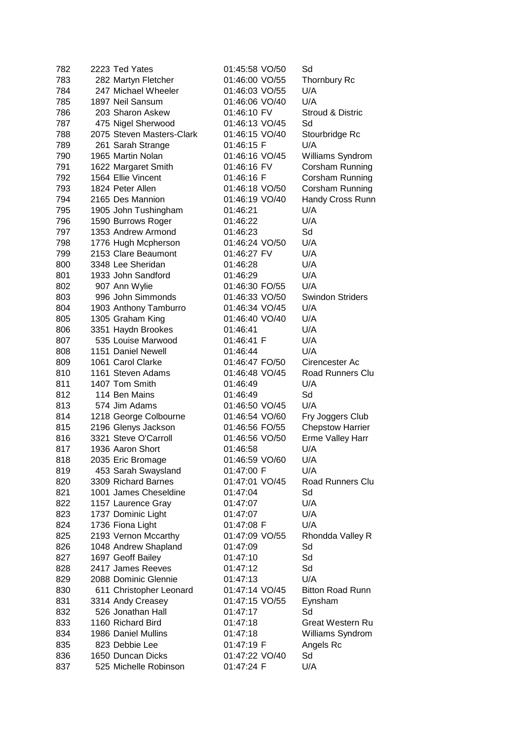| | | | | |
|---|---|---|---|---|
| 782 | 2223 Ted Yates | 01:45:58 VO/50 | Sd |
| 783 | 282 Martyn Fletcher | 01:46:00 VO/55 | Thornbury Rc |
| 784 | 247 Michael Wheeler | 01:46:03 VO/55 | U/A |
| 785 | 1897 Neil Sansum | 01:46:06 VO/40 | U/A |
| 786 | 203 Sharon Askew | 01:46:10 FV | Stroud & Distric |
| 787 | 475 Nigel Sherwood | 01:46:13 VO/45 | Sd |
| 788 | 2075 Steven Masters-Clark | 01:46:15 VO/40 | Stourbridge Rc |
| 789 | 261 Sarah Strange | 01:46:15 F | U/A |
| 790 | 1965 Martin Nolan | 01:46:16 VO/45 | Williams Syndrom |
| 791 | 1622 Margaret Smith | 01:46:16 FV | Corsham Running |
| 792 | 1564 Ellie Vincent | 01:46:16 F | Corsham Running |
| 793 | 1824 Peter Allen | 01:46:18 VO/50 | Corsham Running |
| 794 | 2165 Des Mannion | 01:46:19 VO/40 | Handy Cross Runn |
| 795 | 1905 John Tushingham | 01:46:21 | U/A |
| 796 | 1590 Burrows Roger | 01:46:22 | U/A |
| 797 | 1353 Andrew Armond | 01:46:23 | Sd |
| 798 | 1776 Hugh Mcpherson | 01:46:24 VO/50 | U/A |
| 799 | 2153 Clare Beaumont | 01:46:27 FV | U/A |
| 800 | 3348 Lee Sheridan | 01:46:28 | U/A |
| 801 | 1933 John Sandford | 01:46:29 | U/A |
| 802 | 907 Ann Wylie | 01:46:30 FO/55 | U/A |
| 803 | 996 John Simmonds | 01:46:33 VO/50 | Swindon Striders |
| 804 | 1903 Anthony Tamburro | 01:46:34 VO/45 | U/A |
| 805 | 1305 Graham King | 01:46:40 VO/40 | U/A |
| 806 | 3351 Haydn Brookes | 01:46:41 | U/A |
| 807 | 535 Louise Marwood | 01:46:41 F | U/A |
| 808 | 1151 Daniel Newell | 01:46:44 | U/A |
| 809 | 1061 Carol Clarke | 01:46:47 FO/50 | Cirencester Ac |
| 810 | 1161 Steven Adams | 01:46:48 VO/45 | Road Runners Clu |
| 811 | 1407 Tom Smith | 01:46:49 | U/A |
| 812 | 114 Ben Mains | 01:46:49 | Sd |
| 813 | 574 Jim Adams | 01:46:50 VO/45 | U/A |
| 814 | 1218 George Colbourne | 01:46:54 VO/60 | Fry Joggers Club |
| 815 | 2196 Glenys Jackson | 01:46:56 FO/55 | Chepstow Harrier |
| 816 | 3321 Steve O'Carroll | 01:46:56 VO/50 | Erme Valley Harr |
| 817 | 1936 Aaron Short | 01:46:58 | U/A |
| 818 | 2035 Eric Bromage | 01:46:59 VO/60 | U/A |
| 819 | 453 Sarah Swaysland | 01:47:00 F | U/A |
| 820 | 3309 Richard Barnes | 01:47:01 VO/45 | Road Runners Clu |
| 821 | 1001 James Cheseldine | 01:47:04 | Sd |
| 822 | 1157 Laurence Gray | 01:47:07 | U/A |
| 823 | 1737 Dominic Light | 01:47:07 | U/A |
| 824 | 1736 Fiona Light | 01:47:08 F | U/A |
| 825 | 2193 Vernon Mccarthy | 01:47:09 VO/55 | Rhondda Valley R |
| 826 | 1048 Andrew Shapland | 01:47:09 | Sd |
| 827 | 1697 Geoff Bailey | 01:47:10 | Sd |
| 828 | 2417 James Reeves | 01:47:12 | Sd |
| 829 | 2088 Dominic Glennie | 01:47:13 | U/A |
| 830 | 611 Christopher Leonard | 01:47:14 VO/45 | Bitton Road Runn |
| 831 | 3314 Andy Creasey | 01:47:15 VO/55 | Eynsham |
| 832 | 526 Jonathan Hall | 01:47:17 | Sd |
| 833 | 1160 Richard Bird | 01:47:18 | Great Western Ru |
| 834 | 1986 Daniel Mullins | 01:47:18 | Williams Syndrom |
| 835 | 823 Debbie Lee | 01:47:19 F | Angels Rc |
| 836 | 1650 Duncan Dicks | 01:47:22 VO/40 | Sd |
| 837 | 525 Michelle Robinson | 01:47:24 F | U/A |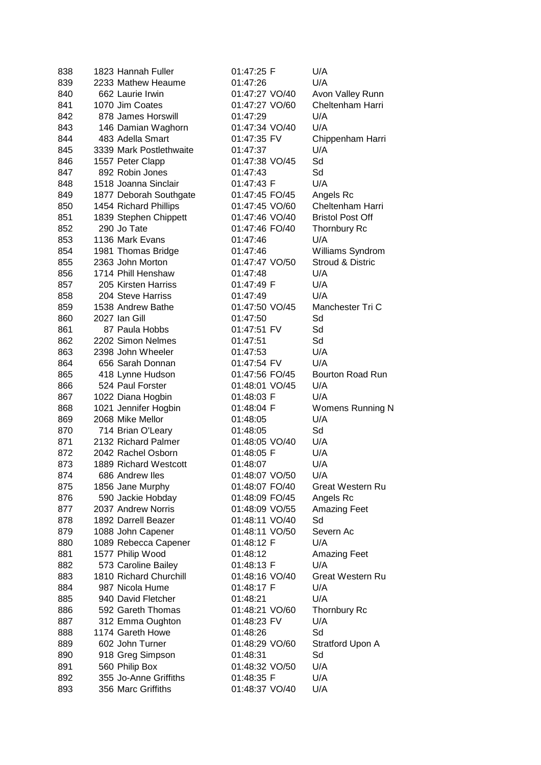| 838 | 1823 | Hannah Fuller | 01:47:25 | F | U/A |
|---|---|---|---|---|---|
| 839 | 2233 | Mathew Heaume | 01:47:26 | | U/A |
| 840 | 662 | Laurie Irwin | 01:47:27 | VO/40 | Avon Valley Runn |
| 841 | 1070 | Jim Coates | 01:47:27 | VO/60 | Cheltenham Harri |
| 842 | 878 | James Horswill | 01:47:29 | | U/A |
| 843 | 146 | Damian Waghorn | 01:47:34 | VO/40 | U/A |
| 844 | 483 | Adella Smart | 01:47:35 | FV | Chippenham Harri |
| 845 | 3339 | Mark Postlethwaite | 01:47:37 | | U/A |
| 846 | 1557 | Peter Clapp | 01:47:38 | VO/45 | Sd |
| 847 | 892 | Robin Jones | 01:47:43 | | Sd |
| 848 | 1518 | Joanna Sinclair | 01:47:43 | F | U/A |
| 849 | 1877 | Deborah Southgate | 01:47:45 | FO/45 | Angels Rc |
| 850 | 1454 | Richard Phillips | 01:47:45 | VO/60 | Cheltenham Harri |
| 851 | 1839 | Stephen Chippett | 01:47:46 | VO/40 | Bristol Post Off |
| 852 | 290 | Jo Tate | 01:47:46 | FO/40 | Thornbury Rc |
| 853 | 1136 | Mark Evans | 01:47:46 | | U/A |
| 854 | 1981 | Thomas Bridge | 01:47:46 | | Williams Syndrom |
| 855 | 2363 | John Morton | 01:47:47 | VO/50 | Stroud & Distric |
| 856 | 1714 | Phill Henshaw | 01:47:48 | | U/A |
| 857 | 205 | Kirsten Harriss | 01:47:49 | F | U/A |
| 858 | 204 | Steve Harriss | 01:47:49 | | U/A |
| 859 | 1538 | Andrew Bathe | 01:47:50 | VO/45 | Manchester Tri C |
| 860 | 2027 | Ian Gill | 01:47:50 | | Sd |
| 861 | 87 | Paula Hobbs | 01:47:51 | FV | Sd |
| 862 | 2202 | Simon Nelmes | 01:47:51 | | Sd |
| 863 | 2398 | John Wheeler | 01:47:53 | | U/A |
| 864 | 656 | Sarah Donnan | 01:47:54 | FV | U/A |
| 865 | 418 | Lynne Hudson | 01:47:56 | FO/45 | Bourton Road Run |
| 866 | 524 | Paul Forster | 01:48:01 | VO/45 | U/A |
| 867 | 1022 | Diana Hogbin | 01:48:03 | F | U/A |
| 868 | 1021 | Jennifer Hogbin | 01:48:04 | F | Womens Running N |
| 869 | 2068 | Mike Mellor | 01:48:05 | | U/A |
| 870 | 714 | Brian O'Leary | 01:48:05 | | Sd |
| 871 | 2132 | Richard Palmer | 01:48:05 | VO/40 | U/A |
| 872 | 2042 | Rachel Osborn | 01:48:05 | F | U/A |
| 873 | 1889 | Richard Westcott | 01:48:07 | | U/A |
| 874 | 686 | Andrew Iles | 01:48:07 | VO/50 | U/A |
| 875 | 1856 | Jane Murphy | 01:48:07 | FO/40 | Great Western Ru |
| 876 | 590 | Jackie Hobday | 01:48:09 | FO/45 | Angels Rc |
| 877 | 2037 | Andrew Norris | 01:48:09 | VO/55 | Amazing Feet |
| 878 | 1892 | Darrell Beazer | 01:48:11 | VO/40 | Sd |
| 879 | 1088 | John Capener | 01:48:11 | VO/50 | Severn Ac |
| 880 | 1089 | Rebecca Capener | 01:48:12 | F | U/A |
| 881 | 1577 | Philip Wood | 01:48:12 | | Amazing Feet |
| 882 | 573 | Caroline Bailey | 01:48:13 | F | U/A |
| 883 | 1810 | Richard Churchill | 01:48:16 | VO/40 | Great Western Ru |
| 884 | 987 | Nicola Hume | 01:48:17 | F | U/A |
| 885 | 940 | David Fletcher | 01:48:21 | | U/A |
| 886 | 592 | Gareth Thomas | 01:48:21 | VO/60 | Thornbury Rc |
| 887 | 312 | Emma Oughton | 01:48:23 | FV | U/A |
| 888 | 1174 | Gareth Howe | 01:48:26 | | Sd |
| 889 | 602 | John Turner | 01:48:29 | VO/60 | Stratford Upon A |
| 890 | 918 | Greg Simpson | 01:48:31 | | Sd |
| 891 | 560 | Philip Box | 01:48:32 | VO/50 | U/A |
| 892 | 355 | Jo-Anne Griffiths | 01:48:35 | F | U/A |
| 893 | 356 | Marc Griffiths | 01:48:37 | VO/40 | U/A |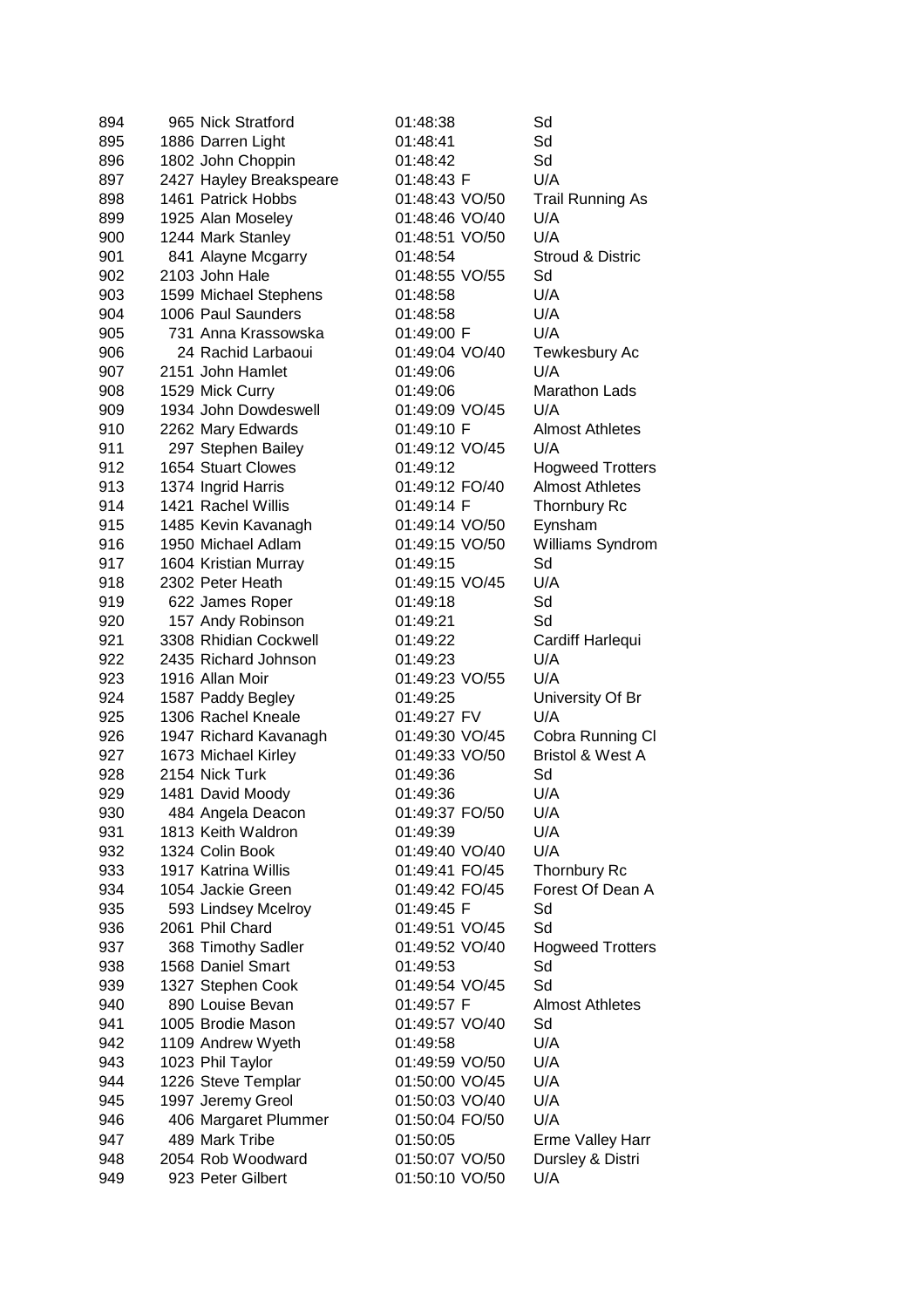| | | | | | |
|---|---|---|---|---|---|
| 894 | 965 | Nick Stratford | 01:48:38 | | Sd |
| 895 | 1886 | Darren Light | 01:48:41 | | Sd |
| 896 | 1802 | John Choppin | 01:48:42 | | Sd |
| 897 | 2427 | Hayley Breakspeare | 01:48:43 | F | U/A |
| 898 | 1461 | Patrick Hobbs | 01:48:43 | VO/50 | Trail Running As |
| 899 | 1925 | Alan Moseley | 01:48:46 | VO/40 | U/A |
| 900 | 1244 | Mark Stanley | 01:48:51 | VO/50 | U/A |
| 901 | 841 | Alayne Mcgarry | 01:48:54 | | Stroud & Distric |
| 902 | 2103 | John Hale | 01:48:55 | VO/55 | Sd |
| 903 | 1599 | Michael Stephens | 01:48:58 | | U/A |
| 904 | 1006 | Paul Saunders | 01:48:58 | | U/A |
| 905 | 731 | Anna Krassowska | 01:49:00 | F | U/A |
| 906 | 24 | Rachid Larbaoui | 01:49:04 | VO/40 | Tewkesbury Ac |
| 907 | 2151 | John Hamlet | 01:49:06 | | U/A |
| 908 | 1529 | Mick Curry | 01:49:06 | | Marathon Lads |
| 909 | 1934 | John Dowdeswell | 01:49:09 | VO/45 | U/A |
| 910 | 2262 | Mary Edwards | 01:49:10 | F | Almost Athletes |
| 911 | 297 | Stephen Bailey | 01:49:12 | VO/45 | U/A |
| 912 | 1654 | Stuart Clowes | 01:49:12 | | Hogweed Trotters |
| 913 | 1374 | Ingrid Harris | 01:49:12 | FO/40 | Almost Athletes |
| 914 | 1421 | Rachel Willis | 01:49:14 | F | Thornbury Rc |
| 915 | 1485 | Kevin Kavanagh | 01:49:14 | VO/50 | Eynsham |
| 916 | 1950 | Michael Adlam | 01:49:15 | VO/50 | Williams Syndrom |
| 917 | 1604 | Kristian Murray | 01:49:15 | | Sd |
| 918 | 2302 | Peter Heath | 01:49:15 | VO/45 | U/A |
| 919 | 622 | James Roper | 01:49:18 | | Sd |
| 920 | 157 | Andy Robinson | 01:49:21 | | Sd |
| 921 | 3308 | Rhidian Cockwell | 01:49:22 | | Cardiff Harlequi |
| 922 | 2435 | Richard Johnson | 01:49:23 | | U/A |
| 923 | 1916 | Allan Moir | 01:49:23 | VO/55 | U/A |
| 924 | 1587 | Paddy Begley | 01:49:25 | | University Of Br |
| 925 | 1306 | Rachel Kneale | 01:49:27 | FV | U/A |
| 926 | 1947 | Richard Kavanagh | 01:49:30 | VO/45 | Cobra Running Cl |
| 927 | 1673 | Michael Kirley | 01:49:33 | VO/50 | Bristol & West A |
| 928 | 2154 | Nick Turk | 01:49:36 | | Sd |
| 929 | 1481 | David Moody | 01:49:36 | | U/A |
| 930 | 484 | Angela Deacon | 01:49:37 | FO/50 | U/A |
| 931 | 1813 | Keith Waldron | 01:49:39 | | U/A |
| 932 | 1324 | Colin Book | 01:49:40 | VO/40 | U/A |
| 933 | 1917 | Katrina Willis | 01:49:41 | FO/45 | Thornbury Rc |
| 934 | 1054 | Jackie Green | 01:49:42 | FO/45 | Forest Of Dean A |
| 935 | 593 | Lindsey Mcelroy | 01:49:45 | F | Sd |
| 936 | 2061 | Phil Chard | 01:49:51 | VO/45 | Sd |
| 937 | 368 | Timothy Sadler | 01:49:52 | VO/40 | Hogweed Trotters |
| 938 | 1568 | Daniel Smart | 01:49:53 | | Sd |
| 939 | 1327 | Stephen Cook | 01:49:54 | VO/45 | Sd |
| 940 | 890 | Louise Bevan | 01:49:57 | F | Almost Athletes |
| 941 | 1005 | Brodie Mason | 01:49:57 | VO/40 | Sd |
| 942 | 1109 | Andrew Wyeth | 01:49:58 | | U/A |
| 943 | 1023 | Phil Taylor | 01:49:59 | VO/50 | U/A |
| 944 | 1226 | Steve Templar | 01:50:00 | VO/45 | U/A |
| 945 | 1997 | Jeremy Greol | 01:50:03 | VO/40 | U/A |
| 946 | 406 | Margaret Plummer | 01:50:04 | FO/50 | U/A |
| 947 | 489 | Mark Tribe | 01:50:05 | | Erme Valley Harr |
| 948 | 2054 | Rob Woodward | 01:50:07 | VO/50 | Dursley & Distri |
| 949 | 923 | Peter Gilbert | 01:50:10 | VO/50 | U/A |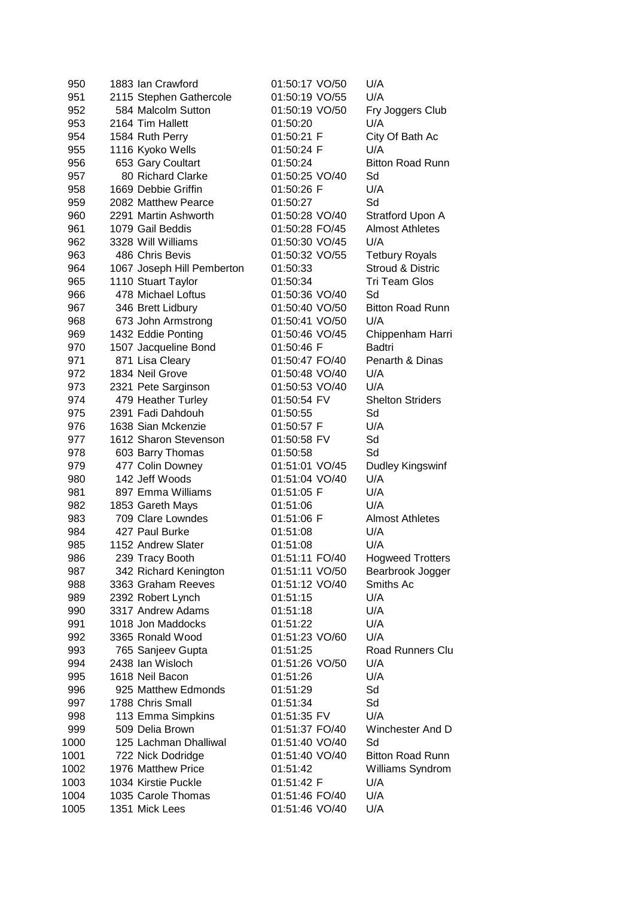| | | | | | |
|---|---|---|---|---|---|
| 950 | 1883 | Ian Crawford | 01:50:17 | VO/50 | U/A |
| 951 | 2115 | Stephen Gathercole | 01:50:19 | VO/55 | U/A |
| 952 | 584 | Malcolm Sutton | 01:50:19 | VO/50 | Fry Joggers Club |
| 953 | 2164 | Tim Hallett | 01:50:20 | | U/A |
| 954 | 1584 | Ruth Perry | 01:50:21 | F | City Of Bath Ac |
| 955 | 1116 | Kyoko Wells | 01:50:24 | F | U/A |
| 956 | 653 | Gary Coultart | 01:50:24 | | Bitton Road Runn |
| 957 | 80 | Richard Clarke | 01:50:25 | VO/40 | Sd |
| 958 | 1669 | Debbie Griffin | 01:50:26 | F | U/A |
| 959 | 2082 | Matthew Pearce | 01:50:27 | | Sd |
| 960 | 2291 | Martin Ashworth | 01:50:28 | VO/40 | Stratford Upon A |
| 961 | 1079 | Gail Beddis | 01:50:28 | FO/45 | Almost Athletes |
| 962 | 3328 | Will Williams | 01:50:30 | VO/45 | U/A |
| 963 | 486 | Chris Bevis | 01:50:32 | VO/55 | Tetbury Royals |
| 964 | 1067 | Joseph Hill Pemberton | 01:50:33 | | Stroud & Distric |
| 965 | 1110 | Stuart Taylor | 01:50:34 | | Tri Team Glos |
| 966 | 478 | Michael Loftus | 01:50:36 | VO/40 | Sd |
| 967 | 346 | Brett Lidbury | 01:50:40 | VO/50 | Bitton Road Runn |
| 968 | 673 | John Armstrong | 01:50:41 | VO/50 | U/A |
| 969 | 1432 | Eddie Ponting | 01:50:46 | VO/45 | Chippenham Harri |
| 970 | 1507 | Jacqueline Bond | 01:50:46 | F | Badtri |
| 971 | 871 | Lisa Cleary | 01:50:47 | FO/40 | Penarth & Dinas |
| 972 | 1834 | Neil Grove | 01:50:48 | VO/40 | U/A |
| 973 | 2321 | Pete Sarginson | 01:50:53 | VO/40 | U/A |
| 974 | 479 | Heather Turley | 01:50:54 | FV | Shelton Striders |
| 975 | 2391 | Fadi Dahdouh | 01:50:55 | | Sd |
| 976 | 1638 | Sian Mckenzie | 01:50:57 | F | U/A |
| 977 | 1612 | Sharon Stevenson | 01:50:58 | FV | Sd |
| 978 | 603 | Barry Thomas | 01:50:58 | | Sd |
| 979 | 477 | Colin Downey | 01:51:01 | VO/45 | Dudley Kingswinf |
| 980 | 142 | Jeff Woods | 01:51:04 | VO/40 | U/A |
| 981 | 897 | Emma Williams | 01:51:05 | F | U/A |
| 982 | 1853 | Gareth Mays | 01:51:06 | | U/A |
| 983 | 709 | Clare Lowndes | 01:51:06 | F | Almost Athletes |
| 984 | 427 | Paul Burke | 01:51:08 | | U/A |
| 985 | 1152 | Andrew Slater | 01:51:08 | | U/A |
| 986 | 239 | Tracy Booth | 01:51:11 | FO/40 | Hogweed Trotters |
| 987 | 342 | Richard Kenington | 01:51:11 | VO/50 | Bearbrook Jogger |
| 988 | 3363 | Graham Reeves | 01:51:12 | VO/40 | Smiths Ac |
| 989 | 2392 | Robert Lynch | 01:51:15 | | U/A |
| 990 | 3317 | Andrew Adams | 01:51:18 | | U/A |
| 991 | 1018 | Jon Maddocks | 01:51:22 | | U/A |
| 992 | 3365 | Ronald Wood | 01:51:23 | VO/60 | U/A |
| 993 | 765 | Sanjeev Gupta | 01:51:25 | | Road Runners Clu |
| 994 | 2438 | Ian Wisloch | 01:51:26 | VO/50 | U/A |
| 995 | 1618 | Neil Bacon | 01:51:26 | | U/A |
| 996 | 925 | Matthew Edmonds | 01:51:29 | | Sd |
| 997 | 1788 | Chris Small | 01:51:34 | | Sd |
| 998 | 113 | Emma Simpkins | 01:51:35 | FV | U/A |
| 999 | 509 | Delia Brown | 01:51:37 | FO/40 | Winchester And D |
| 1000 | 125 | Lachman Dhalliwal | 01:51:40 | VO/40 | Sd |
| 1001 | 722 | Nick Dodridge | 01:51:40 | VO/40 | Bitton Road Runn |
| 1002 | 1976 | Matthew Price | 01:51:42 | | Williams Syndrom |
| 1003 | 1034 | Kirstie Puckle | 01:51:42 | F | U/A |
| 1004 | 1035 | Carole Thomas | 01:51:46 | FO/40 | U/A |
| 1005 | 1351 | Mick Lees | 01:51:46 | VO/40 | U/A |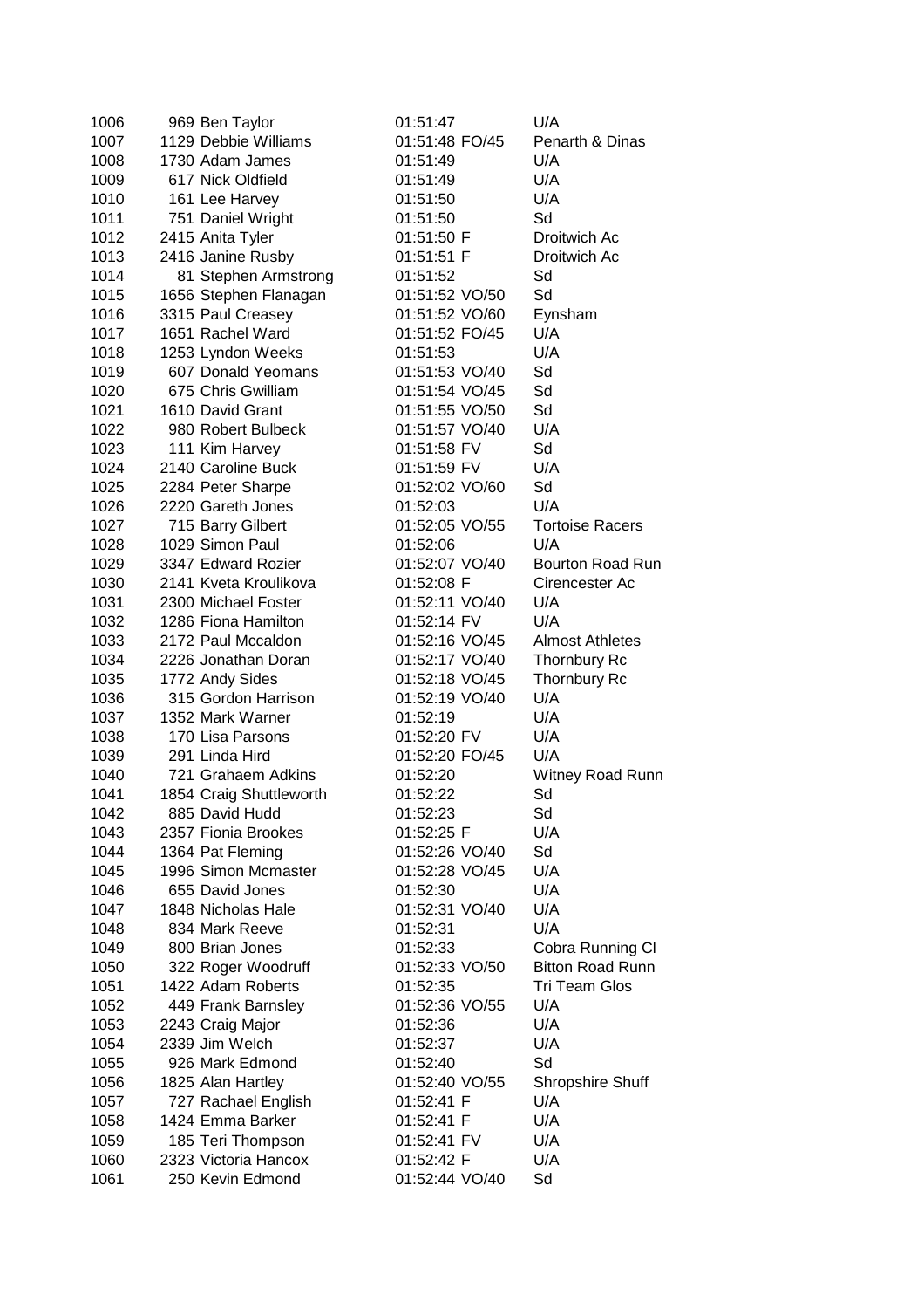| | | | | | |
|---|---|---|---|---|---|
| 1006 | 969 | Ben Taylor | 01:51:47 | | U/A |
| 1007 | 1129 | Debbie Williams | 01:51:48 | FO/45 | Penarth & Dinas |
| 1008 | 1730 | Adam James | 01:51:49 | | U/A |
| 1009 | 617 | Nick Oldfield | 01:51:49 | | U/A |
| 1010 | 161 | Lee Harvey | 01:51:50 | | U/A |
| 1011 | 751 | Daniel Wright | 01:51:50 | | Sd |
| 1012 | 2415 | Anita Tyler | 01:51:50 | F | Droitwich Ac |
| 1013 | 2416 | Janine Rusby | 01:51:51 | F | Droitwich Ac |
| 1014 | 81 | Stephen Armstrong | 01:51:52 | | Sd |
| 1015 | 1656 | Stephen Flanagan | 01:51:52 | VO/50 | Sd |
| 1016 | 3315 | Paul Creasey | 01:51:52 | VO/60 | Eynsham |
| 1017 | 1651 | Rachel Ward | 01:51:52 | FO/45 | U/A |
| 1018 | 1253 | Lyndon Weeks | 01:51:53 | | U/A |
| 1019 | 607 | Donald Yeomans | 01:51:53 | VO/40 | Sd |
| 1020 | 675 | Chris Gwilliam | 01:51:54 | VO/45 | Sd |
| 1021 | 1610 | David Grant | 01:51:55 | VO/50 | Sd |
| 1022 | 980 | Robert Bulbeck | 01:51:57 | VO/40 | U/A |
| 1023 | 111 | Kim Harvey | 01:51:58 | FV | Sd |
| 1024 | 2140 | Caroline Buck | 01:51:59 | FV | U/A |
| 1025 | 2284 | Peter Sharpe | 01:52:02 | VO/60 | Sd |
| 1026 | 2220 | Gareth Jones | 01:52:03 | | U/A |
| 1027 | 715 | Barry Gilbert | 01:52:05 | VO/55 | Tortoise Racers |
| 1028 | 1029 | Simon Paul | 01:52:06 | | U/A |
| 1029 | 3347 | Edward Rozier | 01:52:07 | VO/40 | Bourton Road Run |
| 1030 | 2141 | Kveta Kroulikova | 01:52:08 | F | Cirencester Ac |
| 1031 | 2300 | Michael Foster | 01:52:11 | VO/40 | U/A |
| 1032 | 1286 | Fiona Hamilton | 01:52:14 | FV | U/A |
| 1033 | 2172 | Paul Mccaldon | 01:52:16 | VO/45 | Almost Athletes |
| 1034 | 2226 | Jonathan Doran | 01:52:17 | VO/40 | Thornbury Rc |
| 1035 | 1772 | Andy Sides | 01:52:18 | VO/45 | Thornbury Rc |
| 1036 | 315 | Gordon Harrison | 01:52:19 | VO/40 | U/A |
| 1037 | 1352 | Mark Warner | 01:52:19 | | U/A |
| 1038 | 170 | Lisa Parsons | 01:52:20 | FV | U/A |
| 1039 | 291 | Linda Hird | 01:52:20 | FO/45 | U/A |
| 1040 | 721 | Grahaem Adkins | 01:52:20 | | Witney Road Runn |
| 1041 | 1854 | Craig Shuttleworth | 01:52:22 | | Sd |
| 1042 | 885 | David Hudd | 01:52:23 | | Sd |
| 1043 | 2357 | Fionia Brookes | 01:52:25 | F | U/A |
| 1044 | 1364 | Pat Fleming | 01:52:26 | VO/40 | Sd |
| 1045 | 1996 | Simon Mcmaster | 01:52:28 | VO/45 | U/A |
| 1046 | 655 | David Jones | 01:52:30 | | U/A |
| 1047 | 1848 | Nicholas Hale | 01:52:31 | VO/40 | U/A |
| 1048 | 834 | Mark Reeve | 01:52:31 | | U/A |
| 1049 | 800 | Brian Jones | 01:52:33 | | Cobra Running Cl |
| 1050 | 322 | Roger Woodruff | 01:52:33 | VO/50 | Bitton Road Runn |
| 1051 | 1422 | Adam Roberts | 01:52:35 | | Tri Team Glos |
| 1052 | 449 | Frank Barnsley | 01:52:36 | VO/55 | U/A |
| 1053 | 2243 | Craig Major | 01:52:36 | | U/A |
| 1054 | 2339 | Jim Welch | 01:52:37 | | U/A |
| 1055 | 926 | Mark Edmond | 01:52:40 | | Sd |
| 1056 | 1825 | Alan Hartley | 01:52:40 | VO/55 | Shropshire Shuff |
| 1057 | 727 | Rachael English | 01:52:41 | F | U/A |
| 1058 | 1424 | Emma Barker | 01:52:41 | F | U/A |
| 1059 | 185 | Teri Thompson | 01:52:41 | FV | U/A |
| 1060 | 2323 | Victoria Hancox | 01:52:42 | F | U/A |
| 1061 | 250 | Kevin Edmond | 01:52:44 | VO/40 | Sd |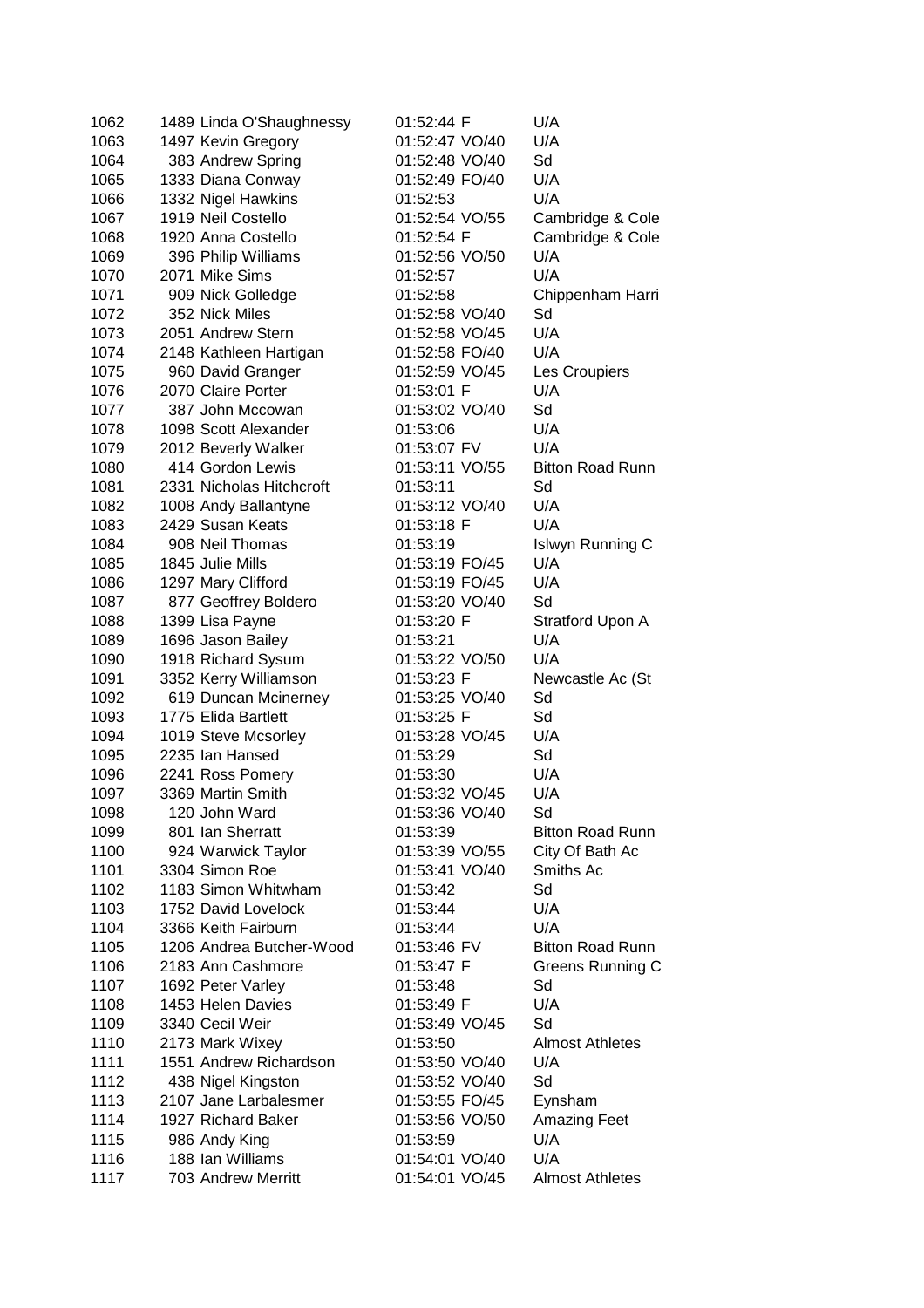| | | | | | |
|---|---|---|---|---|---|
| 1062 | 1489 | Linda O'Shaughnessy | 01:52:44 | F | U/A |
| 1063 | 1497 | Kevin Gregory | 01:52:47 | VO/40 | U/A |
| 1064 | 383 | Andrew Spring | 01:52:48 | VO/40 | Sd |
| 1065 | 1333 | Diana Conway | 01:52:49 | FO/40 | U/A |
| 1066 | 1332 | Nigel Hawkins | 01:52:53 | | U/A |
| 1067 | 1919 | Neil Costello | 01:52:54 | VO/55 | Cambridge & Cole |
| 1068 | 1920 | Anna Costello | 01:52:54 | F | Cambridge & Cole |
| 1069 | 396 | Philip Williams | 01:52:56 | VO/50 | U/A |
| 1070 | 2071 | Mike Sims | 01:52:57 | | U/A |
| 1071 | 909 | Nick Golledge | 01:52:58 | | Chippenham Harri |
| 1072 | 352 | Nick Miles | 01:52:58 | VO/40 | Sd |
| 1073 | 2051 | Andrew Stern | 01:52:58 | VO/45 | U/A |
| 1074 | 2148 | Kathleen Hartigan | 01:52:58 | FO/40 | U/A |
| 1075 | 960 | David Granger | 01:52:59 | VO/45 | Les Croupiers |
| 1076 | 2070 | Claire Porter | 01:53:01 | F | U/A |
| 1077 | 387 | John Mccowan | 01:53:02 | VO/40 | Sd |
| 1078 | 1098 | Scott Alexander | 01:53:06 | | U/A |
| 1079 | 2012 | Beverly Walker | 01:53:07 | FV | U/A |
| 1080 | 414 | Gordon Lewis | 01:53:11 | VO/55 | Bitton Road Runn |
| 1081 | 2331 | Nicholas Hitchcroft | 01:53:11 | | Sd |
| 1082 | 1008 | Andy Ballantyne | 01:53:12 | VO/40 | U/A |
| 1083 | 2429 | Susan Keats | 01:53:18 | F | U/A |
| 1084 | 908 | Neil Thomas | 01:53:19 | | Islwyn Running C |
| 1085 | 1845 | Julie Mills | 01:53:19 | FO/45 | U/A |
| 1086 | 1297 | Mary Clifford | 01:53:19 | FO/45 | U/A |
| 1087 | 877 | Geoffrey Boldero | 01:53:20 | VO/40 | Sd |
| 1088 | 1399 | Lisa Payne | 01:53:20 | F | Stratford Upon A |
| 1089 | 1696 | Jason Bailey | 01:53:21 | | U/A |
| 1090 | 1918 | Richard Sysum | 01:53:22 | VO/50 | U/A |
| 1091 | 3352 | Kerry Williamson | 01:53:23 | F | Newcastle Ac (St |
| 1092 | 619 | Duncan Mcinerney | 01:53:25 | VO/40 | Sd |
| 1093 | 1775 | Elida Bartlett | 01:53:25 | F | Sd |
| 1094 | 1019 | Steve Mcsorley | 01:53:28 | VO/45 | U/A |
| 1095 | 2235 | Ian Hansed | 01:53:29 | | Sd |
| 1096 | 2241 | Ross Pomery | 01:53:30 | | U/A |
| 1097 | 3369 | Martin Smith | 01:53:32 | VO/45 | U/A |
| 1098 | 120 | John Ward | 01:53:36 | VO/40 | Sd |
| 1099 | 801 | Ian Sherratt | 01:53:39 | | Bitton Road Runn |
| 1100 | 924 | Warwick Taylor | 01:53:39 | VO/55 | City Of Bath Ac |
| 1101 | 3304 | Simon Roe | 01:53:41 | VO/40 | Smiths Ac |
| 1102 | 1183 | Simon Whitwham | 01:53:42 | | Sd |
| 1103 | 1752 | David Lovelock | 01:53:44 | | U/A |
| 1104 | 3366 | Keith Fairburn | 01:53:44 | | U/A |
| 1105 | 1206 | Andrea Butcher-Wood | 01:53:46 | FV | Bitton Road Runn |
| 1106 | 2183 | Ann Cashmore | 01:53:47 | F | Greens Running C |
| 1107 | 1692 | Peter Varley | 01:53:48 | | Sd |
| 1108 | 1453 | Helen Davies | 01:53:49 | F | U/A |
| 1109 | 3340 | Cecil Weir | 01:53:49 | VO/45 | Sd |
| 1110 | 2173 | Mark Wixey | 01:53:50 | | Almost Athletes |
| 1111 | 1551 | Andrew Richardson | 01:53:50 | VO/40 | U/A |
| 1112 | 438 | Nigel Kingston | 01:53:52 | VO/40 | Sd |
| 1113 | 2107 | Jane Larbalesmer | 01:53:55 | FO/45 | Eynsham |
| 1114 | 1927 | Richard Baker | 01:53:56 | VO/50 | Amazing Feet |
| 1115 | 986 | Andy King | 01:53:59 | | U/A |
| 1116 | 188 | Ian Williams | 01:54:01 | VO/40 | U/A |
| 1117 | 703 | Andrew Merritt | 01:54:01 | VO/45 | Almost Athletes |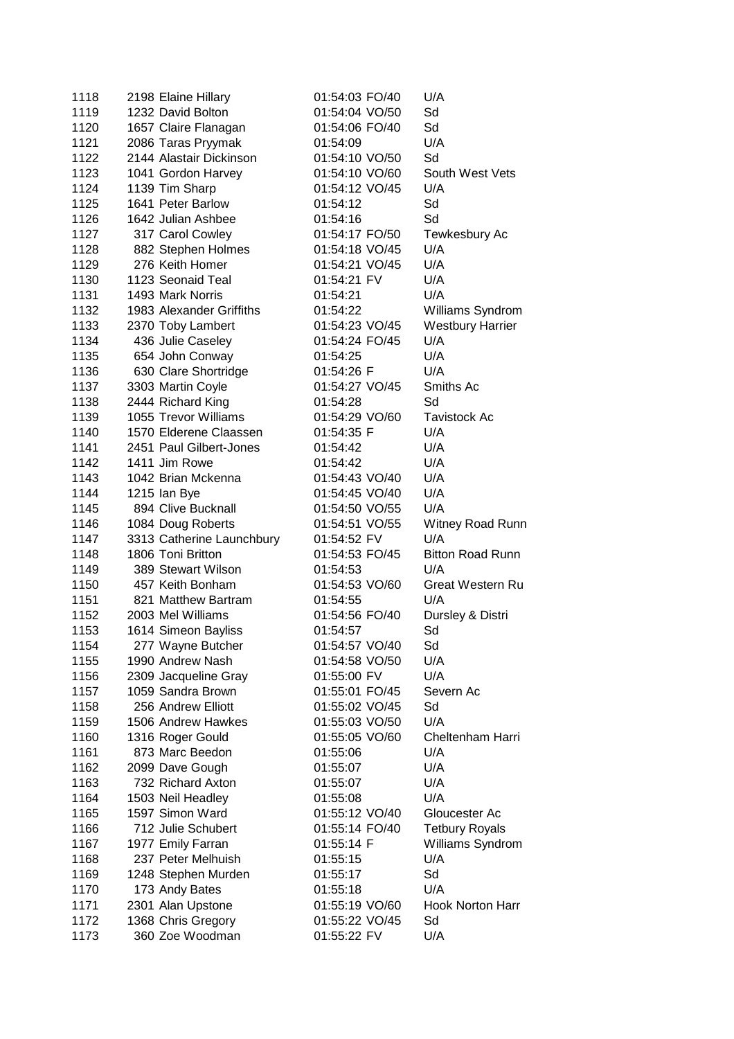| | | | | | |
|---|---|---|---|---|---|
| 1118 | 2198 | Elaine Hillary | 01:54:03 | FO/40 | U/A |
| 1119 | 1232 | David Bolton | 01:54:04 | VO/50 | Sd |
| 1120 | 1657 | Claire Flanagan | 01:54:06 | FO/40 | Sd |
| 1121 | 2086 | Taras Pryymak | 01:54:09 | | U/A |
| 1122 | 2144 | Alastair Dickinson | 01:54:10 | VO/50 | Sd |
| 1123 | 1041 | Gordon Harvey | 01:54:10 | VO/60 | South West Vets |
| 1124 | 1139 | Tim Sharp | 01:54:12 | VO/45 | U/A |
| 1125 | 1641 | Peter Barlow | 01:54:12 | | Sd |
| 1126 | 1642 | Julian Ashbee | 01:54:16 | | Sd |
| 1127 | 317 | Carol Cowley | 01:54:17 | FO/50 | Tewkesbury Ac |
| 1128 | 882 | Stephen Holmes | 01:54:18 | VO/45 | U/A |
| 1129 | 276 | Keith Homer | 01:54:21 | VO/45 | U/A |
| 1130 | 1123 | Seonaid Teal | 01:54:21 | FV | U/A |
| 1131 | 1493 | Mark Norris | 01:54:21 | | U/A |
| 1132 | 1983 | Alexander Griffiths | 01:54:22 | | Williams Syndrom |
| 1133 | 2370 | Toby Lambert | 01:54:23 | VO/45 | Westbury Harrier |
| 1134 | 436 | Julie Caseley | 01:54:24 | FO/45 | U/A |
| 1135 | 654 | John Conway | 01:54:25 | | U/A |
| 1136 | 630 | Clare Shortridge | 01:54:26 | F | U/A |
| 1137 | 3303 | Martin Coyle | 01:54:27 | VO/45 | Smiths Ac |
| 1138 | 2444 | Richard King | 01:54:28 | | Sd |
| 1139 | 1055 | Trevor Williams | 01:54:29 | VO/60 | Tavistock Ac |
| 1140 | 1570 | Elderene Claassen | 01:54:35 | F | U/A |
| 1141 | 2451 | Paul Gilbert-Jones | 01:54:42 | | U/A |
| 1142 | 1411 | Jim Rowe | 01:54:42 | | U/A |
| 1143 | 1042 | Brian Mckenna | 01:54:43 | VO/40 | U/A |
| 1144 | 1215 | Ian Bye | 01:54:45 | VO/40 | U/A |
| 1145 | 894 | Clive Bucknall | 01:54:50 | VO/55 | U/A |
| 1146 | 1084 | Doug Roberts | 01:54:51 | VO/55 | Witney Road Runn |
| 1147 | 3313 | Catherine Launchbury | 01:54:52 | FV | U/A |
| 1148 | 1806 | Toni Britton | 01:54:53 | FO/45 | Bitton Road Runn |
| 1149 | 389 | Stewart Wilson | 01:54:53 | | U/A |
| 1150 | 457 | Keith Bonham | 01:54:53 | VO/60 | Great Western Ru |
| 1151 | 821 | Matthew Bartram | 01:54:55 | | U/A |
| 1152 | 2003 | Mel Williams | 01:54:56 | FO/40 | Dursley & Distri |
| 1153 | 1614 | Simeon Bayliss | 01:54:57 | | Sd |
| 1154 | 277 | Wayne Butcher | 01:54:57 | VO/40 | Sd |
| 1155 | 1990 | Andrew Nash | 01:54:58 | VO/50 | U/A |
| 1156 | 2309 | Jacqueline Gray | 01:55:00 | FV | U/A |
| 1157 | 1059 | Sandra Brown | 01:55:01 | FO/45 | Severn Ac |
| 1158 | 256 | Andrew Elliott | 01:55:02 | VO/45 | Sd |
| 1159 | 1506 | Andrew Hawkes | 01:55:03 | VO/50 | U/A |
| 1160 | 1316 | Roger Gould | 01:55:05 | VO/60 | Cheltenham Harri |
| 1161 | 873 | Marc Beedon | 01:55:06 | | U/A |
| 1162 | 2099 | Dave Gough | 01:55:07 | | U/A |
| 1163 | 732 | Richard Axton | 01:55:07 | | U/A |
| 1164 | 1503 | Neil Headley | 01:55:08 | | U/A |
| 1165 | 1597 | Simon Ward | 01:55:12 | VO/40 | Gloucester Ac |
| 1166 | 712 | Julie Schubert | 01:55:14 | FO/40 | Tetbury Royals |
| 1167 | 1977 | Emily Farran | 01:55:14 | F | Williams Syndrom |
| 1168 | 237 | Peter Melhuish | 01:55:15 | | U/A |
| 1169 | 1248 | Stephen Murden | 01:55:17 | | Sd |
| 1170 | 173 | Andy Bates | 01:55:18 | | U/A |
| 1171 | 2301 | Alan Upstone | 01:55:19 | VO/60 | Hook Norton Harr |
| 1172 | 1368 | Chris Gregory | 01:55:22 | VO/45 | Sd |
| 1173 | 360 | Zoe Woodman | 01:55:22 | FV | U/A |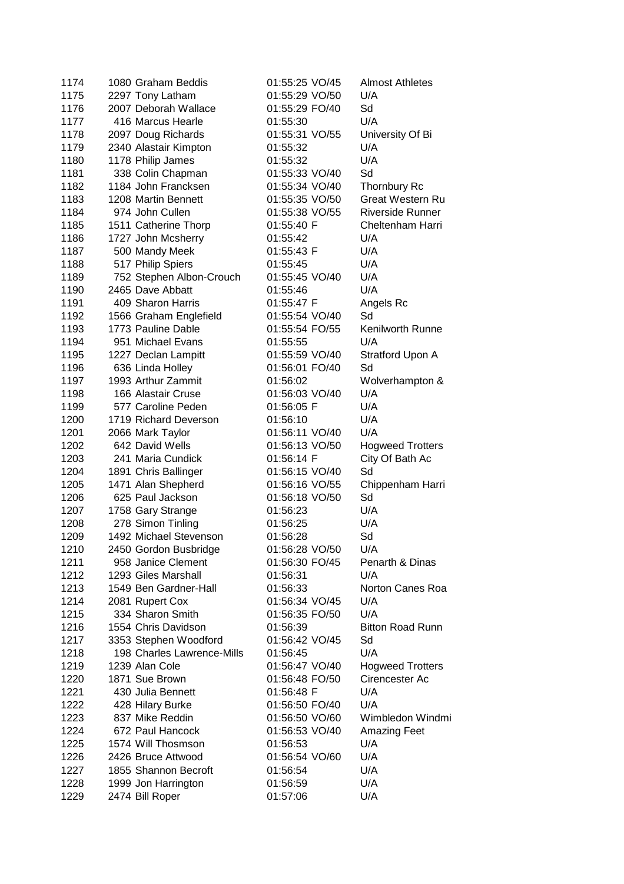| | | | | | |
|---|---|---|---|---|---|
| 1174 | 1080 | Graham Beddis | 01:55:25 | VO/45 | Almost Athletes |
| 1175 | 2297 | Tony Latham | 01:55:29 | VO/50 | U/A |
| 1176 | 2007 | Deborah Wallace | 01:55:29 | FO/40 | Sd |
| 1177 | 416 | Marcus Hearle | 01:55:30 | | U/A |
| 1178 | 2097 | Doug Richards | 01:55:31 | VO/55 | University Of Bi |
| 1179 | 2340 | Alastair Kimpton | 01:55:32 | | U/A |
| 1180 | 1178 | Philip James | 01:55:32 | | U/A |
| 1181 | 338 | Colin Chapman | 01:55:33 | VO/40 | Sd |
| 1182 | 1184 | John Francksen | 01:55:34 | VO/40 | Thornbury Rc |
| 1183 | 1208 | Martin Bennett | 01:55:35 | VO/50 | Great Western Ru |
| 1184 | 974 | John Cullen | 01:55:38 | VO/55 | Riverside Runner |
| 1185 | 1511 | Catherine Thorp | 01:55:40 | F | Cheltenham Harri |
| 1186 | 1727 | John Mcsherry | 01:55:42 | | U/A |
| 1187 | 500 | Mandy Meek | 01:55:43 | F | U/A |
| 1188 | 517 | Philip Spiers | 01:55:45 | | U/A |
| 1189 | 752 | Stephen Albon-Crouch | 01:55:45 | VO/40 | U/A |
| 1190 | 2465 | Dave Abbatt | 01:55:46 | | U/A |
| 1191 | 409 | Sharon Harris | 01:55:47 | F | Angels Rc |
| 1192 | 1566 | Graham Englefield | 01:55:54 | VO/40 | Sd |
| 1193 | 1773 | Pauline Dable | 01:55:54 | FO/55 | Kenilworth Runne |
| 1194 | 951 | Michael Evans | 01:55:55 | | U/A |
| 1195 | 1227 | Declan Lampitt | 01:55:59 | VO/40 | Stratford Upon A |
| 1196 | 636 | Linda Holley | 01:56:01 | FO/40 | Sd |
| 1197 | 1993 | Arthur Zammit | 01:56:02 | | Wolverhampton & |
| 1198 | 166 | Alastair Cruse | 01:56:03 | VO/40 | U/A |
| 1199 | 577 | Caroline Peden | 01:56:05 | F | U/A |
| 1200 | 1719 | Richard Deverson | 01:56:10 | | U/A |
| 1201 | 2066 | Mark Taylor | 01:56:11 | VO/40 | U/A |
| 1202 | 642 | David Wells | 01:56:13 | VO/50 | Hogweed Trotters |
| 1203 | 241 | Maria Cundick | 01:56:14 | F | City Of Bath Ac |
| 1204 | 1891 | Chris Ballinger | 01:56:15 | VO/40 | Sd |
| 1205 | 1471 | Alan Shepherd | 01:56:16 | VO/55 | Chippenham Harri |
| 1206 | 625 | Paul Jackson | 01:56:18 | VO/50 | Sd |
| 1207 | 1758 | Gary Strange | 01:56:23 | | U/A |
| 1208 | 278 | Simon Tinling | 01:56:25 | | U/A |
| 1209 | 1492 | Michael Stevenson | 01:56:28 | | Sd |
| 1210 | 2450 | Gordon Busbridge | 01:56:28 | VO/50 | U/A |
| 1211 | 958 | Janice Clement | 01:56:30 | FO/45 | Penarth & Dinas |
| 1212 | 1293 | Giles Marshall | 01:56:31 | | U/A |
| 1213 | 1549 | Ben Gardner-Hall | 01:56:33 | | Norton Canes Roa |
| 1214 | 2081 | Rupert Cox | 01:56:34 | VO/45 | U/A |
| 1215 | 334 | Sharon Smith | 01:56:35 | FO/50 | U/A |
| 1216 | 1554 | Chris Davidson | 01:56:39 | | Bitton Road Runn |
| 1217 | 3353 | Stephen Woodford | 01:56:42 | VO/45 | Sd |
| 1218 | 198 | Charles Lawrence-Mills | 01:56:45 | | U/A |
| 1219 | 1239 | Alan Cole | 01:56:47 | VO/40 | Hogweed Trotters |
| 1220 | 1871 | Sue Brown | 01:56:48 | FO/50 | Cirencester Ac |
| 1221 | 430 | Julia Bennett | 01:56:48 | F | U/A |
| 1222 | 428 | Hilary Burke | 01:56:50 | FO/40 | U/A |
| 1223 | 837 | Mike Reddin | 01:56:50 | VO/60 | Wimbledon Windmi |
| 1224 | 672 | Paul Hancock | 01:56:53 | VO/40 | Amazing Feet |
| 1225 | 1574 | Will Thosmson | 01:56:53 | | U/A |
| 1226 | 2426 | Bruce Attwood | 01:56:54 | VO/60 | U/A |
| 1227 | 1855 | Shannon Becroft | 01:56:54 | | U/A |
| 1228 | 1999 | Jon Harrington | 01:56:59 | | U/A |
| 1229 | 2474 | Bill Roper | 01:57:06 | | U/A |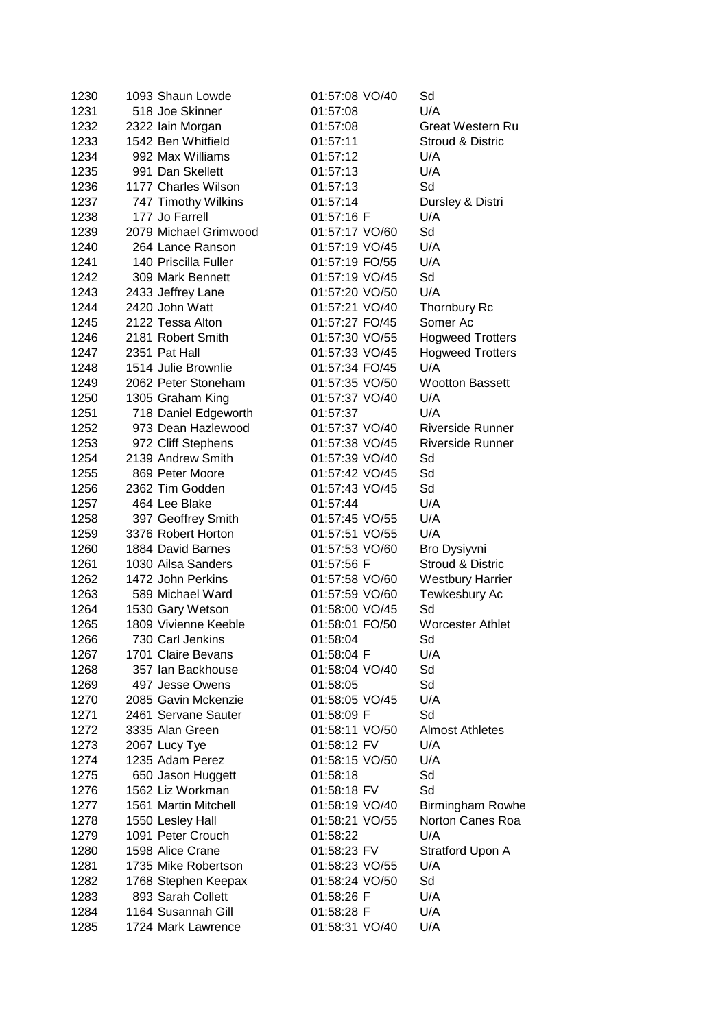| | | | | | |
|---|---|---|---|---|---|
| 1230 | 1093 | Shaun Lowde | 01:57:08 | VO/40 | Sd |
| 1231 | 518 | Joe Skinner | 01:57:08 | | U/A |
| 1232 | 2322 | Iain Morgan | 01:57:08 | | Great Western Ru |
| 1233 | 1542 | Ben Whitfield | 01:57:11 | | Stroud & Distric |
| 1234 | 992 | Max Williams | 01:57:12 | | U/A |
| 1235 | 991 | Dan Skellett | 01:57:13 | | U/A |
| 1236 | 1177 | Charles Wilson | 01:57:13 | | Sd |
| 1237 | 747 | Timothy Wilkins | 01:57:14 | | Dursley & Distri |
| 1238 | 177 | Jo Farrell | 01:57:16 | F | U/A |
| 1239 | 2079 | Michael Grimwood | 01:57:17 | VO/60 | Sd |
| 1240 | 264 | Lance Ranson | 01:57:19 | VO/45 | U/A |
| 1241 | 140 | Priscilla Fuller | 01:57:19 | FO/55 | U/A |
| 1242 | 309 | Mark Bennett | 01:57:19 | VO/45 | Sd |
| 1243 | 2433 | Jeffrey Lane | 01:57:20 | VO/50 | U/A |
| 1244 | 2420 | John Watt | 01:57:21 | VO/40 | Thornbury Rc |
| 1245 | 2122 | Tessa Alton | 01:57:27 | FO/45 | Somer Ac |
| 1246 | 2181 | Robert Smith | 01:57:30 | VO/55 | Hogweed Trotters |
| 1247 | 2351 | Pat Hall | 01:57:33 | VO/45 | Hogweed Trotters |
| 1248 | 1514 | Julie Brownlie | 01:57:34 | FO/45 | U/A |
| 1249 | 2062 | Peter Stoneham | 01:57:35 | VO/50 | Wootton Bassett |
| 1250 | 1305 | Graham King | 01:57:37 | VO/40 | U/A |
| 1251 | 718 | Daniel Edgeworth | 01:57:37 | | U/A |
| 1252 | 973 | Dean Hazlewood | 01:57:37 | VO/40 | Riverside Runner |
| 1253 | 972 | Cliff Stephens | 01:57:38 | VO/45 | Riverside Runner |
| 1254 | 2139 | Andrew Smith | 01:57:39 | VO/40 | Sd |
| 1255 | 869 | Peter Moore | 01:57:42 | VO/45 | Sd |
| 1256 | 2362 | Tim Godden | 01:57:43 | VO/45 | Sd |
| 1257 | 464 | Lee Blake | 01:57:44 | | U/A |
| 1258 | 397 | Geoffrey Smith | 01:57:45 | VO/55 | U/A |
| 1259 | 3376 | Robert Horton | 01:57:51 | VO/55 | U/A |
| 1260 | 1884 | David Barnes | 01:57:53 | VO/60 | Bro Dysiyvni |
| 1261 | 1030 | Ailsa Sanders | 01:57:56 | F | Stroud & Distric |
| 1262 | 1472 | John Perkins | 01:57:58 | VO/60 | Westbury Harrier |
| 1263 | 589 | Michael Ward | 01:57:59 | VO/60 | Tewkesbury Ac |
| 1264 | 1530 | Gary Wetson | 01:58:00 | VO/45 | Sd |
| 1265 | 1809 | Vivienne Keeble | 01:58:01 | FO/50 | Worcester Athlet |
| 1266 | 730 | Carl Jenkins | 01:58:04 | | Sd |
| 1267 | 1701 | Claire Bevans | 01:58:04 | F | U/A |
| 1268 | 357 | Ian Backhouse | 01:58:04 | VO/40 | Sd |
| 1269 | 497 | Jesse Owens | 01:58:05 | | Sd |
| 1270 | 2085 | Gavin Mckenzie | 01:58:05 | VO/45 | U/A |
| 1271 | 2461 | Servane Sauter | 01:58:09 | F | Sd |
| 1272 | 3335 | Alan Green | 01:58:11 | VO/50 | Almost Athletes |
| 1273 | 2067 | Lucy Tye | 01:58:12 | FV | U/A |
| 1274 | 1235 | Adam Perez | 01:58:15 | VO/50 | U/A |
| 1275 | 650 | Jason Huggett | 01:58:18 | | Sd |
| 1276 | 1562 | Liz Workman | 01:58:18 | FV | Sd |
| 1277 | 1561 | Martin Mitchell | 01:58:19 | VO/40 | Birmingham Rowhe |
| 1278 | 1550 | Lesley Hall | 01:58:21 | VO/55 | Norton Canes Roa |
| 1279 | 1091 | Peter Crouch | 01:58:22 | | U/A |
| 1280 | 1598 | Alice Crane | 01:58:23 | FV | Stratford Upon A |
| 1281 | 1735 | Mike Robertson | 01:58:23 | VO/55 | U/A |
| 1282 | 1768 | Stephen Keepax | 01:58:24 | VO/50 | Sd |
| 1283 | 893 | Sarah Collett | 01:58:26 | F | U/A |
| 1284 | 1164 | Susannah Gill | 01:58:28 | F | U/A |
| 1285 | 1724 | Mark Lawrence | 01:58:31 | VO/40 | U/A |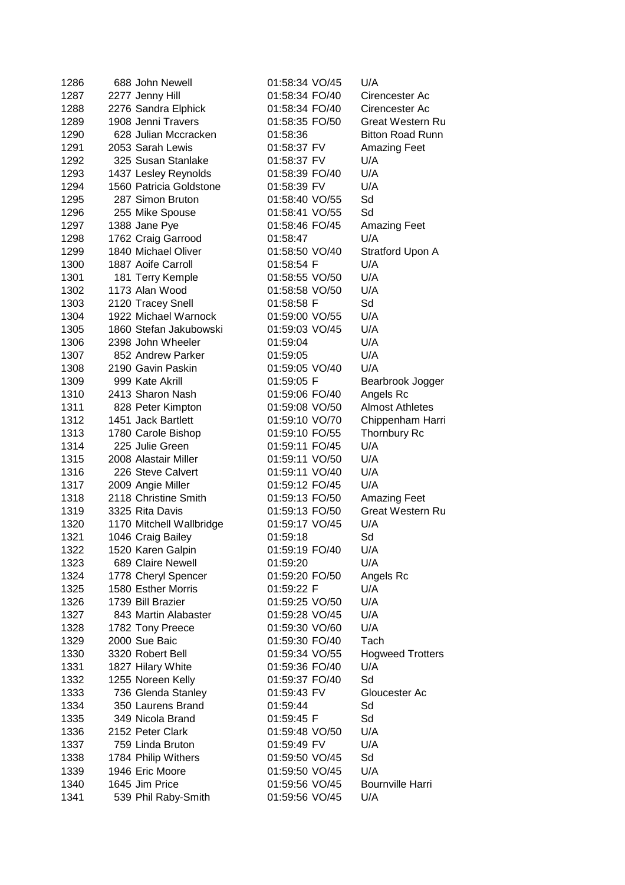| | | | | | |
|---|---|---|---|---|---|
| 1286 | 688 | John Newell | 01:58:34 | VO/45 | U/A |
| 1287 | 2277 | Jenny Hill | 01:58:34 | FO/40 | Cirencester Ac |
| 1288 | 2276 | Sandra Elphick | 01:58:34 | FO/40 | Cirencester Ac |
| 1289 | 1908 | Jenni Travers | 01:58:35 | FO/50 | Great Western Ru |
| 1290 | 628 | Julian Mccracken | 01:58:36 | | Bitton Road Runn |
| 1291 | 2053 | Sarah Lewis | 01:58:37 | FV | Amazing Feet |
| 1292 | 325 | Susan Stanlake | 01:58:37 | FV | U/A |
| 1293 | 1437 | Lesley Reynolds | 01:58:39 | FO/40 | U/A |
| 1294 | 1560 | Patricia Goldstone | 01:58:39 | FV | U/A |
| 1295 | 287 | Simon Bruton | 01:58:40 | VO/55 | Sd |
| 1296 | 255 | Mike Spouse | 01:58:41 | VO/55 | Sd |
| 1297 | 1388 | Jane Pye | 01:58:46 | FO/45 | Amazing Feet |
| 1298 | 1762 | Craig Garrood | 01:58:47 | | U/A |
| 1299 | 1840 | Michael Oliver | 01:58:50 | VO/40 | Stratford Upon A |
| 1300 | 1887 | Aoife Carroll | 01:58:54 | F | U/A |
| 1301 | 181 | Terry Kemple | 01:58:55 | VO/50 | U/A |
| 1302 | 1173 | Alan Wood | 01:58:58 | VO/50 | U/A |
| 1303 | 2120 | Tracey Snell | 01:58:58 | F | Sd |
| 1304 | 1922 | Michael Warnock | 01:59:00 | VO/55 | U/A |
| 1305 | 1860 | Stefan Jakubowski | 01:59:03 | VO/45 | U/A |
| 1306 | 2398 | John Wheeler | 01:59:04 | | U/A |
| 1307 | 852 | Andrew Parker | 01:59:05 | | U/A |
| 1308 | 2190 | Gavin Paskin | 01:59:05 | VO/40 | U/A |
| 1309 | 999 | Kate Akrill | 01:59:05 | F | Bearbrook Jogger |
| 1310 | 2413 | Sharon Nash | 01:59:06 | FO/40 | Angels Rc |
| 1311 | 828 | Peter Kimpton | 01:59:08 | VO/50 | Almost Athletes |
| 1312 | 1451 | Jack Bartlett | 01:59:10 | VO/70 | Chippenham Harri |
| 1313 | 1780 | Carole Bishop | 01:59:10 | FO/55 | Thornbury Rc |
| 1314 | 225 | Julie Green | 01:59:11 | FO/45 | U/A |
| 1315 | 2008 | Alastair Miller | 01:59:11 | VO/50 | U/A |
| 1316 | 226 | Steve Calvert | 01:59:11 | VO/40 | U/A |
| 1317 | 2009 | Angie Miller | 01:59:12 | FO/45 | U/A |
| 1318 | 2118 | Christine Smith | 01:59:13 | FO/50 | Amazing Feet |
| 1319 | 3325 | Rita Davis | 01:59:13 | FO/50 | Great Western Ru |
| 1320 | 1170 | Mitchell Wallbridge | 01:59:17 | VO/45 | U/A |
| 1321 | 1046 | Craig Bailey | 01:59:18 | | Sd |
| 1322 | 1520 | Karen Galpin | 01:59:19 | FO/40 | U/A |
| 1323 | 689 | Claire Newell | 01:59:20 | | U/A |
| 1324 | 1778 | Cheryl Spencer | 01:59:20 | FO/50 | Angels Rc |
| 1325 | 1580 | Esther Morris | 01:59:22 | F | U/A |
| 1326 | 1739 | Bill Brazier | 01:59:25 | VO/50 | U/A |
| 1327 | 843 | Martin Alabaster | 01:59:28 | VO/45 | U/A |
| 1328 | 1782 | Tony Preece | 01:59:30 | VO/60 | U/A |
| 1329 | 2000 | Sue Baic | 01:59:30 | FO/40 | Tach |
| 1330 | 3320 | Robert Bell | 01:59:34 | VO/55 | Hogweed Trotters |
| 1331 | 1827 | Hilary White | 01:59:36 | FO/40 | U/A |
| 1332 | 1255 | Noreen Kelly | 01:59:37 | FO/40 | Sd |
| 1333 | 736 | Glenda Stanley | 01:59:43 | FV | Gloucester Ac |
| 1334 | 350 | Laurens Brand | 01:59:44 | | Sd |
| 1335 | 349 | Nicola Brand | 01:59:45 | F | Sd |
| 1336 | 2152 | Peter Clark | 01:59:48 | VO/50 | U/A |
| 1337 | 759 | Linda Bruton | 01:59:49 | FV | U/A |
| 1338 | 1784 | Philip Withers | 01:59:50 | VO/45 | Sd |
| 1339 | 1946 | Eric Moore | 01:59:50 | VO/45 | U/A |
| 1340 | 1645 | Jim Price | 01:59:56 | VO/45 | Bournville Harri |
| 1341 | 539 | Phil Raby-Smith | 01:59:56 | VO/45 | U/A |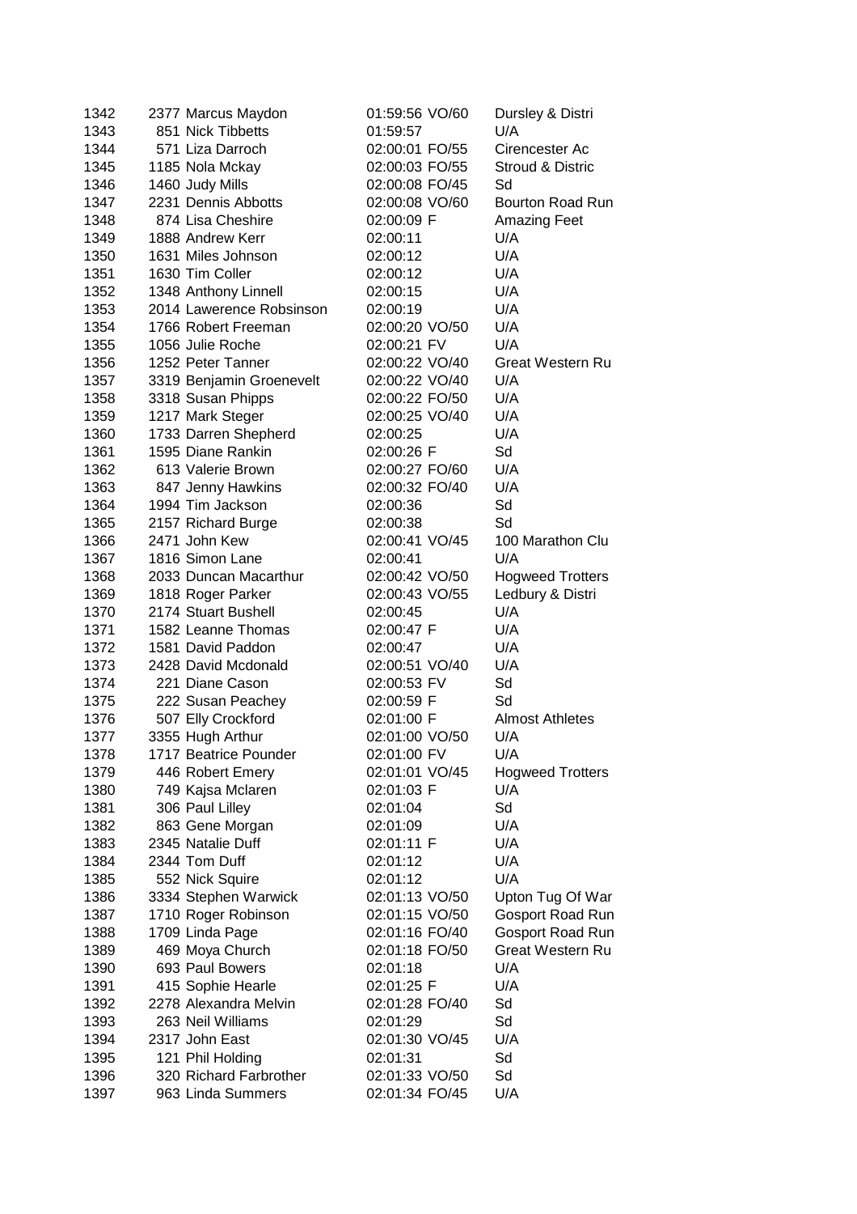| | | | | | |
|---|---|---|---|---|---|
| 1342 | 2377 | Marcus Maydon | 01:59:56 | VO/60 | Dursley & Distri |
| 1343 | 851 | Nick Tibbetts | 01:59:57 | | U/A |
| 1344 | 571 | Liza Darroch | 02:00:01 | FO/55 | Cirencester Ac |
| 1345 | 1185 | Nola Mckay | 02:00:03 | FO/55 | Stroud & Distric |
| 1346 | 1460 | Judy Mills | 02:00:08 | FO/45 | Sd |
| 1347 | 2231 | Dennis Abbotts | 02:00:08 | VO/60 | Bourton Road Run |
| 1348 | 874 | Lisa Cheshire | 02:00:09 | F | Amazing Feet |
| 1349 | 1888 | Andrew Kerr | 02:00:11 | | U/A |
| 1350 | 1631 | Miles Johnson | 02:00:12 | | U/A |
| 1351 | 1630 | Tim Coller | 02:00:12 | | U/A |
| 1352 | 1348 | Anthony Linnell | 02:00:15 | | U/A |
| 1353 | 2014 | Lawerence Robsinson | 02:00:19 | | U/A |
| 1354 | 1766 | Robert Freeman | 02:00:20 | VO/50 | U/A |
| 1355 | 1056 | Julie Roche | 02:00:21 | FV | U/A |
| 1356 | 1252 | Peter Tanner | 02:00:22 | VO/40 | Great Western Ru |
| 1357 | 3319 | Benjamin Groenevelt | 02:00:22 | VO/40 | U/A |
| 1358 | 3318 | Susan Phipps | 02:00:22 | FO/50 | U/A |
| 1359 | 1217 | Mark Steger | 02:00:25 | VO/40 | U/A |
| 1360 | 1733 | Darren Shepherd | 02:00:25 | | U/A |
| 1361 | 1595 | Diane Rankin | 02:00:26 | F | Sd |
| 1362 | 613 | Valerie Brown | 02:00:27 | FO/60 | U/A |
| 1363 | 847 | Jenny Hawkins | 02:00:32 | FO/40 | U/A |
| 1364 | 1994 | Tim Jackson | 02:00:36 | | Sd |
| 1365 | 2157 | Richard Burge | 02:00:38 | | Sd |
| 1366 | 2471 | John Kew | 02:00:41 | VO/45 | 100 Marathon Clu |
| 1367 | 1816 | Simon Lane | 02:00:41 | | U/A |
| 1368 | 2033 | Duncan Macarthur | 02:00:42 | VO/50 | Hogweed Trotters |
| 1369 | 1818 | Roger Parker | 02:00:43 | VO/55 | Ledbury & Distri |
| 1370 | 2174 | Stuart Bushell | 02:00:45 | | U/A |
| 1371 | 1582 | Leanne Thomas | 02:00:47 | F | U/A |
| 1372 | 1581 | David Paddon | 02:00:47 | | U/A |
| 1373 | 2428 | David Mcdonald | 02:00:51 | VO/40 | U/A |
| 1374 | 221 | Diane Cason | 02:00:53 | FV | Sd |
| 1375 | 222 | Susan Peachey | 02:00:59 | F | Sd |
| 1376 | 507 | Elly Crockford | 02:01:00 | F | Almost Athletes |
| 1377 | 3355 | Hugh Arthur | 02:01:00 | VO/50 | U/A |
| 1378 | 1717 | Beatrice Pounder | 02:01:00 | FV | U/A |
| 1379 | 446 | Robert Emery | 02:01:01 | VO/45 | Hogweed Trotters |
| 1380 | 749 | Kajsa Mclaren | 02:01:03 | F | U/A |
| 1381 | 306 | Paul Lilley | 02:01:04 | | Sd |
| 1382 | 863 | Gene Morgan | 02:01:09 | | U/A |
| 1383 | 2345 | Natalie Duff | 02:01:11 | F | U/A |
| 1384 | 2344 | Tom Duff | 02:01:12 | | U/A |
| 1385 | 552 | Nick Squire | 02:01:12 | | U/A |
| 1386 | 3334 | Stephen Warwick | 02:01:13 | VO/50 | Upton Tug Of War |
| 1387 | 1710 | Roger Robinson | 02:01:15 | VO/50 | Gosport Road Run |
| 1388 | 1709 | Linda Page | 02:01:16 | FO/40 | Gosport Road Run |
| 1389 | 469 | Moya Church | 02:01:18 | FO/50 | Great Western Ru |
| 1390 | 693 | Paul Bowers | 02:01:18 | | U/A |
| 1391 | 415 | Sophie Hearle | 02:01:25 | F | U/A |
| 1392 | 2278 | Alexandra Melvin | 02:01:28 | FO/40 | Sd |
| 1393 | 263 | Neil Williams | 02:01:29 | | Sd |
| 1394 | 2317 | John East | 02:01:30 | VO/45 | U/A |
| 1395 | 121 | Phil Holding | 02:01:31 | | Sd |
| 1396 | 320 | Richard Farbrother | 02:01:33 | VO/50 | Sd |
| 1397 | 963 | Linda Summers | 02:01:34 | FO/45 | U/A |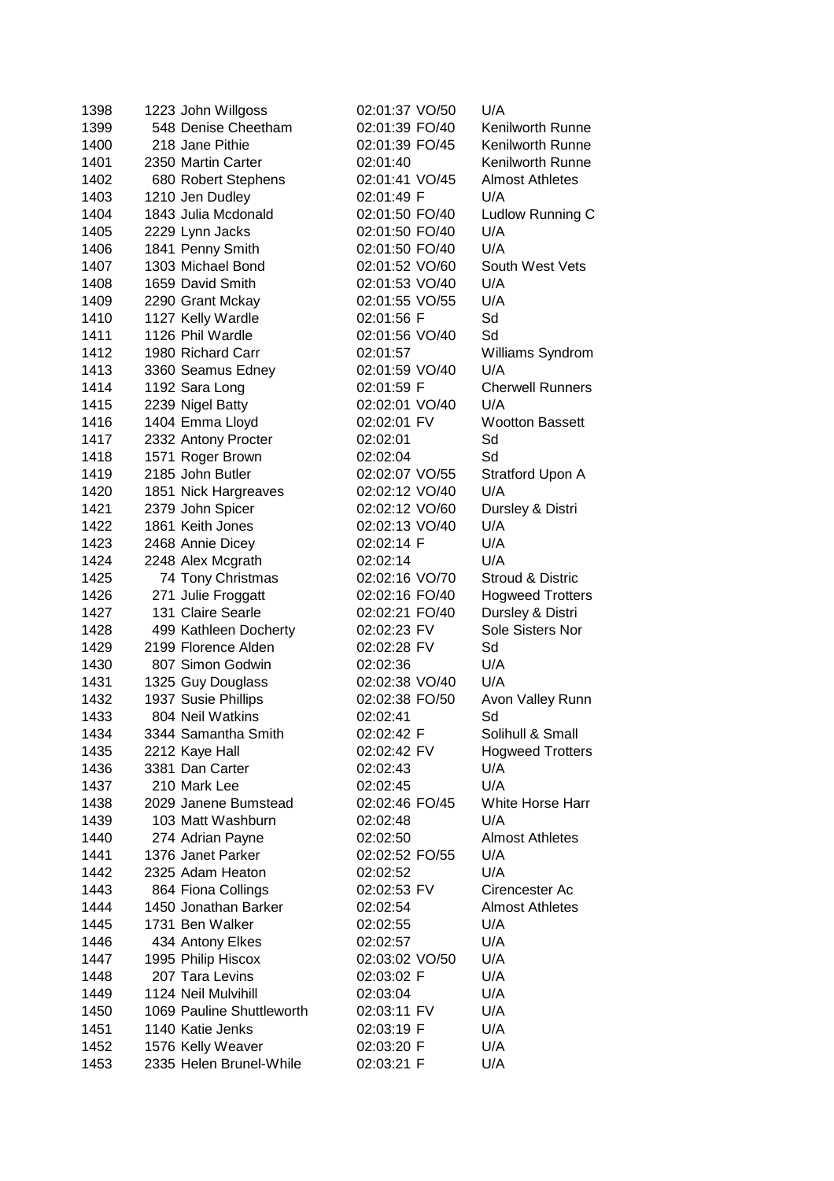| | | | | | |
|---|---|---|---|---|---|
| 1398 | 1223 | John Willgoss | 02:01:37 | VO/50 | U/A |
| 1399 | 548 | Denise Cheetham | 02:01:39 | FO/40 | Kenilworth Runne |
| 1400 | 218 | Jane Pithie | 02:01:39 | FO/45 | Kenilworth Runne |
| 1401 | 2350 | Martin Carter | 02:01:40 | | Kenilworth Runne |
| 1402 | 680 | Robert Stephens | 02:01:41 | VO/45 | Almost Athletes |
| 1403 | 1210 | Jen Dudley | 02:01:49 | F | U/A |
| 1404 | 1843 | Julia Mcdonald | 02:01:50 | FO/40 | Ludlow Running C |
| 1405 | 2229 | Lynn Jacks | 02:01:50 | FO/40 | U/A |
| 1406 | 1841 | Penny Smith | 02:01:50 | FO/40 | U/A |
| 1407 | 1303 | Michael Bond | 02:01:52 | VO/60 | South West Vets |
| 1408 | 1659 | David Smith | 02:01:53 | VO/40 | U/A |
| 1409 | 2290 | Grant Mckay | 02:01:55 | VO/55 | U/A |
| 1410 | 1127 | Kelly Wardle | 02:01:56 | F | Sd |
| 1411 | 1126 | Phil Wardle | 02:01:56 | VO/40 | Sd |
| 1412 | 1980 | Richard Carr | 02:01:57 | | Williams Syndrom |
| 1413 | 3360 | Seamus Edney | 02:01:59 | VO/40 | U/A |
| 1414 | 1192 | Sara Long | 02:01:59 | F | Cherwell Runners |
| 1415 | 2239 | Nigel Batty | 02:02:01 | VO/40 | U/A |
| 1416 | 1404 | Emma Lloyd | 02:02:01 | FV | Wootton Bassett |
| 1417 | 2332 | Antony Procter | 02:02:01 | | Sd |
| 1418 | 1571 | Roger Brown | 02:02:04 | | Sd |
| 1419 | 2185 | John Butler | 02:02:07 | VO/55 | Stratford Upon A |
| 1420 | 1851 | Nick Hargreaves | 02:02:12 | VO/40 | U/A |
| 1421 | 2379 | John Spicer | 02:02:12 | VO/60 | Dursley & Distri |
| 1422 | 1861 | Keith Jones | 02:02:13 | VO/40 | U/A |
| 1423 | 2468 | Annie Dicey | 02:02:14 | F | U/A |
| 1424 | 2248 | Alex Mcgrath | 02:02:14 | | U/A |
| 1425 | 74 | Tony Christmas | 02:02:16 | VO/70 | Stroud & Distric |
| 1426 | 271 | Julie Froggatt | 02:02:16 | FO/40 | Hogweed Trotters |
| 1427 | 131 | Claire Searle | 02:02:21 | FO/40 | Dursley & Distri |
| 1428 | 499 | Kathleen Docherty | 02:02:23 | FV | Sole Sisters Nor |
| 1429 | 2199 | Florence Alden | 02:02:28 | FV | Sd |
| 1430 | 807 | Simon Godwin | 02:02:36 | | U/A |
| 1431 | 1325 | Guy Douglass | 02:02:38 | VO/40 | U/A |
| 1432 | 1937 | Susie Phillips | 02:02:38 | FO/50 | Avon Valley Runn |
| 1433 | 804 | Neil Watkins | 02:02:41 | | Sd |
| 1434 | 3344 | Samantha Smith | 02:02:42 | F | Solihull & Small |
| 1435 | 2212 | Kaye Hall | 02:02:42 | FV | Hogweed Trotters |
| 1436 | 3381 | Dan Carter | 02:02:43 | | U/A |
| 1437 | 210 | Mark Lee | 02:02:45 | | U/A |
| 1438 | 2029 | Janene Bumstead | 02:02:46 | FO/45 | White Horse Harr |
| 1439 | 103 | Matt Washburn | 02:02:48 | | U/A |
| 1440 | 274 | Adrian Payne | 02:02:50 | | Almost Athletes |
| 1441 | 1376 | Janet Parker | 02:02:52 | FO/55 | U/A |
| 1442 | 2325 | Adam Heaton | 02:02:52 | | U/A |
| 1443 | 864 | Fiona Collings | 02:02:53 | FV | Cirencester Ac |
| 1444 | 1450 | Jonathan Barker | 02:02:54 | | Almost Athletes |
| 1445 | 1731 | Ben Walker | 02:02:55 | | U/A |
| 1446 | 434 | Antony Elkes | 02:02:57 | | U/A |
| 1447 | 1995 | Philip Hiscox | 02:03:02 | VO/50 | U/A |
| 1448 | 207 | Tara Levins | 02:03:02 | F | U/A |
| 1449 | 1124 | Neil Mulvihill | 02:03:04 | | U/A |
| 1450 | 1069 | Pauline Shuttleworth | 02:03:11 | FV | U/A |
| 1451 | 1140 | Katie Jenks | 02:03:19 | F | U/A |
| 1452 | 1576 | Kelly Weaver | 02:03:20 | F | U/A |
| 1453 | 2335 | Helen Brunel-While | 02:03:21 | F | U/A |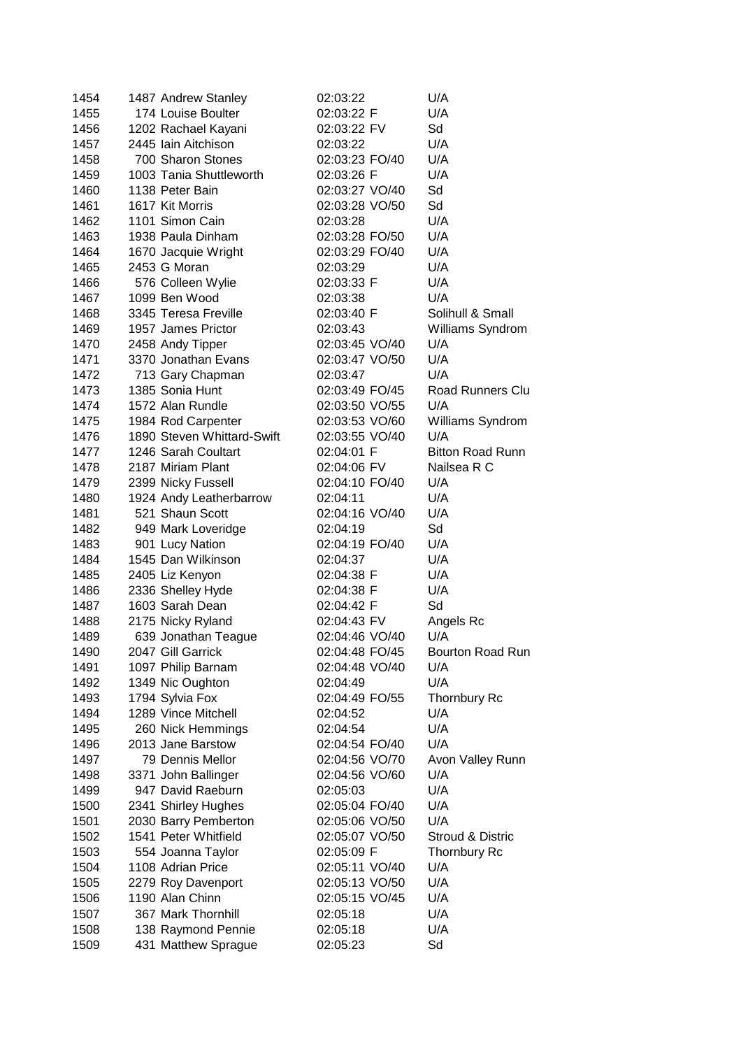| | | | | |
|---|---|---|---|---|
| 1454 | 1487 Andrew Stanley | 02:03:22 | | U/A |
| 1455 | 174 Louise Boulter | 02:03:22 | F | U/A |
| 1456 | 1202 Rachael Kayani | 02:03:22 | FV | Sd |
| 1457 | 2445 Iain Aitchison | 02:03:22 | | U/A |
| 1458 | 700 Sharon Stones | 02:03:23 | FO/40 | U/A |
| 1459 | 1003 Tania Shuttleworth | 02:03:26 | F | U/A |
| 1460 | 1138 Peter Bain | 02:03:27 | VO/40 | Sd |
| 1461 | 1617 Kit Morris | 02:03:28 | VO/50 | Sd |
| 1462 | 1101 Simon Cain | 02:03:28 | | U/A |
| 1463 | 1938 Paula Dinham | 02:03:28 | FO/50 | U/A |
| 1464 | 1670 Jacquie Wright | 02:03:29 | FO/40 | U/A |
| 1465 | 2453 G Moran | 02:03:29 | | U/A |
| 1466 | 576 Colleen Wylie | 02:03:33 | F | U/A |
| 1467 | 1099 Ben Wood | 02:03:38 | | U/A |
| 1468 | 3345 Teresa Freville | 02:03:40 | F | Solihull & Small |
| 1469 | 1957 James Prictor | 02:03:43 | | Williams Syndrom |
| 1470 | 2458 Andy Tipper | 02:03:45 | VO/40 | U/A |
| 1471 | 3370 Jonathan Evans | 02:03:47 | VO/50 | U/A |
| 1472 | 713 Gary Chapman | 02:03:47 | | U/A |
| 1473 | 1385 Sonia Hunt | 02:03:49 | FO/45 | Road Runners Clu |
| 1474 | 1572 Alan Rundle | 02:03:50 | VO/55 | U/A |
| 1475 | 1984 Rod Carpenter | 02:03:53 | VO/60 | Williams Syndrom |
| 1476 | 1890 Steven Whittard-Swift | 02:03:55 | VO/40 | U/A |
| 1477 | 1246 Sarah Coultart | 02:04:01 | F | Bitton Road Runn |
| 1478 | 2187 Miriam Plant | 02:04:06 | FV | Nailsea R C |
| 1479 | 2399 Nicky Fussell | 02:04:10 | FO/40 | U/A |
| 1480 | 1924 Andy Leatherbarrow | 02:04:11 | | U/A |
| 1481 | 521 Shaun Scott | 02:04:16 | VO/40 | U/A |
| 1482 | 949 Mark Loveridge | 02:04:19 | | Sd |
| 1483 | 901 Lucy Nation | 02:04:19 | FO/40 | U/A |
| 1484 | 1545 Dan Wilkinson | 02:04:37 | | U/A |
| 1485 | 2405 Liz Kenyon | 02:04:38 | F | U/A |
| 1486 | 2336 Shelley Hyde | 02:04:38 | F | U/A |
| 1487 | 1603 Sarah Dean | 02:04:42 | F | Sd |
| 1488 | 2175 Nicky Ryland | 02:04:43 | FV | Angels Rc |
| 1489 | 639 Jonathan Teague | 02:04:46 | VO/40 | U/A |
| 1490 | 2047 Gill Garrick | 02:04:48 | FO/45 | Bourton Road Run |
| 1491 | 1097 Philip Barnam | 02:04:48 | VO/40 | U/A |
| 1492 | 1349 Nic Oughton | 02:04:49 | | U/A |
| 1493 | 1794 Sylvia Fox | 02:04:49 | FO/55 | Thornbury Rc |
| 1494 | 1289 Vince Mitchell | 02:04:52 | | U/A |
| 1495 | 260 Nick Hemmings | 02:04:54 | | U/A |
| 1496 | 2013 Jane Barstow | 02:04:54 | FO/40 | U/A |
| 1497 | 79 Dennis Mellor | 02:04:56 | VO/70 | Avon Valley Runn |
| 1498 | 3371 John Ballinger | 02:04:56 | VO/60 | U/A |
| 1499 | 947 David Raeburn | 02:05:03 | | U/A |
| 1500 | 2341 Shirley Hughes | 02:05:04 | FO/40 | U/A |
| 1501 | 2030 Barry Pemberton | 02:05:06 | VO/50 | U/A |
| 1502 | 1541 Peter Whitfield | 02:05:07 | VO/50 | Stroud & Distric |
| 1503 | 554 Joanna Taylor | 02:05:09 | F | Thornbury Rc |
| 1504 | 1108 Adrian Price | 02:05:11 | VO/40 | U/A |
| 1505 | 2279 Roy Davenport | 02:05:13 | VO/50 | U/A |
| 1506 | 1190 Alan Chinn | 02:05:15 | VO/45 | U/A |
| 1507 | 367 Mark Thornhill | 02:05:18 | | U/A |
| 1508 | 138 Raymond Pennie | 02:05:18 | | U/A |
| 1509 | 431 Matthew Sprague | 02:05:23 | | Sd |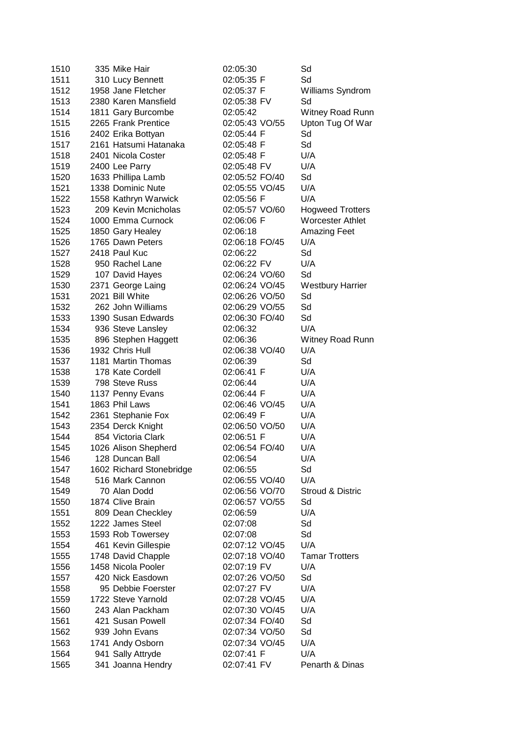| | | | | |
|---|---|---|---|---|
| 1510 | 335 Mike Hair | 02:05:30 | | Sd |
| 1511 | 310 Lucy Bennett | 02:05:35 | F | Sd |
| 1512 | 1958 Jane Fletcher | 02:05:37 | F | Williams Syndrom |
| 1513 | 2380 Karen Mansfield | 02:05:38 | FV | Sd |
| 1514 | 1811 Gary Burcombe | 02:05:42 | | Witney Road Runn |
| 1515 | 2265 Frank Prentice | 02:05:43 | VO/55 | Upton Tug Of War |
| 1516 | 2402 Erika Bottyan | 02:05:44 | F | Sd |
| 1517 | 2161 Hatsumi Hatanaka | 02:05:48 | F | Sd |
| 1518 | 2401 Nicola Coster | 02:05:48 | F | U/A |
| 1519 | 2400 Lee Parry | 02:05:48 | FV | U/A |
| 1520 | 1633 Phillipa Lamb | 02:05:52 | FO/40 | Sd |
| 1521 | 1338 Dominic Nute | 02:05:55 | VO/45 | U/A |
| 1522 | 1558 Kathryn Warwick | 02:05:56 | F | U/A |
| 1523 | 209 Kevin Mcnicholas | 02:05:57 | VO/60 | Hogweed Trotters |
| 1524 | 1000 Emma Curnock | 02:06:06 | F | Worcester Athlet |
| 1525 | 1850 Gary Healey | 02:06:18 | | Amazing Feet |
| 1526 | 1765 Dawn Peters | 02:06:18 | FO/45 | U/A |
| 1527 | 2418 Paul Kuc | 02:06:22 | | Sd |
| 1528 | 950 Rachel Lane | 02:06:22 | FV | U/A |
| 1529 | 107 David Hayes | 02:06:24 | VO/60 | Sd |
| 1530 | 2371 George Laing | 02:06:24 | VO/45 | Westbury Harrier |
| 1531 | 2021 Bill White | 02:06:26 | VO/50 | Sd |
| 1532 | 262 John Williams | 02:06:29 | VO/55 | Sd |
| 1533 | 1390 Susan Edwards | 02:06:30 | FO/40 | Sd |
| 1534 | 936 Steve Lansley | 02:06:32 | | U/A |
| 1535 | 896 Stephen Haggett | 02:06:36 | | Witney Road Runn |
| 1536 | 1932 Chris Hull | 02:06:38 | VO/40 | U/A |
| 1537 | 1181 Martin Thomas | 02:06:39 | | Sd |
| 1538 | 178 Kate Cordell | 02:06:41 | F | U/A |
| 1539 | 798 Steve Russ | 02:06:44 | | U/A |
| 1540 | 1137 Penny Evans | 02:06:44 | F | U/A |
| 1541 | 1863 Phil Laws | 02:06:46 | VO/45 | U/A |
| 1542 | 2361 Stephanie Fox | 02:06:49 | F | U/A |
| 1543 | 2354 Derck Knight | 02:06:50 | VO/50 | U/A |
| 1544 | 854 Victoria Clark | 02:06:51 | F | U/A |
| 1545 | 1026 Alison Shepherd | 02:06:54 | FO/40 | U/A |
| 1546 | 128 Duncan Ball | 02:06:54 | | U/A |
| 1547 | 1602 Richard Stonebridge | 02:06:55 | | Sd |
| 1548 | 516 Mark Cannon | 02:06:55 | VO/40 | U/A |
| 1549 | 70 Alan Dodd | 02:06:56 | VO/70 | Stroud & Distric |
| 1550 | 1874 Clive Brain | 02:06:57 | VO/55 | Sd |
| 1551 | 809 Dean Checkley | 02:06:59 | | U/A |
| 1552 | 1222 James Steel | 02:07:08 | | Sd |
| 1553 | 1593 Rob Towersey | 02:07:08 | | Sd |
| 1554 | 461 Kevin Gillespie | 02:07:12 | VO/45 | U/A |
| 1555 | 1748 David Chapple | 02:07:18 | VO/40 | Tamar Trotters |
| 1556 | 1458 Nicola Pooler | 02:07:19 | FV | U/A |
| 1557 | 420 Nick Easdown | 02:07:26 | VO/50 | Sd |
| 1558 | 95 Debbie Foerster | 02:07:27 | FV | U/A |
| 1559 | 1722 Steve Yarnold | 02:07:28 | VO/45 | U/A |
| 1560 | 243 Alan Packham | 02:07:30 | VO/45 | U/A |
| 1561 | 421 Susan Powell | 02:07:34 | FO/40 | Sd |
| 1562 | 939 John Evans | 02:07:34 | VO/50 | Sd |
| 1563 | 1741 Andy Osborn | 02:07:34 | VO/45 | U/A |
| 1564 | 941 Sally Attryde | 02:07:41 | F | U/A |
| 1565 | 341 Joanna Hendry | 02:07:41 | FV | Penarth & Dinas |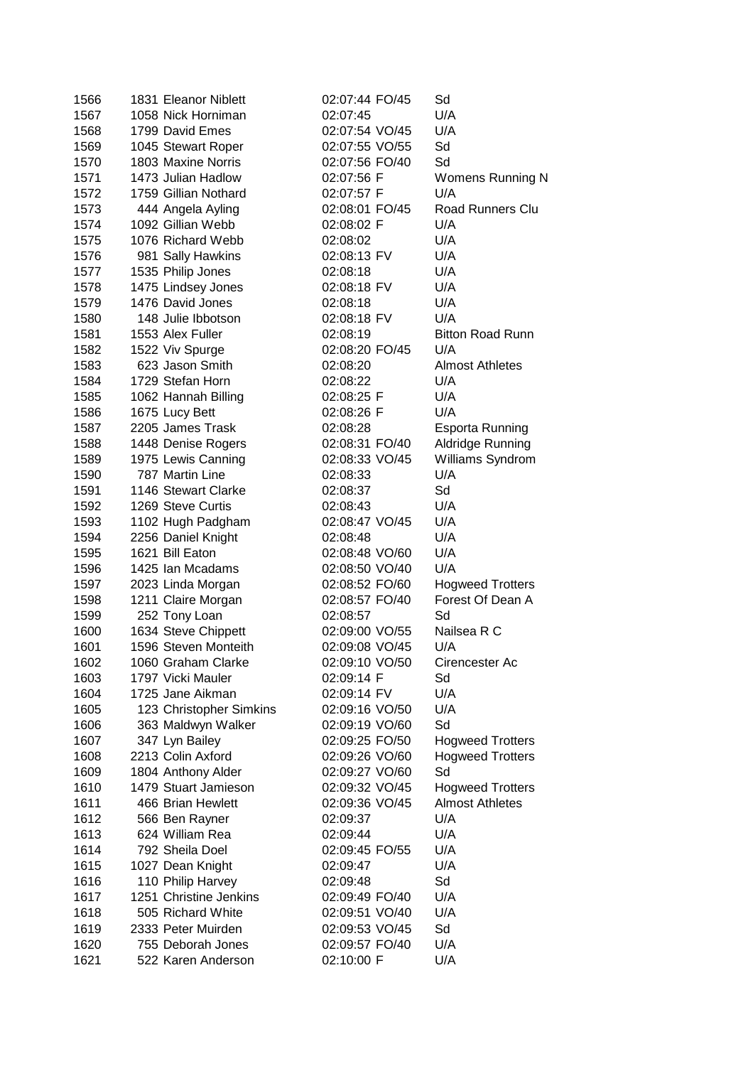| | | | | |
|---|---|---|---|---|
| 1566 | 1831 Eleanor Niblett | 02:07:44 | FO/45 | Sd |
| 1567 | 1058 Nick Horniman | 02:07:45 | | U/A |
| 1568 | 1799 David Emes | 02:07:54 | VO/45 | U/A |
| 1569 | 1045 Stewart Roper | 02:07:55 | VO/55 | Sd |
| 1570 | 1803 Maxine Norris | 02:07:56 | FO/40 | Sd |
| 1571 | 1473 Julian Hadlow | 02:07:56 | F | Womens Running N |
| 1572 | 1759 Gillian Nothard | 02:07:57 | F | U/A |
| 1573 | 444 Angela Ayling | 02:08:01 | FO/45 | Road Runners Clu |
| 1574 | 1092 Gillian Webb | 02:08:02 | F | U/A |
| 1575 | 1076 Richard Webb | 02:08:02 | | U/A |
| 1576 | 981 Sally Hawkins | 02:08:13 | FV | U/A |
| 1577 | 1535 Philip Jones | 02:08:18 | | U/A |
| 1578 | 1475 Lindsey Jones | 02:08:18 | FV | U/A |
| 1579 | 1476 David Jones | 02:08:18 | | U/A |
| 1580 | 148 Julie Ibbotson | 02:08:18 | FV | U/A |
| 1581 | 1553 Alex Fuller | 02:08:19 | | Bitton Road Runn |
| 1582 | 1522 Viv Spurge | 02:08:20 | FO/45 | U/A |
| 1583 | 623 Jason Smith | 02:08:20 | | Almost Athletes |
| 1584 | 1729 Stefan Horn | 02:08:22 | | U/A |
| 1585 | 1062 Hannah Billing | 02:08:25 | F | U/A |
| 1586 | 1675 Lucy Bett | 02:08:26 | F | U/A |
| 1587 | 2205 James Trask | 02:08:28 | | Esporta Running |
| 1588 | 1448 Denise Rogers | 02:08:31 | FO/40 | Aldridge Running |
| 1589 | 1975 Lewis Canning | 02:08:33 | VO/45 | Williams Syndrom |
| 1590 | 787 Martin Line | 02:08:33 | | U/A |
| 1591 | 1146 Stewart Clarke | 02:08:37 | | Sd |
| 1592 | 1269 Steve Curtis | 02:08:43 | | U/A |
| 1593 | 1102 Hugh Padgham | 02:08:47 | VO/45 | U/A |
| 1594 | 2256 Daniel Knight | 02:08:48 | | U/A |
| 1595 | 1621 Bill Eaton | 02:08:48 | VO/60 | U/A |
| 1596 | 1425 Ian Mcadams | 02:08:50 | VO/40 | U/A |
| 1597 | 2023 Linda Morgan | 02:08:52 | FO/60 | Hogweed Trotters |
| 1598 | 1211 Claire Morgan | 02:08:57 | FO/40 | Forest Of Dean A |
| 1599 | 252 Tony Loan | 02:08:57 | | Sd |
| 1600 | 1634 Steve Chippett | 02:09:00 | VO/55 | Nailsea R C |
| 1601 | 1596 Steven Monteith | 02:09:08 | VO/45 | U/A |
| 1602 | 1060 Graham Clarke | 02:09:10 | VO/50 | Cirencester Ac |
| 1603 | 1797 Vicki Mauler | 02:09:14 | F | Sd |
| 1604 | 1725 Jane Aikman | 02:09:14 | FV | U/A |
| 1605 | 123 Christopher Simkins | 02:09:16 | VO/50 | U/A |
| 1606 | 363 Maldwyn Walker | 02:09:19 | VO/60 | Sd |
| 1607 | 347 Lyn Bailey | 02:09:25 | FO/50 | Hogweed Trotters |
| 1608 | 2213 Colin Axford | 02:09:26 | VO/60 | Hogweed Trotters |
| 1609 | 1804 Anthony Alder | 02:09:27 | VO/60 | Sd |
| 1610 | 1479 Stuart Jamieson | 02:09:32 | VO/45 | Hogweed Trotters |
| 1611 | 466 Brian Hewlett | 02:09:36 | VO/45 | Almost Athletes |
| 1612 | 566 Ben Rayner | 02:09:37 | | U/A |
| 1613 | 624 William Rea | 02:09:44 | | U/A |
| 1614 | 792 Sheila Doel | 02:09:45 | FO/55 | U/A |
| 1615 | 1027 Dean Knight | 02:09:47 | | U/A |
| 1616 | 110 Philip Harvey | 02:09:48 | | Sd |
| 1617 | 1251 Christine Jenkins | 02:09:49 | FO/40 | U/A |
| 1618 | 505 Richard White | 02:09:51 | VO/40 | U/A |
| 1619 | 2333 Peter Muirden | 02:09:53 | VO/45 | Sd |
| 1620 | 755 Deborah Jones | 02:09:57 | FO/40 | U/A |
| 1621 | 522 Karen Anderson | 02:10:00 | F | U/A |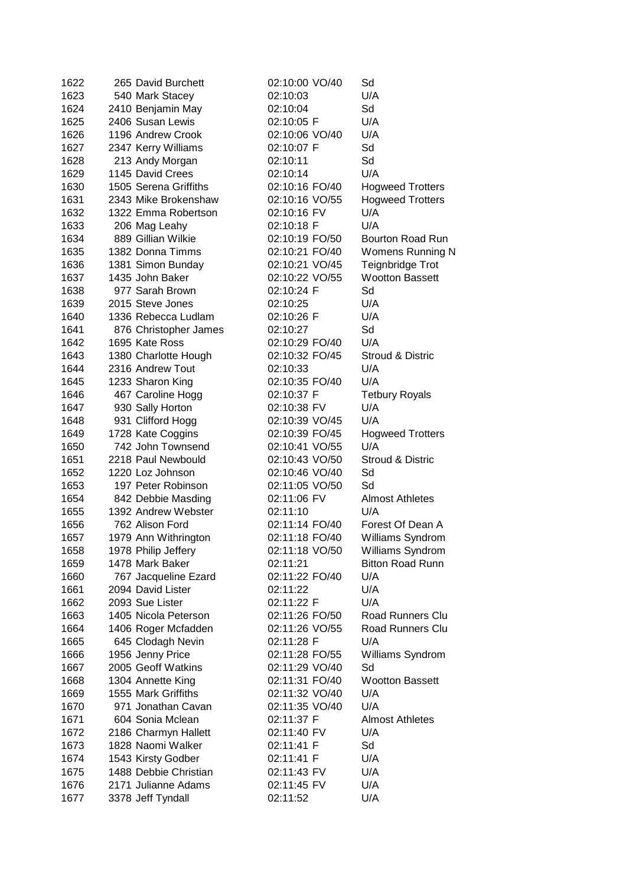| | | | | | |
|---|---|---|---|---|---|
| 1622 | 265 | David Burchett | 02:10:00 | VO/40 | Sd |
| 1623 | 540 | Mark Stacey | 02:10:03 | | U/A |
| 1624 | 2410 | Benjamin May | 02:10:04 | | Sd |
| 1625 | 2406 | Susan Lewis | 02:10:05 | F | U/A |
| 1626 | 1196 | Andrew Crook | 02:10:06 | VO/40 | U/A |
| 1627 | 2347 | Kerry Williams | 02:10:07 | F | Sd |
| 1628 | 213 | Andy Morgan | 02:10:11 | | Sd |
| 1629 | 1145 | David Crees | 02:10:14 | | U/A |
| 1630 | 1505 | Serena Griffiths | 02:10:16 | FO/40 | Hogweed Trotters |
| 1631 | 2343 | Mike Brokenshaw | 02:10:16 | VO/55 | Hogweed Trotters |
| 1632 | 1322 | Emma Robertson | 02:10:16 | FV | U/A |
| 1633 | 206 | Mag Leahy | 02:10:18 | F | U/A |
| 1634 | 889 | Gillian Wilkie | 02:10:19 | FO/50 | Bourton Road Run |
| 1635 | 1382 | Donna Timms | 02:10:21 | FO/40 | Womens Running N |
| 1636 | 1381 | Simon Bunday | 02:10:21 | VO/45 | Teignbridge Trot |
| 1637 | 1435 | John Baker | 02:10:22 | VO/55 | Wootton Bassett |
| 1638 | 977 | Sarah Brown | 02:10:24 | F | Sd |
| 1639 | 2015 | Steve Jones | 02:10:25 | | U/A |
| 1640 | 1336 | Rebecca Ludlam | 02:10:26 | F | U/A |
| 1641 | 876 | Christopher James | 02:10:27 | | Sd |
| 1642 | 1695 | Kate Ross | 02:10:29 | FO/40 | U/A |
| 1643 | 1380 | Charlotte Hough | 02:10:32 | FO/45 | Stroud & Distric |
| 1644 | 2316 | Andrew Tout | 02:10:33 | | U/A |
| 1645 | 1233 | Sharon King | 02:10:35 | FO/40 | U/A |
| 1646 | 467 | Caroline Hogg | 02:10:37 | F | Tetbury Royals |
| 1647 | 930 | Sally Horton | 02:10:38 | FV | U/A |
| 1648 | 931 | Clifford Hogg | 02:10:39 | VO/45 | U/A |
| 1649 | 1728 | Kate Coggins | 02:10:39 | FO/45 | Hogweed Trotters |
| 1650 | 742 | John Townsend | 02:10:41 | VO/55 | U/A |
| 1651 | 2218 | Paul Newbould | 02:10:43 | VO/50 | Stroud & Distric |
| 1652 | 1220 | Loz Johnson | 02:10:46 | VO/40 | Sd |
| 1653 | 197 | Peter Robinson | 02:11:05 | VO/50 | Sd |
| 1654 | 842 | Debbie Masding | 02:11:06 | FV | Almost Athletes |
| 1655 | 1392 | Andrew Webster | 02:11:10 | | U/A |
| 1656 | 762 | Alison Ford | 02:11:14 | FO/40 | Forest Of Dean A |
| 1657 | 1979 | Ann Withrington | 02:11:18 | FO/40 | Williams Syndrom |
| 1658 | 1978 | Philip Jeffery | 02:11:18 | VO/50 | Williams Syndrom |
| 1659 | 1478 | Mark Baker | 02:11:21 | | Bitton Road Runn |
| 1660 | 767 | Jacqueline Ezard | 02:11:22 | FO/40 | U/A |
| 1661 | 2094 | David Lister | 02:11:22 | | U/A |
| 1662 | 2093 | Sue Lister | 02:11:22 | F | U/A |
| 1663 | 1405 | Nicola Peterson | 02:11:26 | FO/50 | Road Runners Clu |
| 1664 | 1406 | Roger Mcfadden | 02:11:26 | VO/55 | Road Runners Clu |
| 1665 | 645 | Clodagh Nevin | 02:11:28 | F | U/A |
| 1666 | 1956 | Jenny Price | 02:11:28 | FO/55 | Williams Syndrom |
| 1667 | 2005 | Geoff Watkins | 02:11:29 | VO/40 | Sd |
| 1668 | 1304 | Annette King | 02:11:31 | FO/40 | Wootton Bassett |
| 1669 | 1555 | Mark Griffiths | 02:11:32 | VO/40 | U/A |
| 1670 | 971 | Jonathan Cavan | 02:11:35 | VO/40 | U/A |
| 1671 | 604 | Sonia Mclean | 02:11:37 | F | Almost Athletes |
| 1672 | 2186 | Charmyn Hallett | 02:11:40 | FV | U/A |
| 1673 | 1828 | Naomi Walker | 02:11:41 | F | Sd |
| 1674 | 1543 | Kirsty Godber | 02:11:41 | F | U/A |
| 1675 | 1488 | Debbie Christian | 02:11:43 | FV | U/A |
| 1676 | 2171 | Julianne Adams | 02:11:45 | FV | U/A |
| 1677 | 3378 | Jeff Tyndall | 02:11:52 | | U/A |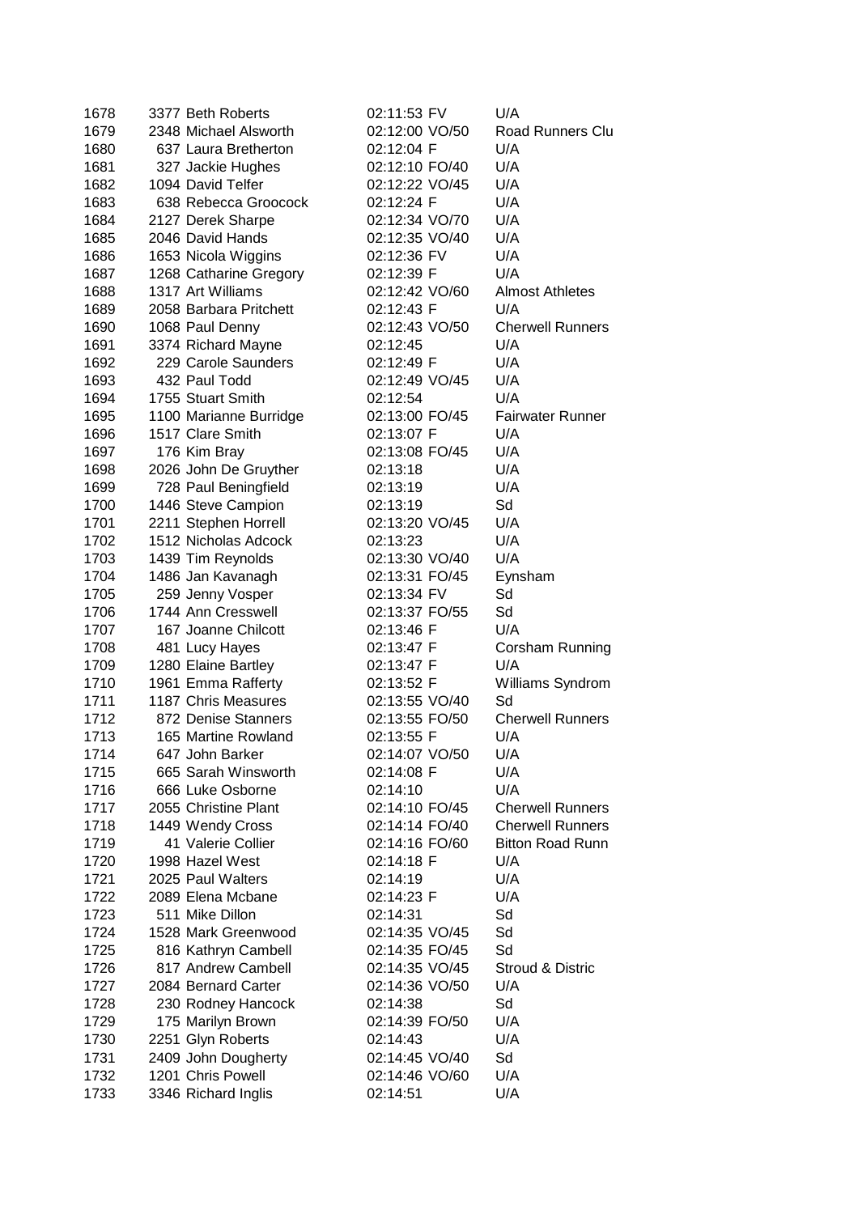| | | | | | |
|---|---|---|---|---|---|
| 1678 | 3377 | Beth Roberts | 02:11:53 | FV | U/A |
| 1679 | 2348 | Michael Alsworth | 02:12:00 | VO/50 | Road Runners Clu |
| 1680 | 637 | Laura Bretherton | 02:12:04 | F | U/A |
| 1681 | 327 | Jackie Hughes | 02:12:10 | FO/40 | U/A |
| 1682 | 1094 | David Telfer | 02:12:22 | VO/45 | U/A |
| 1683 | 638 | Rebecca Groocock | 02:12:24 | F | U/A |
| 1684 | 2127 | Derek Sharpe | 02:12:34 | VO/70 | U/A |
| 1685 | 2046 | David Hands | 02:12:35 | VO/40 | U/A |
| 1686 | 1653 | Nicola Wiggins | 02:12:36 | FV | U/A |
| 1687 | 1268 | Catharine Gregory | 02:12:39 | F | U/A |
| 1688 | 1317 | Art Williams | 02:12:42 | VO/60 | Almost Athletes |
| 1689 | 2058 | Barbara Pritchett | 02:12:43 | F | U/A |
| 1690 | 1068 | Paul Denny | 02:12:43 | VO/50 | Cherwell Runners |
| 1691 | 3374 | Richard Mayne | 02:12:45 | | U/A |
| 1692 | 229 | Carole Saunders | 02:12:49 | F | U/A |
| 1693 | 432 | Paul Todd | 02:12:49 | VO/45 | U/A |
| 1694 | 1755 | Stuart Smith | 02:12:54 | | U/A |
| 1695 | 1100 | Marianne Burridge | 02:13:00 | FO/45 | Fairwater Runner |
| 1696 | 1517 | Clare Smith | 02:13:07 | F | U/A |
| 1697 | 176 | Kim Bray | 02:13:08 | FO/45 | U/A |
| 1698 | 2026 | John De Gruyther | 02:13:18 | | U/A |
| 1699 | 728 | Paul Beningfield | 02:13:19 | | U/A |
| 1700 | 1446 | Steve Campion | 02:13:19 | | Sd |
| 1701 | 2211 | Stephen Horrell | 02:13:20 | VO/45 | U/A |
| 1702 | 1512 | Nicholas Adcock | 02:13:23 | | U/A |
| 1703 | 1439 | Tim Reynolds | 02:13:30 | VO/40 | U/A |
| 1704 | 1486 | Jan Kavanagh | 02:13:31 | FO/45 | Eynsham |
| 1705 | 259 | Jenny Vosper | 02:13:34 | FV | Sd |
| 1706 | 1744 | Ann Cresswell | 02:13:37 | FO/55 | Sd |
| 1707 | 167 | Joanne Chilcott | 02:13:46 | F | U/A |
| 1708 | 481 | Lucy Hayes | 02:13:47 | F | Corsham Running |
| 1709 | 1280 | Elaine Bartley | 02:13:47 | F | U/A |
| 1710 | 1961 | Emma Rafferty | 02:13:52 | F | Williams Syndrom |
| 1711 | 1187 | Chris Measures | 02:13:55 | VO/40 | Sd |
| 1712 | 872 | Denise Stanners | 02:13:55 | FO/50 | Cherwell Runners |
| 1713 | 165 | Martine Rowland | 02:13:55 | F | U/A |
| 1714 | 647 | John Barker | 02:14:07 | VO/50 | U/A |
| 1715 | 665 | Sarah Winsworth | 02:14:08 | F | U/A |
| 1716 | 666 | Luke Osborne | 02:14:10 | | U/A |
| 1717 | 2055 | Christine Plant | 02:14:10 | FO/45 | Cherwell Runners |
| 1718 | 1449 | Wendy Cross | 02:14:14 | FO/40 | Cherwell Runners |
| 1719 | 41 | Valerie Collier | 02:14:16 | FO/60 | Bitton Road Runn |
| 1720 | 1998 | Hazel West | 02:14:18 | F | U/A |
| 1721 | 2025 | Paul Walters | 02:14:19 | | U/A |
| 1722 | 2089 | Elena Mcbane | 02:14:23 | F | U/A |
| 1723 | 511 | Mike Dillon | 02:14:31 | | Sd |
| 1724 | 1528 | Mark Greenwood | 02:14:35 | VO/45 | Sd |
| 1725 | 816 | Kathryn Cambell | 02:14:35 | FO/45 | Sd |
| 1726 | 817 | Andrew Cambell | 02:14:35 | VO/45 | Stroud & Distric |
| 1727 | 2084 | Bernard Carter | 02:14:36 | VO/50 | U/A |
| 1728 | 230 | Rodney Hancock | 02:14:38 | | Sd |
| 1729 | 175 | Marilyn Brown | 02:14:39 | FO/50 | U/A |
| 1730 | 2251 | Glyn Roberts | 02:14:43 | | U/A |
| 1731 | 2409 | John Dougherty | 02:14:45 | VO/40 | Sd |
| 1732 | 1201 | Chris Powell | 02:14:46 | VO/60 | U/A |
| 1733 | 3346 | Richard Inglis | 02:14:51 | | U/A |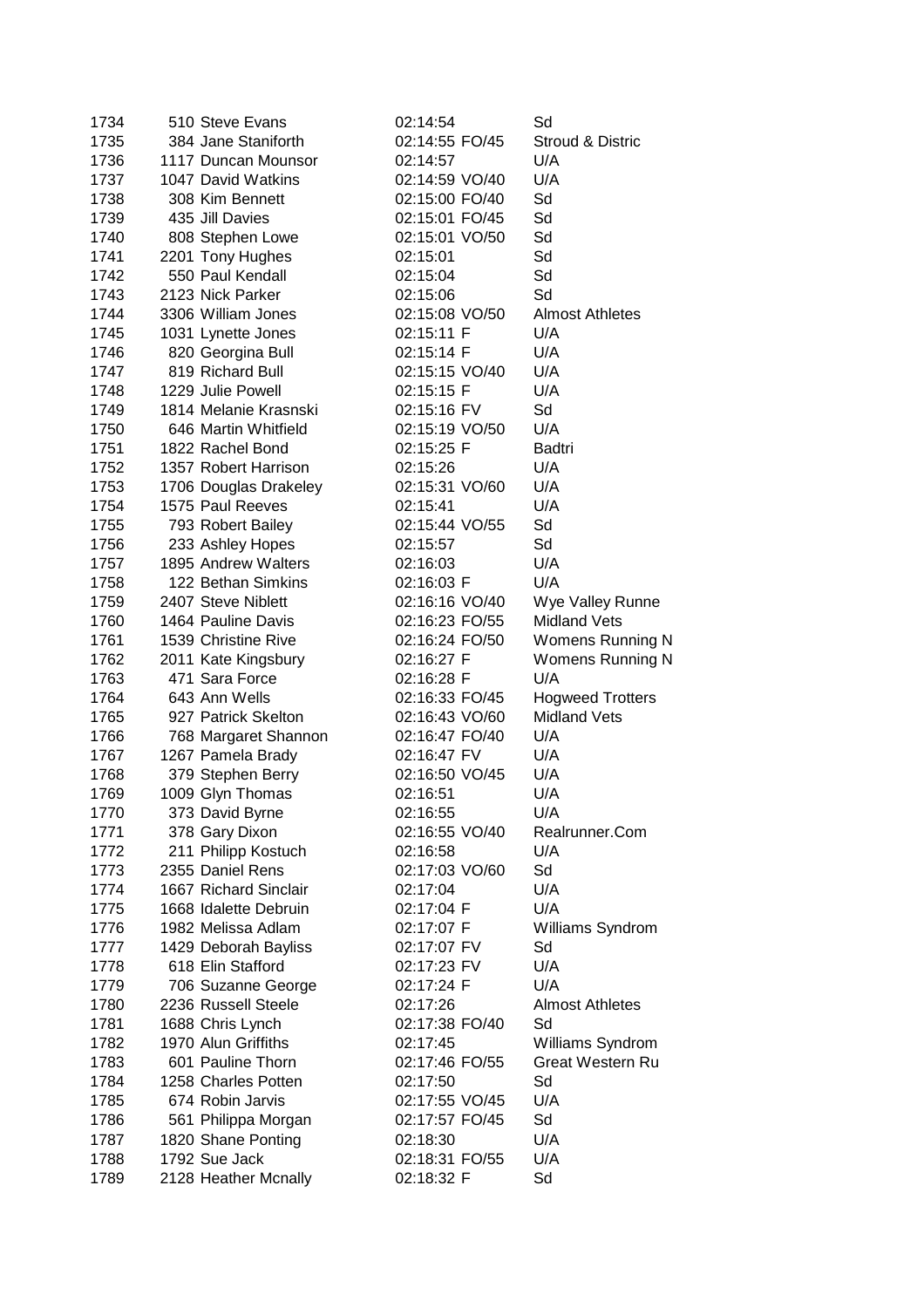| | | | | |
|---|---|---|---|---|
| 1734 | 510 Steve Evans | 02:14:54 | | Sd |
| 1735 | 384 Jane Staniforth | 02:14:55 | FO/45 | Stroud & Distric |
| 1736 | 1117 Duncan Mounsor | 02:14:57 | | U/A |
| 1737 | 1047 David Watkins | 02:14:59 | VO/40 | U/A |
| 1738 | 308 Kim Bennett | 02:15:00 | FO/40 | Sd |
| 1739 | 435 Jill Davies | 02:15:01 | FO/45 | Sd |
| 1740 | 808 Stephen Lowe | 02:15:01 | VO/50 | Sd |
| 1741 | 2201 Tony Hughes | 02:15:01 | | Sd |
| 1742 | 550 Paul Kendall | 02:15:04 | | Sd |
| 1743 | 2123 Nick Parker | 02:15:06 | | Sd |
| 1744 | 3306 William Jones | 02:15:08 | VO/50 | Almost Athletes |
| 1745 | 1031 Lynette Jones | 02:15:11 | F | U/A |
| 1746 | 820 Georgina Bull | 02:15:14 | F | U/A |
| 1747 | 819 Richard Bull | 02:15:15 | VO/40 | U/A |
| 1748 | 1229 Julie Powell | 02:15:15 | F | U/A |
| 1749 | 1814 Melanie Krasnski | 02:15:16 | FV | Sd |
| 1750 | 646 Martin Whitfield | 02:15:19 | VO/50 | U/A |
| 1751 | 1822 Rachel Bond | 02:15:25 | F | Badtri |
| 1752 | 1357 Robert Harrison | 02:15:26 | | U/A |
| 1753 | 1706 Douglas Drakeley | 02:15:31 | VO/60 | U/A |
| 1754 | 1575 Paul Reeves | 02:15:41 | | U/A |
| 1755 | 793 Robert Bailey | 02:15:44 | VO/55 | Sd |
| 1756 | 233 Ashley Hopes | 02:15:57 | | Sd |
| 1757 | 1895 Andrew Walters | 02:16:03 | | U/A |
| 1758 | 122 Bethan Simkins | 02:16:03 | F | U/A |
| 1759 | 2407 Steve Niblett | 02:16:16 | VO/40 | Wye Valley Runne |
| 1760 | 1464 Pauline Davis | 02:16:23 | FO/55 | Midland Vets |
| 1761 | 1539 Christine Rive | 02:16:24 | FO/50 | Womens Running N |
| 1762 | 2011 Kate Kingsbury | 02:16:27 | F | Womens Running N |
| 1763 | 471 Sara Force | 02:16:28 | F | U/A |
| 1764 | 643 Ann Wells | 02:16:33 | FO/45 | Hogweed Trotters |
| 1765 | 927 Patrick Skelton | 02:16:43 | VO/60 | Midland Vets |
| 1766 | 768 Margaret Shannon | 02:16:47 | FO/40 | U/A |
| 1767 | 1267 Pamela Brady | 02:16:47 | FV | U/A |
| 1768 | 379 Stephen Berry | 02:16:50 | VO/45 | U/A |
| 1769 | 1009 Glyn Thomas | 02:16:51 | | U/A |
| 1770 | 373 David Byrne | 02:16:55 | | U/A |
| 1771 | 378 Gary Dixon | 02:16:55 | VO/40 | Realrunner.Com |
| 1772 | 211 Philipp Kostuch | 02:16:58 | | U/A |
| 1773 | 2355 Daniel Rens | 02:17:03 | VO/60 | Sd |
| 1774 | 1667 Richard Sinclair | 02:17:04 | | U/A |
| 1775 | 1668 Idalette Debruin | 02:17:04 | F | U/A |
| 1776 | 1982 Melissa Adlam | 02:17:07 | F | Williams Syndrom |
| 1777 | 1429 Deborah Bayliss | 02:17:07 | FV | Sd |
| 1778 | 618 Elin Stafford | 02:17:23 | FV | U/A |
| 1779 | 706 Suzanne George | 02:17:24 | F | U/A |
| 1780 | 2236 Russell Steele | 02:17:26 | | Almost Athletes |
| 1781 | 1688 Chris Lynch | 02:17:38 | FO/40 | Sd |
| 1782 | 1970 Alun Griffiths | 02:17:45 | | Williams Syndrom |
| 1783 | 601 Pauline Thorn | 02:17:46 | FO/55 | Great Western Ru |
| 1784 | 1258 Charles Potten | 02:17:50 | | Sd |
| 1785 | 674 Robin Jarvis | 02:17:55 | VO/45 | U/A |
| 1786 | 561 Philippa Morgan | 02:17:57 | FO/45 | Sd |
| 1787 | 1820 Shane Ponting | 02:18:30 | | U/A |
| 1788 | 1792 Sue Jack | 02:18:31 | FO/55 | U/A |
| 1789 | 2128 Heather Mcnally | 02:18:32 | F | Sd |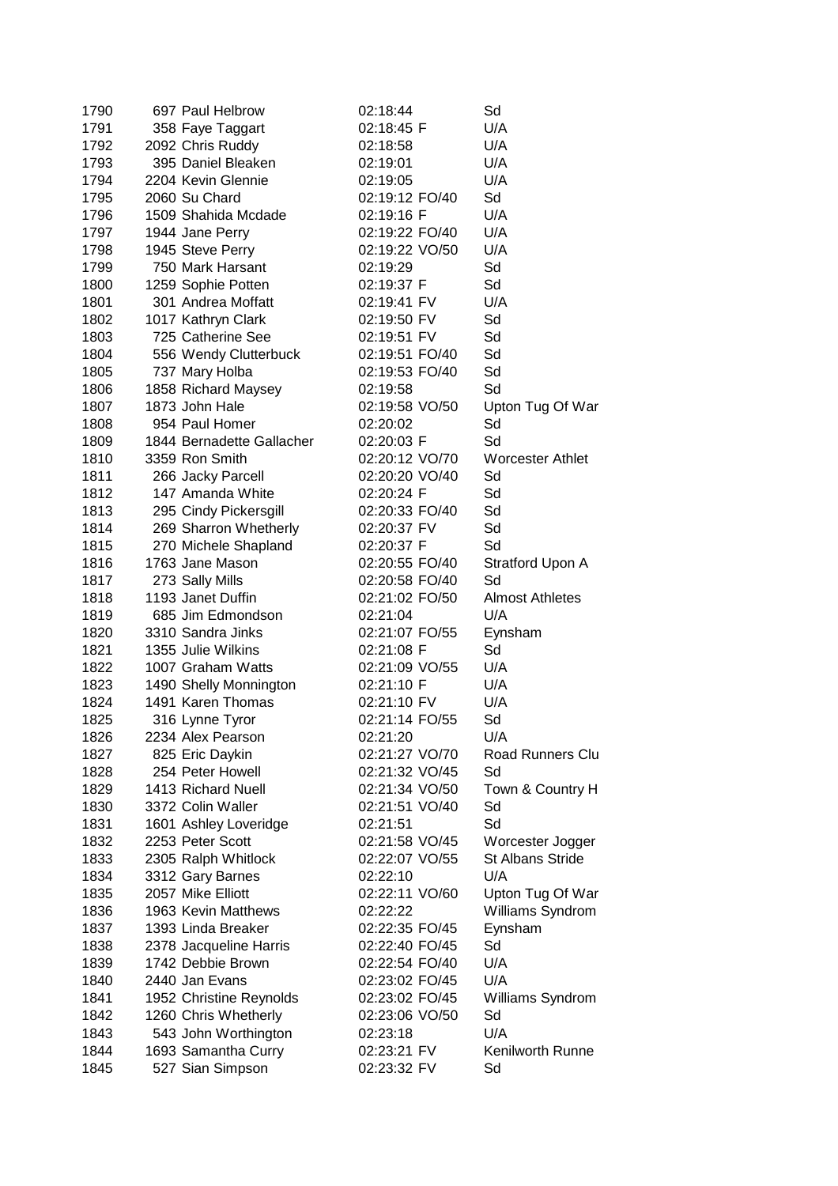| | | | | | |
|---|---|---|---|---|---|
| 1790 | 697 | Paul Helbrow | 02:18:44 | | Sd |
| 1791 | 358 | Faye Taggart | 02:18:45 | F | U/A |
| 1792 | 2092 | Chris Ruddy | 02:18:58 | | U/A |
| 1793 | 395 | Daniel Bleaken | 02:19:01 | | U/A |
| 1794 | 2204 | Kevin Glennie | 02:19:05 | | U/A |
| 1795 | 2060 | Su Chard | 02:19:12 | FO/40 | Sd |
| 1796 | 1509 | Shahida Mcdade | 02:19:16 | F | U/A |
| 1797 | 1944 | Jane Perry | 02:19:22 | FO/40 | U/A |
| 1798 | 1945 | Steve Perry | 02:19:22 | VO/50 | U/A |
| 1799 | 750 | Mark Harsant | 02:19:29 | | Sd |
| 1800 | 1259 | Sophie Potten | 02:19:37 | F | Sd |
| 1801 | 301 | Andrea Moffatt | 02:19:41 | FV | U/A |
| 1802 | 1017 | Kathryn Clark | 02:19:50 | FV | Sd |
| 1803 | 725 | Catherine See | 02:19:51 | FV | Sd |
| 1804 | 556 | Wendy Clutterbuck | 02:19:51 | FO/40 | Sd |
| 1805 | 737 | Mary Holba | 02:19:53 | FO/40 | Sd |
| 1806 | 1858 | Richard Maysey | 02:19:58 | | Sd |
| 1807 | 1873 | John Hale | 02:19:58 | VO/50 | Upton Tug Of War |
| 1808 | 954 | Paul Homer | 02:20:02 | | Sd |
| 1809 | 1844 | Bernadette Gallacher | 02:20:03 | F | Sd |
| 1810 | 3359 | Ron Smith | 02:20:12 | VO/70 | Worcester Athlet |
| 1811 | 266 | Jacky Parcell | 02:20:20 | VO/40 | Sd |
| 1812 | 147 | Amanda White | 02:20:24 | F | Sd |
| 1813 | 295 | Cindy Pickersgill | 02:20:33 | FO/40 | Sd |
| 1814 | 269 | Sharron Whetherly | 02:20:37 | FV | Sd |
| 1815 | 270 | Michele Shapland | 02:20:37 | F | Sd |
| 1816 | 1763 | Jane Mason | 02:20:55 | FO/40 | Stratford Upon A |
| 1817 | 273 | Sally Mills | 02:20:58 | FO/40 | Sd |
| 1818 | 1193 | Janet Duffin | 02:21:02 | FO/50 | Almost Athletes |
| 1819 | 685 | Jim Edmondson | 02:21:04 | | U/A |
| 1820 | 3310 | Sandra Jinks | 02:21:07 | FO/55 | Eynsham |
| 1821 | 1355 | Julie Wilkins | 02:21:08 | F | Sd |
| 1822 | 1007 | Graham Watts | 02:21:09 | VO/55 | U/A |
| 1823 | 1490 | Shelly Monnington | 02:21:10 | F | U/A |
| 1824 | 1491 | Karen Thomas | 02:21:10 | FV | U/A |
| 1825 | 316 | Lynne Tyror | 02:21:14 | FO/55 | Sd |
| 1826 | 2234 | Alex Pearson | 02:21:20 | | U/A |
| 1827 | 825 | Eric Daykin | 02:21:27 | VO/70 | Road Runners Clu |
| 1828 | 254 | Peter Howell | 02:21:32 | VO/45 | Sd |
| 1829 | 1413 | Richard Nuell | 02:21:34 | VO/50 | Town & Country H |
| 1830 | 3372 | Colin Waller | 02:21:51 | VO/40 | Sd |
| 1831 | 1601 | Ashley Loveridge | 02:21:51 | | Sd |
| 1832 | 2253 | Peter Scott | 02:21:58 | VO/45 | Worcester Jogger |
| 1833 | 2305 | Ralph Whitlock | 02:22:07 | VO/55 | St Albans Stride |
| 1834 | 3312 | Gary Barnes | 02:22:10 | | U/A |
| 1835 | 2057 | Mike Elliott | 02:22:11 | VO/60 | Upton Tug Of War |
| 1836 | 1963 | Kevin Matthews | 02:22:22 | | Williams Syndrom |
| 1837 | 1393 | Linda Breaker | 02:22:35 | FO/45 | Eynsham |
| 1838 | 2378 | Jacqueline Harris | 02:22:40 | FO/45 | Sd |
| 1839 | 1742 | Debbie Brown | 02:22:54 | FO/40 | U/A |
| 1840 | 2440 | Jan Evans | 02:23:02 | FO/45 | U/A |
| 1841 | 1952 | Christine Reynolds | 02:23:02 | FO/45 | Williams Syndrom |
| 1842 | 1260 | Chris Whetherly | 02:23:06 | VO/50 | Sd |
| 1843 | 543 | John Worthington | 02:23:18 | | U/A |
| 1844 | 1693 | Samantha Curry | 02:23:21 | FV | Kenilworth Runne |
| 1845 | 527 | Sian Simpson | 02:23:32 | FV | Sd |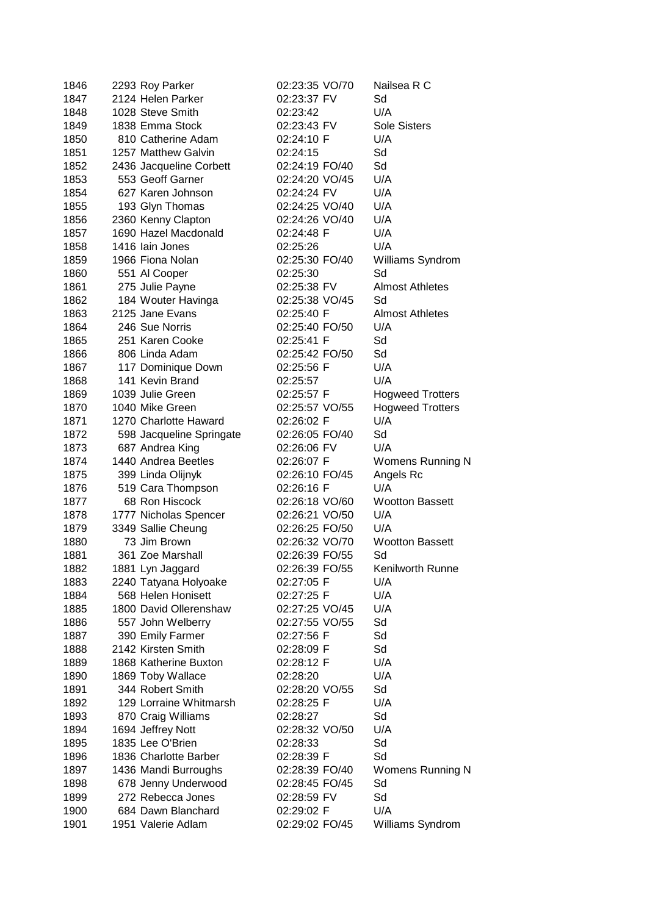| | | | | | |
|---|---|---|---|---|---|
| 1846 | 2293 | Roy Parker | 02:23:35 | VO/70 | Nailsea R C |
| 1847 | 2124 | Helen Parker | 02:23:37 | FV | Sd |
| 1848 | 1028 | Steve Smith | 02:23:42 | | U/A |
| 1849 | 1838 | Emma Stock | 02:23:43 | FV | Sole Sisters |
| 1850 | 810 | Catherine Adam | 02:24:10 | F | U/A |
| 1851 | 1257 | Matthew Galvin | 02:24:15 | | Sd |
| 1852 | 2436 | Jacqueline Corbett | 02:24:19 | FO/40 | Sd |
| 1853 | 553 | Geoff Garner | 02:24:20 | VO/45 | U/A |
| 1854 | 627 | Karen Johnson | 02:24:24 | FV | U/A |
| 1855 | 193 | Glyn Thomas | 02:24:25 | VO/40 | U/A |
| 1856 | 2360 | Kenny Clapton | 02:24:26 | VO/40 | U/A |
| 1857 | 1690 | Hazel Macdonald | 02:24:48 | F | U/A |
| 1858 | 1416 | Iain Jones | 02:25:26 | | U/A |
| 1859 | 1966 | Fiona Nolan | 02:25:30 | FO/40 | Williams Syndrom |
| 1860 | 551 | Al Cooper | 02:25:30 | | Sd |
| 1861 | 275 | Julie Payne | 02:25:38 | FV | Almost Athletes |
| 1862 | 184 | Wouter Havinga | 02:25:38 | VO/45 | Sd |
| 1863 | 2125 | Jane Evans | 02:25:40 | F | Almost Athletes |
| 1864 | 246 | Sue Norris | 02:25:40 | FO/50 | U/A |
| 1865 | 251 | Karen Cooke | 02:25:41 | F | Sd |
| 1866 | 806 | Linda Adam | 02:25:42 | FO/50 | Sd |
| 1867 | 117 | Dominique Down | 02:25:56 | F | U/A |
| 1868 | 141 | Kevin Brand | 02:25:57 | | U/A |
| 1869 | 1039 | Julie Green | 02:25:57 | F | Hogweed Trotters |
| 1870 | 1040 | Mike Green | 02:25:57 | VO/55 | Hogweed Trotters |
| 1871 | 1270 | Charlotte Haward | 02:26:02 | F | U/A |
| 1872 | 598 | Jacqueline Springate | 02:26:05 | FO/40 | Sd |
| 1873 | 687 | Andrea King | 02:26:06 | FV | U/A |
| 1874 | 1440 | Andrea Beetles | 02:26:07 | F | Womens Running N |
| 1875 | 399 | Linda Olijnyk | 02:26:10 | FO/45 | Angels Rc |
| 1876 | 519 | Cara Thompson | 02:26:16 | F | U/A |
| 1877 | 68 | Ron Hiscock | 02:26:18 | VO/60 | Wootton Bassett |
| 1878 | 1777 | Nicholas Spencer | 02:26:21 | VO/50 | U/A |
| 1879 | 3349 | Sallie Cheung | 02:26:25 | FO/50 | U/A |
| 1880 | 73 | Jim Brown | 02:26:32 | VO/70 | Wootton Bassett |
| 1881 | 361 | Zoe Marshall | 02:26:39 | FO/55 | Sd |
| 1882 | 1881 | Lyn Jaggard | 02:26:39 | FO/55 | Kenilworth Runne |
| 1883 | 2240 | Tatyana Holyoake | 02:27:05 | F | U/A |
| 1884 | 568 | Helen Honisett | 02:27:25 | F | U/A |
| 1885 | 1800 | David Ollerenshaw | 02:27:25 | VO/45 | U/A |
| 1886 | 557 | John Welberry | 02:27:55 | VO/55 | Sd |
| 1887 | 390 | Emily Farmer | 02:27:56 | F | Sd |
| 1888 | 2142 | Kirsten Smith | 02:28:09 | F | Sd |
| 1889 | 1868 | Katherine Buxton | 02:28:12 | F | U/A |
| 1890 | 1869 | Toby Wallace | 02:28:20 | | U/A |
| 1891 | 344 | Robert Smith | 02:28:20 | VO/55 | Sd |
| 1892 | 129 | Lorraine Whitmarsh | 02:28:25 | F | U/A |
| 1893 | 870 | Craig Williams | 02:28:27 | | Sd |
| 1894 | 1694 | Jeffrey Nott | 02:28:32 | VO/50 | U/A |
| 1895 | 1835 | Lee O'Brien | 02:28:33 | | Sd |
| 1896 | 1836 | Charlotte Barber | 02:28:39 | F | Sd |
| 1897 | 1436 | Mandi Burroughs | 02:28:39 | FO/40 | Womens Running N |
| 1898 | 678 | Jenny Underwood | 02:28:45 | FO/45 | Sd |
| 1899 | 272 | Rebecca Jones | 02:28:59 | FV | Sd |
| 1900 | 684 | Dawn Blanchard | 02:29:02 | F | U/A |
| 1901 | 1951 | Valerie Adlam | 02:29:02 | FO/45 | Williams Syndrom |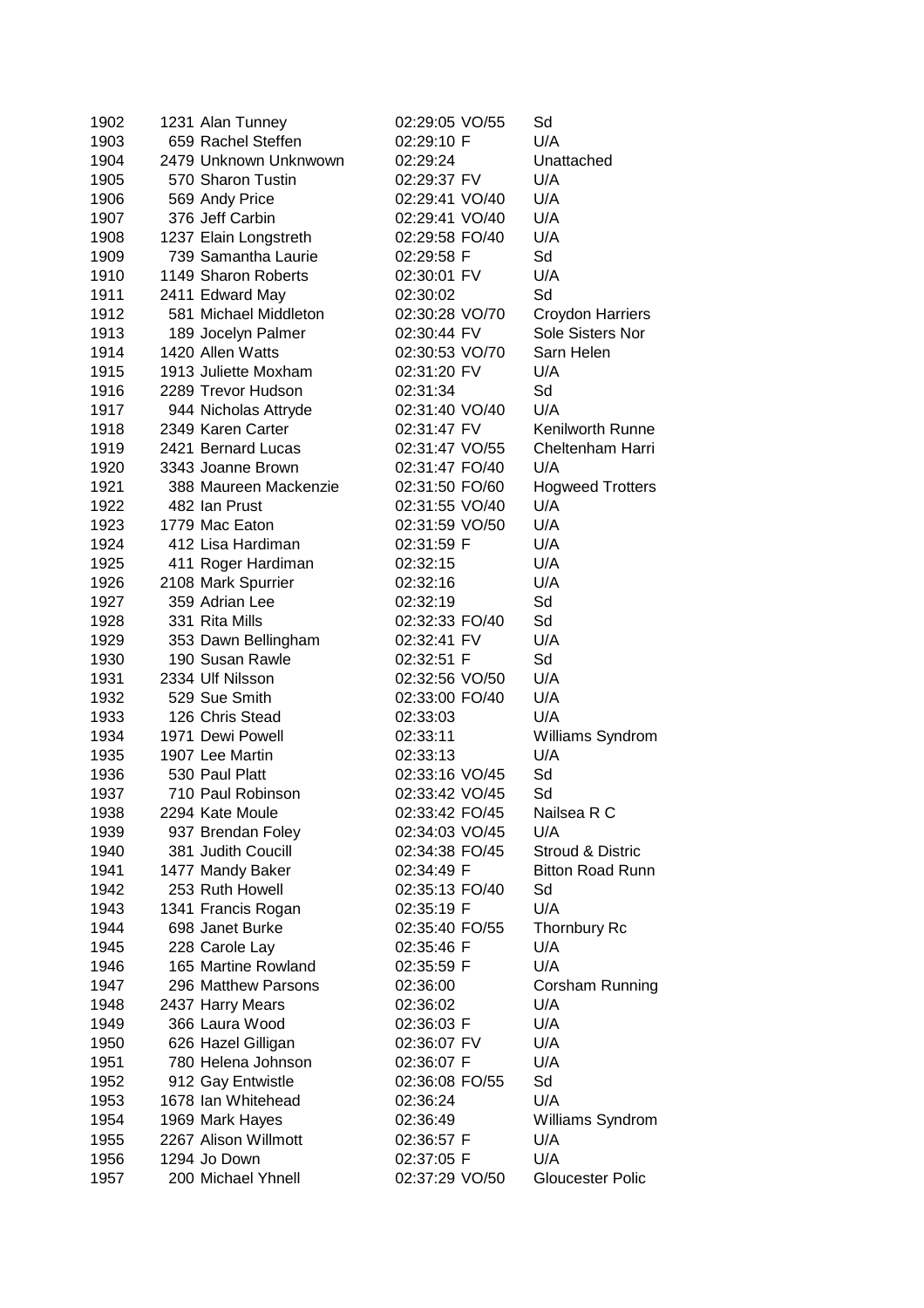| | | | | | |
|---|---|---|---|---|---|
| 1902 | 1231 | Alan Tunney | 02:29:05 | VO/55 | Sd |
| 1903 | 659 | Rachel Steffen | 02:29:10 | F | U/A |
| 1904 | 2479 | Unknown Unknwown | 02:29:24 | | Unattached |
| 1905 | 570 | Sharon Tustin | 02:29:37 | FV | U/A |
| 1906 | 569 | Andy Price | 02:29:41 | VO/40 | U/A |
| 1907 | 376 | Jeff Carbin | 02:29:41 | VO/40 | U/A |
| 1908 | 1237 | Elain Longstreth | 02:29:58 | FO/40 | U/A |
| 1909 | 739 | Samantha Laurie | 02:29:58 | F | Sd |
| 1910 | 1149 | Sharon Roberts | 02:30:01 | FV | U/A |
| 1911 | 2411 | Edward May | 02:30:02 | | Sd |
| 1912 | 581 | Michael Middleton | 02:30:28 | VO/70 | Croydon Harriers |
| 1913 | 189 | Jocelyn Palmer | 02:30:44 | FV | Sole Sisters Nor |
| 1914 | 1420 | Allen Watts | 02:30:53 | VO/70 | Sarn Helen |
| 1915 | 1913 | Juliette Moxham | 02:31:20 | FV | U/A |
| 1916 | 2289 | Trevor Hudson | 02:31:34 | | Sd |
| 1917 | 944 | Nicholas Attryde | 02:31:40 | VO/40 | U/A |
| 1918 | 2349 | Karen Carter | 02:31:47 | FV | Kenilworth Runne |
| 1919 | 2421 | Bernard Lucas | 02:31:47 | VO/55 | Cheltenham Harri |
| 1920 | 3343 | Joanne Brown | 02:31:47 | FO/40 | U/A |
| 1921 | 388 | Maureen Mackenzie | 02:31:50 | FO/60 | Hogweed Trotters |
| 1922 | 482 | Ian Prust | 02:31:55 | VO/40 | U/A |
| 1923 | 1779 | Mac Eaton | 02:31:59 | VO/50 | U/A |
| 1924 | 412 | Lisa Hardiman | 02:31:59 | F | U/A |
| 1925 | 411 | Roger Hardiman | 02:32:15 | | U/A |
| 1926 | 2108 | Mark Spurrier | 02:32:16 | | U/A |
| 1927 | 359 | Adrian Lee | 02:32:19 | | Sd |
| 1928 | 331 | Rita Mills | 02:32:33 | FO/40 | Sd |
| 1929 | 353 | Dawn Bellingham | 02:32:41 | FV | U/A |
| 1930 | 190 | Susan Rawle | 02:32:51 | F | Sd |
| 1931 | 2334 | Ulf Nilsson | 02:32:56 | VO/50 | U/A |
| 1932 | 529 | Sue Smith | 02:33:00 | FO/40 | U/A |
| 1933 | 126 | Chris Stead | 02:33:03 | | U/A |
| 1934 | 1971 | Dewi Powell | 02:33:11 | | Williams Syndrom |
| 1935 | 1907 | Lee Martin | 02:33:13 | | U/A |
| 1936 | 530 | Paul Platt | 02:33:16 | VO/45 | Sd |
| 1937 | 710 | Paul Robinson | 02:33:42 | VO/45 | Sd |
| 1938 | 2294 | Kate Moule | 02:33:42 | FO/45 | Nailsea R C |
| 1939 | 937 | Brendan Foley | 02:34:03 | VO/45 | U/A |
| 1940 | 381 | Judith Coucill | 02:34:38 | FO/45 | Stroud & Distric |
| 1941 | 1477 | Mandy Baker | 02:34:49 | F | Bitton Road Runn |
| 1942 | 253 | Ruth Howell | 02:35:13 | FO/40 | Sd |
| 1943 | 1341 | Francis Rogan | 02:35:19 | F | U/A |
| 1944 | 698 | Janet Burke | 02:35:40 | FO/55 | Thornbury Rc |
| 1945 | 228 | Carole Lay | 02:35:46 | F | U/A |
| 1946 | 165 | Martine Rowland | 02:35:59 | F | U/A |
| 1947 | 296 | Matthew Parsons | 02:36:00 | | Corsham Running |
| 1948 | 2437 | Harry Mears | 02:36:02 | | U/A |
| 1949 | 366 | Laura Wood | 02:36:03 | F | U/A |
| 1950 | 626 | Hazel Gilligan | 02:36:07 | FV | U/A |
| 1951 | 780 | Helena Johnson | 02:36:07 | F | U/A |
| 1952 | 912 | Gay Entwistle | 02:36:08 | FO/55 | Sd |
| 1953 | 1678 | Ian Whitehead | 02:36:24 | | U/A |
| 1954 | 1969 | Mark Hayes | 02:36:49 | | Williams Syndrom |
| 1955 | 2267 | Alison Willmott | 02:36:57 | F | U/A |
| 1956 | 1294 | Jo Down | 02:37:05 | F | U/A |
| 1957 | 200 | Michael Yhnell | 02:37:29 | VO/50 | Gloucester Polic |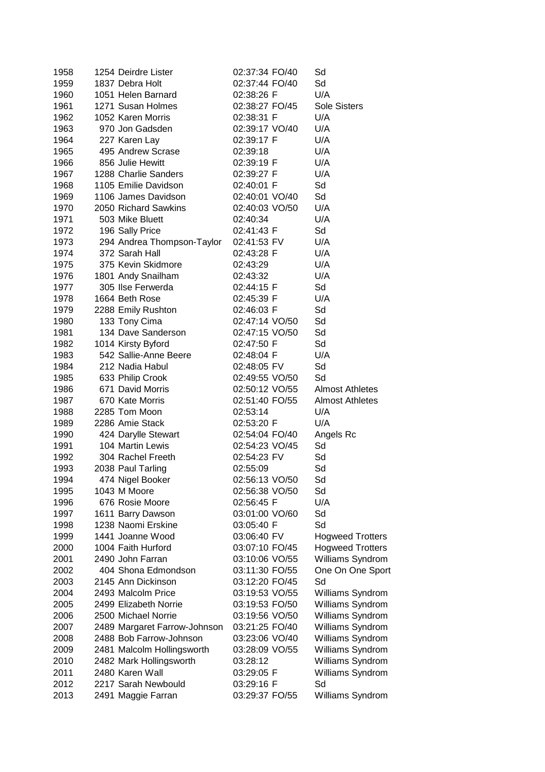| | | | | | |
|---|---|---|---|---|---|
| 1958 | 1254 | Deirdre Lister | 02:37:34 | FO/40 | Sd |
| 1959 | 1837 | Debra Holt | 02:37:44 | FO/40 | Sd |
| 1960 | 1051 | Helen Barnard | 02:38:26 | F | U/A |
| 1961 | 1271 | Susan Holmes | 02:38:27 | FO/45 | Sole Sisters |
| 1962 | 1052 | Karen Morris | 02:38:31 | F | U/A |
| 1963 | 970 | Jon Gadsden | 02:39:17 | VO/40 | U/A |
| 1964 | 227 | Karen Lay | 02:39:17 | F | U/A |
| 1965 | 495 | Andrew Scrase | 02:39:18 | | U/A |
| 1966 | 856 | Julie Hewitt | 02:39:19 | F | U/A |
| 1967 | 1288 | Charlie Sanders | 02:39:27 | F | U/A |
| 1968 | 1105 | Emilie Davidson | 02:40:01 | F | Sd |
| 1969 | 1106 | James Davidson | 02:40:01 | VO/40 | Sd |
| 1970 | 2050 | Richard Sawkins | 02:40:03 | VO/50 | U/A |
| 1971 | 503 | Mike Bluett | 02:40:34 | | U/A |
| 1972 | 196 | Sally Price | 02:41:43 | F | Sd |
| 1973 | 294 | Andrea Thompson-Taylor | 02:41:53 | FV | U/A |
| 1974 | 372 | Sarah Hall | 02:43:28 | F | U/A |
| 1975 | 375 | Kevin Skidmore | 02:43:29 | | U/A |
| 1976 | 1801 | Andy Snailham | 02:43:32 | | U/A |
| 1977 | 305 | Ilse Ferwerda | 02:44:15 | F | Sd |
| 1978 | 1664 | Beth Rose | 02:45:39 | F | U/A |
| 1979 | 2288 | Emily Rushton | 02:46:03 | F | Sd |
| 1980 | 133 | Tony Cima | 02:47:14 | VO/50 | Sd |
| 1981 | 134 | Dave Sanderson | 02:47:15 | VO/50 | Sd |
| 1982 | 1014 | Kirsty Byford | 02:47:50 | F | Sd |
| 1983 | 542 | Sallie-Anne Beere | 02:48:04 | F | U/A |
| 1984 | 212 | Nadia Habul | 02:48:05 | FV | Sd |
| 1985 | 633 | Philip Crook | 02:49:55 | VO/50 | Sd |
| 1986 | 671 | David Morris | 02:50:12 | VO/55 | Almost Athletes |
| 1987 | 670 | Kate Morris | 02:51:40 | FO/55 | Almost Athletes |
| 1988 | 2285 | Tom Moon | 02:53:14 | | U/A |
| 1989 | 2286 | Amie Stack | 02:53:20 | F | U/A |
| 1990 | 424 | Darylle Stewart | 02:54:04 | FO/40 | Angels Rc |
| 1991 | 104 | Martin Lewis | 02:54:23 | VO/45 | Sd |
| 1992 | 304 | Rachel Freeth | 02:54:23 | FV | Sd |
| 1993 | 2038 | Paul Tarling | 02:55:09 | | Sd |
| 1994 | 474 | Nigel Booker | 02:56:13 | VO/50 | Sd |
| 1995 | 1043 | M Moore | 02:56:38 | VO/50 | Sd |
| 1996 | 676 | Rosie Moore | 02:56:45 | F | U/A |
| 1997 | 1611 | Barry Dawson | 03:01:00 | VO/60 | Sd |
| 1998 | 1238 | Naomi Erskine | 03:05:40 | F | Sd |
| 1999 | 1441 | Joanne Wood | 03:06:40 | FV | Hogweed Trotters |
| 2000 | 1004 | Faith Hurford | 03:07:10 | FO/45 | Hogweed Trotters |
| 2001 | 2490 | John Farran | 03:10:06 | VO/55 | Williams Syndrom |
| 2002 | 404 | Shona Edmondson | 03:11:30 | FO/55 | One On One Sport |
| 2003 | 2145 | Ann Dickinson | 03:12:20 | FO/45 | Sd |
| 2004 | 2493 | Malcolm Price | 03:19:53 | VO/55 | Williams Syndrom |
| 2005 | 2499 | Elizabeth Norrie | 03:19:53 | FO/50 | Williams Syndrom |
| 2006 | 2500 | Michael Norrie | 03:19:56 | VO/50 | Williams Syndrom |
| 2007 | 2489 | Margaret Farrow-Johnson | 03:21:25 | FO/40 | Williams Syndrom |
| 2008 | 2488 | Bob Farrow-Johnson | 03:23:06 | VO/40 | Williams Syndrom |
| 2009 | 2481 | Malcolm Hollingsworth | 03:28:09 | VO/55 | Williams Syndrom |
| 2010 | 2482 | Mark Hollingsworth | 03:28:12 | | Williams Syndrom |
| 2011 | 2480 | Karen Wall | 03:29:05 | F | Williams Syndrom |
| 2012 | 2217 | Sarah Newbould | 03:29:16 | F | Sd |
| 2013 | 2491 | Maggie Farran | 03:29:37 | FO/55 | Williams Syndrom |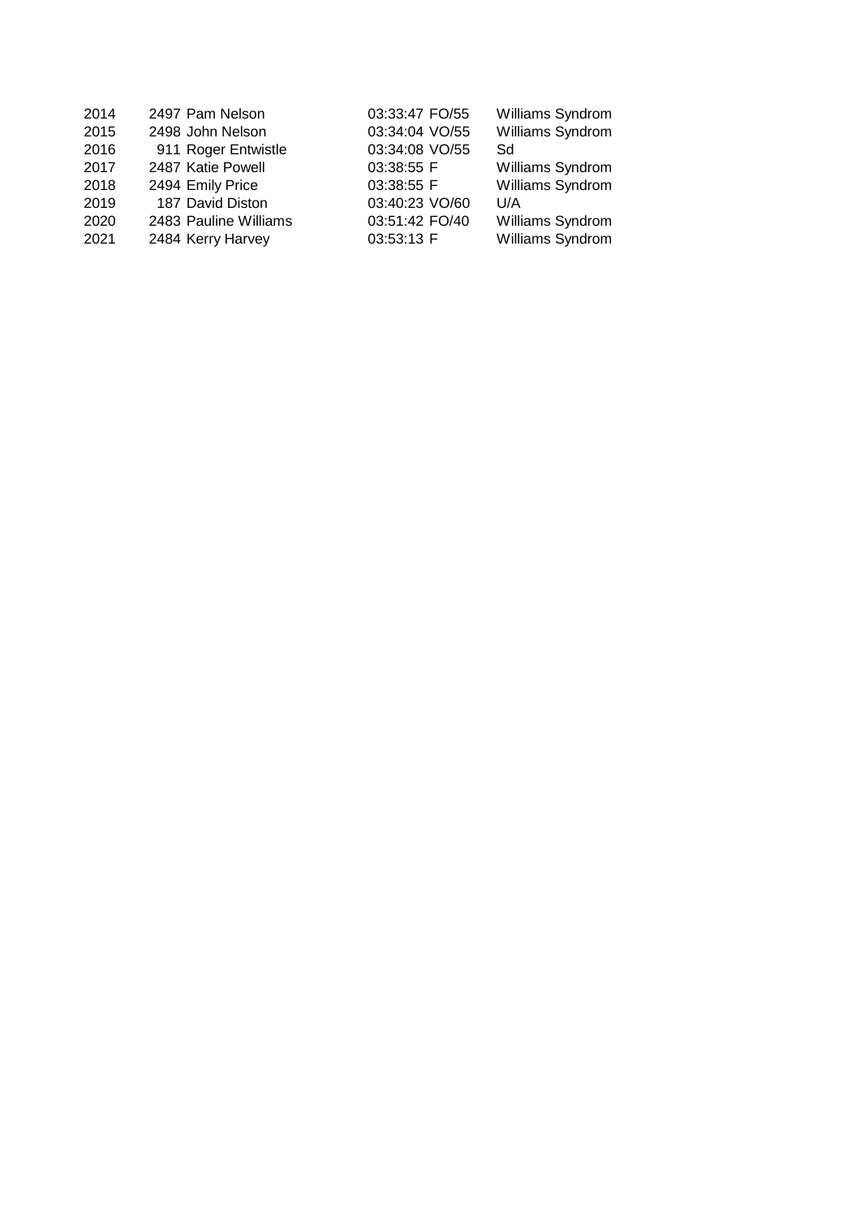| | | | | | |
|---|---|---|---|---|---|
| 2014 | 2497 | Pam Nelson | 03:33:47 | FO/55 | Williams Syndrom |
| 2015 | 2498 | John Nelson | 03:34:04 | VO/55 | Williams Syndrom |
| 2016 | 911 | Roger Entwistle | 03:34:08 | VO/55 | Sd |
| 2017 | 2487 | Katie Powell | 03:38:55 | F | Williams Syndrom |
| 2018 | 2494 | Emily Price | 03:38:55 | F | Williams Syndrom |
| 2019 | 187 | David Diston | 03:40:23 | VO/60 | U/A |
| 2020 | 2483 | Pauline Williams | 03:51:42 | FO/40 | Williams Syndrom |
| 2021 | 2484 | Kerry Harvey | 03:53:13 | F | Williams Syndrom |